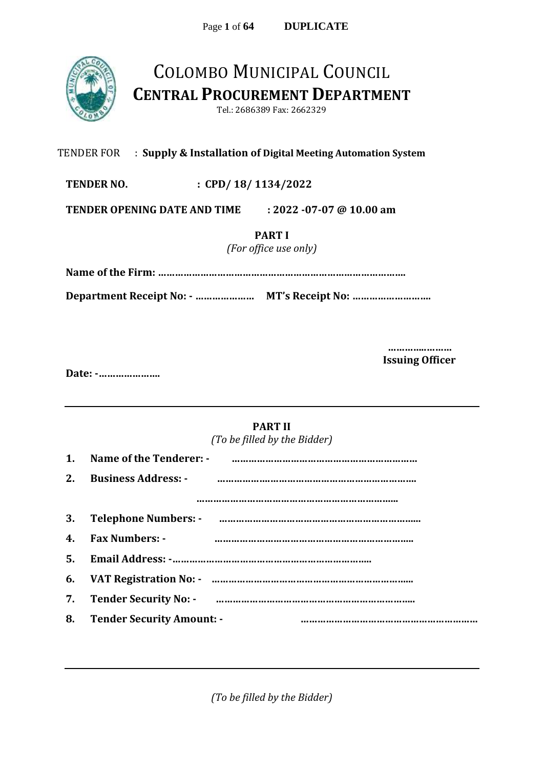DUPLICATE

# COLOMBO MUNICIPAL COUNCIL

## CENTRAL PROCUREMENT DEPARTMENT

Tel.: 2686389 Fax: 2662329

TENDER FOR : **Supply & Installation of Digital Meeting Automation System**

**TENDER NO. : CPD/ 18/ 1134/2022**

**TENDER OPENING DATE AND TIME : 2022 -07-07 @ 10.00 am**

**PART I**

*(For office use only)*

**Name of the Firm: ………………………………………………………………………….**

**Department Receipt No: - ………………… MT's Receipt No: ……………………….**

**…………………**
**Issuing Officer**

**Date: -………………….**

---

**PART II**

*(To be filled by the Bidder)*

1. **Name of the Tenderer: - …………………………………………………………**
2. **Business Address: - ………………………………………………………………**
   **…………………………………………………………………**
3. **Telephone Numbers: - ………………………………………………………………**
4. **Fax Numbers: - ……………………………………………………………….**
5. **Email Address: -……………………………………………………………….**
6. **VAT Registration No: - ……………………………………………………………….**
7. **Tender Security No: - ……………………………………………………………….**
8. **Tender Security Amount: - ………………………………………………………**

---

*(To be filled by the Bidder)*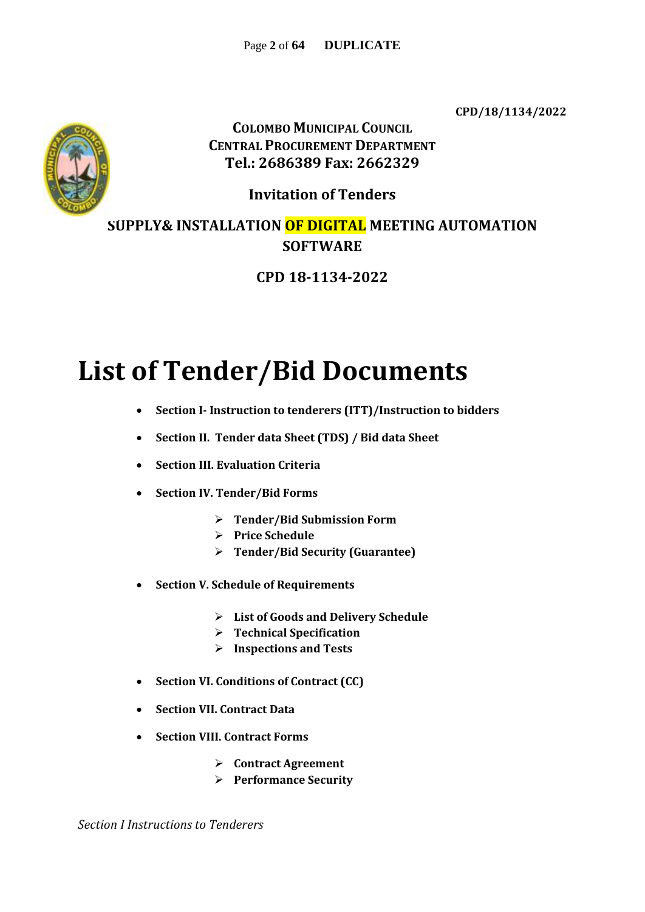CPD/18/1134/2022

**COLOMBO MUNICIPAL COUNCIL**
**CENTRAL PROCUREMENT DEPARTMENT**
**Tel.: 2686389 Fax: 2662329**

**Invitation of Tenders**

**SUPPLY& INSTALLATION OF DIGITAL MEETING AUTOMATION SOFTWARE**

**CPD 18-1134-2022**

# List of Tender/Bid Documents

- **Section I- Instruction to tenderers (ITT)/Instruction to bidders**
- **Section II. Tender data Sheet (TDS) / Bid data Sheet**
- **Section III. Evaluation Criteria**
- **Section IV. Tender/Bid Forms**
  - **Tender/Bid Submission Form**
  - **Price Schedule**
  - **Tender/Bid Security (Guarantee)**
- **Section V. Schedule of Requirements**
  - **List of Goods and Delivery Schedule**
  - **Technical Specification**
  - **Inspections and Tests**
- **Section VI. Conditions of Contract (CC)**
- **Section VII. Contract Data**
- **Section VIII. Contract Forms**
  - **Contract Agreement**
  - **Performance Security**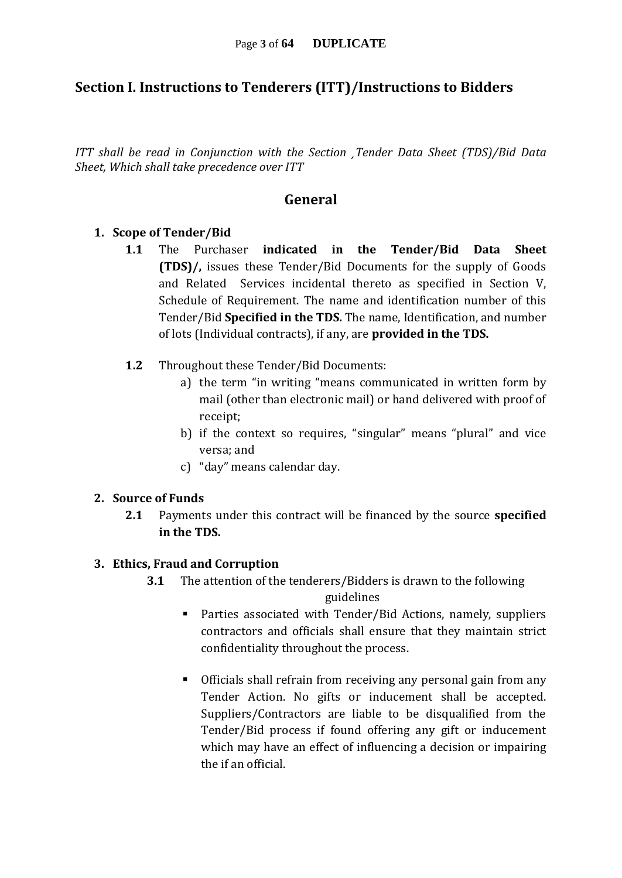## Section I. Instructions to Tenderers (ITT)/Instructions to Bidders

*ITT shall be read in Conjunction with the Section ¸Tender Data Sheet (TDS)/Bid Data Sheet, Which shall take precedence over ITT*

### General

1. **Scope of Tender/Bid**

   **1.1** The Purchaser **indicated in the Tender/Bid Data Sheet (TDS)/,** issues these Tender/Bid Documents for the supply of Goods and Related Services incidental thereto as specified in Section V, Schedule of Requirement. The name and identification number of this Tender/Bid **Specified in the TDS.** The name, Identification, and number of lots (Individual contracts), if any, are **provided in the TDS.**

   **1.2** Throughout these Tender/Bid Documents:

   a) the term "in writing "means communicated in written form by mail (other than electronic mail) or hand delivered with proof of receipt;
   b) if the context so requires, "singular" means "plural" and vice versa; and
   c) "day" means calendar day.

2. **Source of Funds**

   **2.1** Payments under this contract will be financed by the source **specified in the TDS.**

3. **Ethics, Fraud and Corruption**

   **3.1** The attention of the tenderers/Bidders is drawn to the following guidelines

   - Parties associated with Tender/Bid Actions, namely, suppliers contractors and officials shall ensure that they maintain strict confidentiality throughout the process.
   - Officials shall refrain from receiving any personal gain from any Tender Action. No gifts or inducement shall be accepted. Suppliers/Contractors are liable to be disqualified from the Tender/Bid process if found offering any gift or inducement which may have an effect of influencing a decision or impairing the if an official.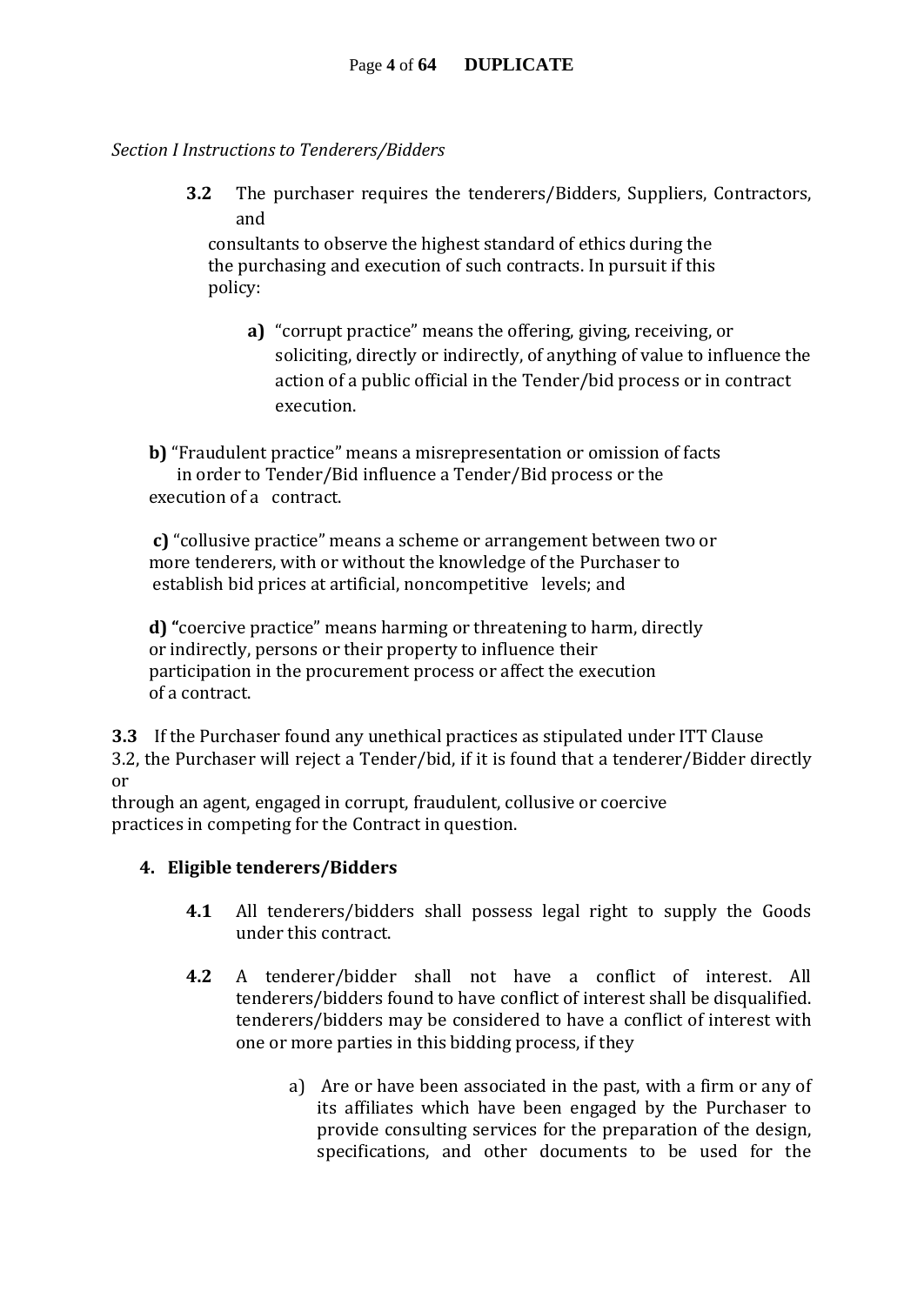*Section I Instructions to Tenderers/Bidders*

**3.2** The purchaser requires the tenderers/Bidders, Suppliers, Contractors, and consultants to observe the highest standard of ethics during the the purchasing and execution of such contracts. In pursuit if this policy:

**a)** "corrupt practice" means the offering, giving, receiving, or soliciting, directly or indirectly, of anything of value to influence the action of a public official in the Tender/bid process or in contract execution.

**b)** "Fraudulent practice" means a misrepresentation or omission of facts in order to Tender/Bid influence a Tender/Bid process or the execution of a contract.

**c)** "collusive practice" means a scheme or arrangement between two or more tenderers, with or without the knowledge of the Purchaser to establish bid prices at artificial, noncompetitive levels; and

**d) "**coercive practice" means harming or threatening to harm, directly or indirectly, persons or their property to influence their participation in the procurement process or affect the execution of a contract.

**3.3** If the Purchaser found any unethical practices as stipulated under ITT Clause 3.2, the Purchaser will reject a Tender/bid, if it is found that a tenderer/Bidder directly or through an agent, engaged in corrupt, fraudulent, collusive or coercive practices in competing for the Contract in question.

## 4. Eligible tenderers/Bidders

**4.1** All tenderers/bidders shall possess legal right to supply the Goods under this contract.

**4.2** A tenderer/bidder shall not have a conflict of interest. All tenderers/bidders found to have conflict of interest shall be disqualified. tenderers/bidders may be considered to have a conflict of interest with one or more parties in this bidding process, if they

a) Are or have been associated in the past, with a firm or any of its affiliates which have been engaged by the Purchaser to provide consulting services for the preparation of the design, specifications, and other documents to be used for the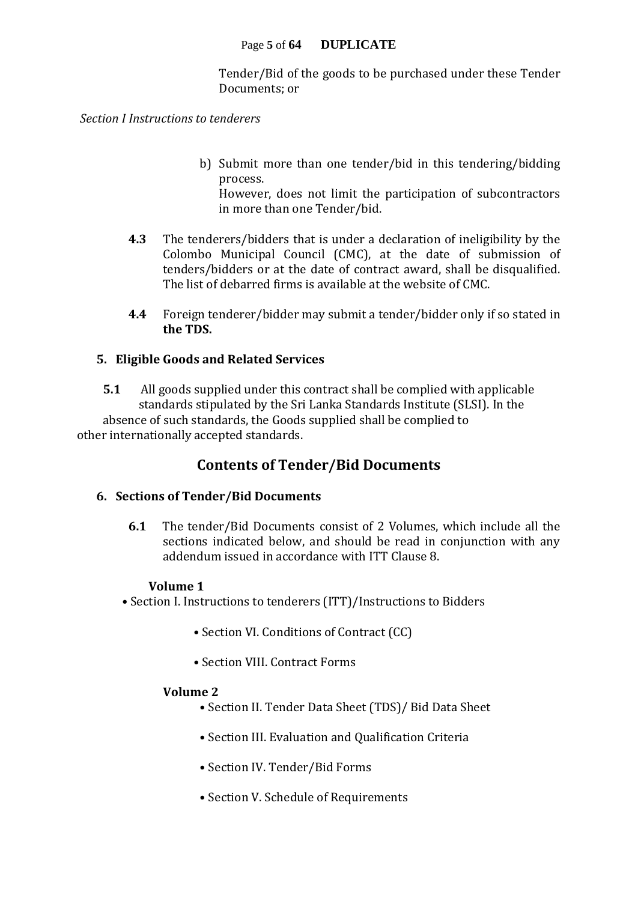Tender/Bid of the goods to be purchased under these Tender Documents; or

*Section I Instructions to tenderers*

b) Submit more than one tender/bid in this tendering/bidding process.
   However, does not limit the participation of subcontractors in more than one Tender/bid.

**4.3** The tenderers/bidders that is under a declaration of ineligibility by the Colombo Municipal Council (CMC), at the date of submission of tenders/bidders or at the date of contract award, shall be disqualified. The list of debarred firms is available at the website of CMC.

**4.4** Foreign tenderer/bidder may submit a tender/bidder only if so stated in **the TDS.**

### 5. Eligible Goods and Related Services

**5.1** All goods supplied under this contract shall be complied with applicable standards stipulated by the Sri Lanka Standards Institute (SLSI). In the absence of such standards, the Goods supplied shall be complied to other internationally accepted standards.

## Contents of Tender/Bid Documents

### 6. Sections of Tender/Bid Documents

**6.1** The tender/Bid Documents consist of 2 Volumes, which include all the sections indicated below, and should be read in conjunction with any addendum issued in accordance with ITT Clause 8.

**Volume 1**

- Section I. Instructions to tenderers (ITT)/Instructions to Bidders
- Section VI. Conditions of Contract (CC)
- Section VIII. Contract Forms

**Volume 2**

- Section II. Tender Data Sheet (TDS)/ Bid Data Sheet
- Section III. Evaluation and Qualification Criteria
- Section IV. Tender/Bid Forms
- Section V. Schedule of Requirements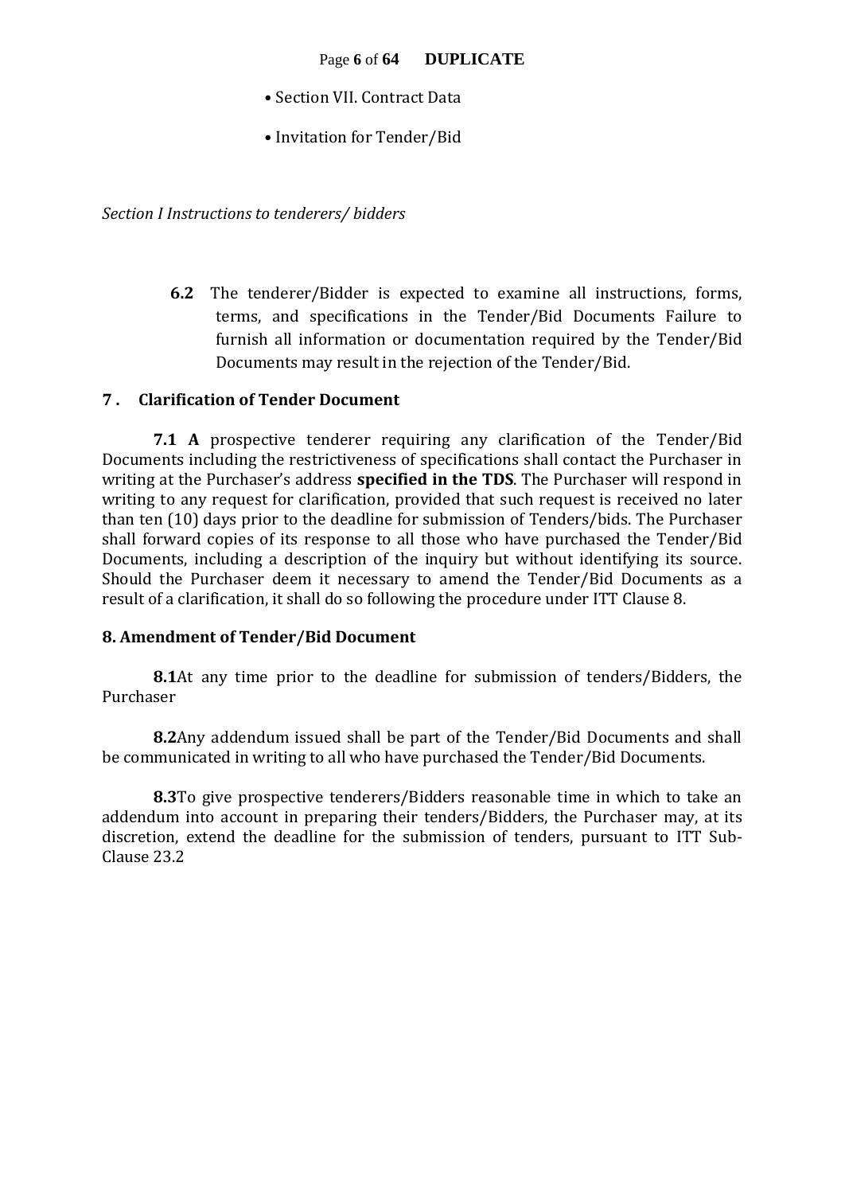- Section VII. Contract Data
- Invitation for Tender/Bid

*Section I Instructions to tenderers/ bidders*

**6.2** The tenderer/Bidder is expected to examine all instructions, forms, terms, and specifications in the Tender/Bid Documents Failure to furnish all information or documentation required by the Tender/Bid Documents may result in the rejection of the Tender/Bid.

## 7 . Clarification of Tender Document

**7.1 A** prospective tenderer requiring any clarification of the Tender/Bid Documents including the restrictiveness of specifications shall contact the Purchaser in writing at the Purchaser's address **specified in the TDS**. The Purchaser will respond in writing to any request for clarification, provided that such request is received no later than ten (10) days prior to the deadline for submission of Tenders/bids. The Purchaser shall forward copies of its response to all those who have purchased the Tender/Bid Documents, including a description of the inquiry but without identifying its source. Should the Purchaser deem it necessary to amend the Tender/Bid Documents as a result of a clarification, it shall do so following the procedure under ITT Clause 8.

## 8. Amendment of Tender/Bid Document

**8.1**At any time prior to the deadline for submission of tenders/Bidders, the Purchaser

**8.2**Any addendum issued shall be part of the Tender/Bid Documents and shall be communicated in writing to all who have purchased the Tender/Bid Documents.

**8.3**To give prospective tenderers/Bidders reasonable time in which to take an addendum into account in preparing their tenders/Bidders, the Purchaser may, at its discretion, extend the deadline for the submission of tenders, pursuant to ITT Sub-Clause 23.2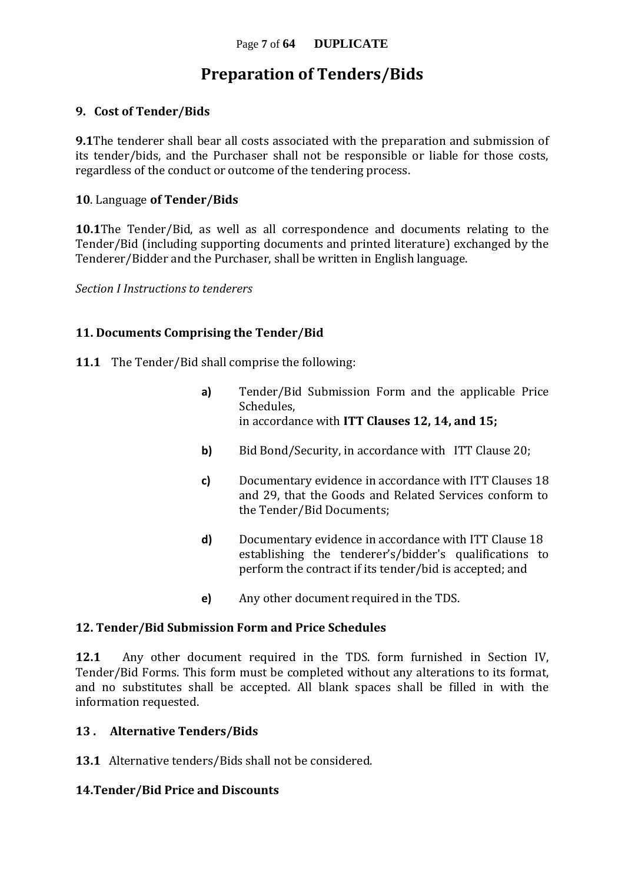# Preparation of Tenders/Bids

**9. Cost of Tender/Bids**

**9.1**The tenderer shall bear all costs associated with the preparation and submission of its tender/bids, and the Purchaser shall not be responsible or liable for those costs, regardless of the conduct or outcome of the tendering process.

**10**. Language **of Tender/Bids**

**10.1**The Tender/Bid, as well as all correspondence and documents relating to the Tender/Bid (including supporting documents and printed literature) exchanged by the Tenderer/Bidder and the Purchaser, shall be written in English language.

*Section I Instructions to tenderers*

**11. Documents Comprising the Tender/Bid**

**11.1** The Tender/Bid shall comprise the following:

- **a)** Tender/Bid Submission Form and the applicable Price Schedules, in accordance with **ITT Clauses 12, 14, and 15;**
- **b)** Bid Bond/Security, in accordance with ITT Clause 20;
- **c)** Documentary evidence in accordance with ITT Clauses 18 and 29, that the Goods and Related Services conform to the Tender/Bid Documents;
- **d)** Documentary evidence in accordance with ITT Clause 18 establishing the tenderer's/bidder's qualifications to perform the contract if its tender/bid is accepted; and
- **e)** Any other document required in the TDS.

**12. Tender/Bid Submission Form and Price Schedules**

**12.1** Any other document required in the TDS. form furnished in Section IV, Tender/Bid Forms. This form must be completed without any alterations to its format, and no substitutes shall be accepted. All blank spaces shall be filled in with the information requested.

**13 . Alternative Tenders/Bids**

**13.1** Alternative tenders/Bids shall not be considered.

**14.Tender/Bid Price and Discounts**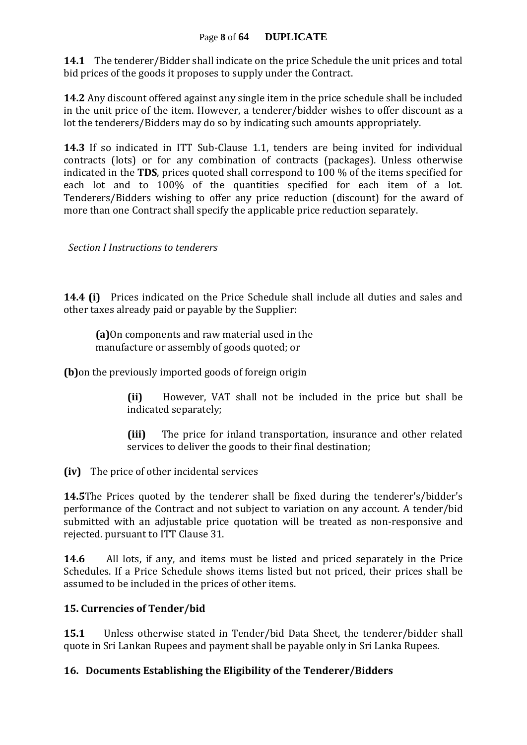**14.1** The tenderer/Bidder shall indicate on the price Schedule the unit prices and total bid prices of the goods it proposes to supply under the Contract.

**14.2** Any discount offered against any single item in the price schedule shall be included in the unit price of the item. However, a tenderer/bidder wishes to offer discount as a lot the tenderers/Bidders may do so by indicating such amounts appropriately.

**14.3** If so indicated in ITT Sub-Clause 1.1, tenders are being invited for individual contracts (lots) or for any combination of contracts (packages). Unless otherwise indicated in the **TDS**, prices quoted shall correspond to 100 % of the items specified for each lot and to 100% of the quantities specified for each item of a lot. Tenderers/Bidders wishing to offer any price reduction (discount) for the award of more than one Contract shall specify the applicable price reduction separately.

*Section I Instructions to tenderers*

**14.4 (i)** Prices indicated on the Price Schedule shall include all duties and sales and other taxes already paid or payable by the Supplier:

**(a)**On components and raw material used in the manufacture or assembly of goods quoted; or

**(b)**on the previously imported goods of foreign origin

**(ii)** However, VAT shall not be included in the price but shall be indicated separately;

**(iii)** The price for inland transportation, insurance and other related services to deliver the goods to their final destination;

**(iv)** The price of other incidental services

**14.5**The Prices quoted by the tenderer shall be fixed during the tenderer's/bidder's performance of the Contract and not subject to variation on any account. A tender/bid submitted with an adjustable price quotation will be treated as non-responsive and rejected. pursuant to ITT Clause 31.

**14.6** All lots, if any, and items must be listed and priced separately in the Price Schedules. If a Price Schedule shows items listed but not priced, their prices shall be assumed to be included in the prices of other items.

### 15. Currencies of Tender/bid

**15.1** Unless otherwise stated in Tender/bid Data Sheet, the tenderer/bidder shall quote in Sri Lankan Rupees and payment shall be payable only in Sri Lanka Rupees.

### 16. Documents Establishing the Eligibility of the Tenderer/Bidders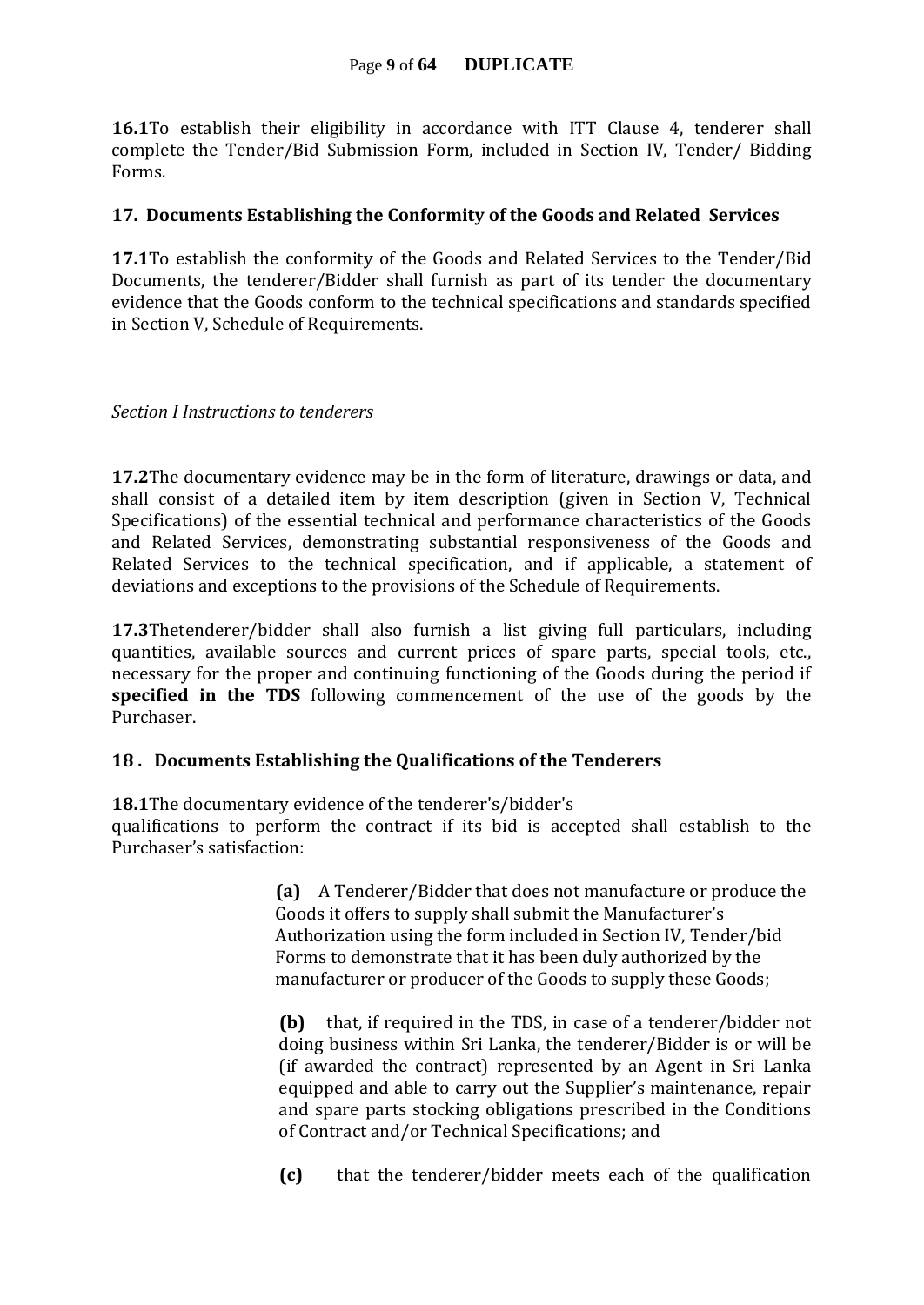**16.1**To establish their eligibility in accordance with ITT Clause 4, tenderer shall complete the Tender/Bid Submission Form, included in Section IV, Tender/ Bidding Forms.

## 17. Documents Establishing the Conformity of the Goods and Related Services

**17.1**To establish the conformity of the Goods and Related Services to the Tender/Bid Documents, the tenderer/Bidder shall furnish as part of its tender the documentary evidence that the Goods conform to the technical specifications and standards specified in Section V, Schedule of Requirements.

*Section I Instructions to tenderers*

**17.2**The documentary evidence may be in the form of literature, drawings or data, and shall consist of a detailed item by item description (given in Section V, Technical Specifications) of the essential technical and performance characteristics of the Goods and Related Services, demonstrating substantial responsiveness of the Goods and Related Services to the technical specification, and if applicable, a statement of deviations and exceptions to the provisions of the Schedule of Requirements.

**17.3**Thetenderer/bidder shall also furnish a list giving full particulars, including quantities, available sources and current prices of spare parts, special tools, etc., necessary for the proper and continuing functioning of the Goods during the period if **specified in the TDS** following commencement of the use of the goods by the Purchaser.

## 18 . Documents Establishing the Qualifications of the Tenderers

**18.1**The documentary evidence of the tenderer's/bidder's qualifications to perform the contract if its bid is accepted shall establish to the Purchaser's satisfaction:

**(a)** A Tenderer/Bidder that does not manufacture or produce the Goods it offers to supply shall submit the Manufacturer's Authorization using the form included in Section IV, Tender/bid Forms to demonstrate that it has been duly authorized by the manufacturer or producer of the Goods to supply these Goods;

**(b)** that, if required in the TDS, in case of a tenderer/bidder not doing business within Sri Lanka, the tenderer/Bidder is or will be (if awarded the contract) represented by an Agent in Sri Lanka equipped and able to carry out the Supplier's maintenance, repair and spare parts stocking obligations prescribed in the Conditions of Contract and/or Technical Specifications; and

**(c)** that the tenderer/bidder meets each of the qualification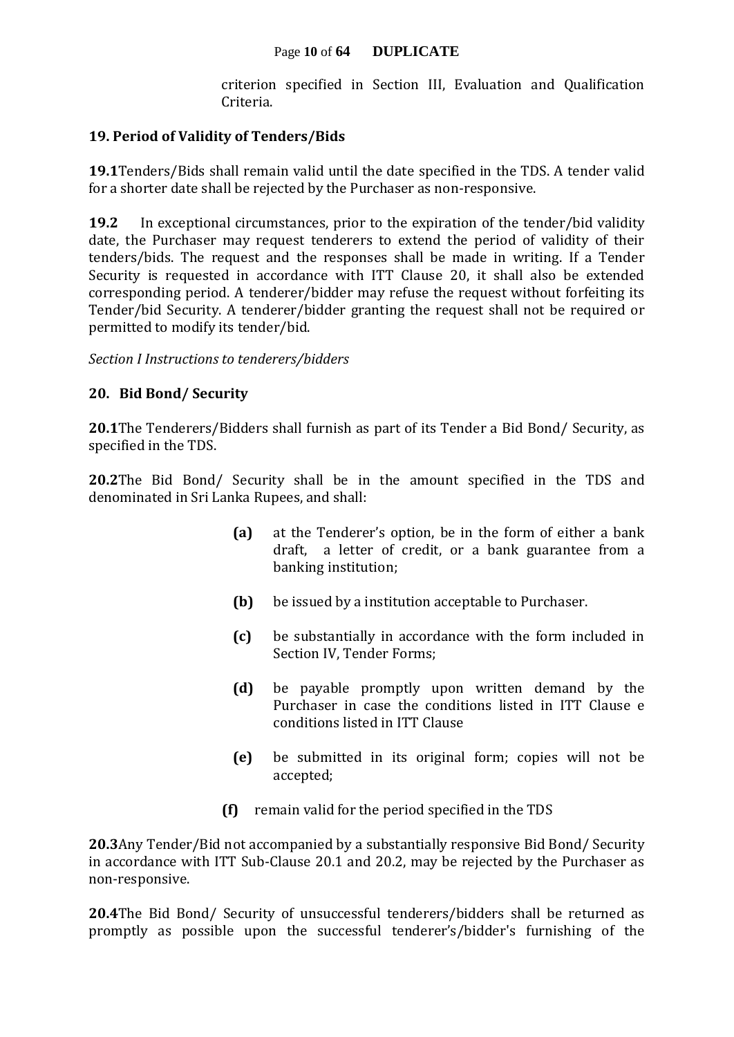criterion specified in Section III, Evaluation and Qualification Criteria.

## 19. Period of Validity of Tenders/Bids

**19.1**Tenders/Bids shall remain valid until the date specified in the TDS. A tender valid for a shorter date shall be rejected by the Purchaser as non-responsive.

**19.2** In exceptional circumstances, prior to the expiration of the tender/bid validity date, the Purchaser may request tenderers to extend the period of validity of their tenders/bids. The request and the responses shall be made in writing. If a Tender Security is requested in accordance with ITT Clause 20, it shall also be extended corresponding period. A tenderer/bidder may refuse the request without forfeiting its Tender/bid Security. A tenderer/bidder granting the request shall not be required or permitted to modify its tender/bid.

*Section I Instructions to tenderers/bidders*

## 20. Bid Bond/ Security

**20.1**The Tenderers/Bidders shall furnish as part of its Tender a Bid Bond/ Security, as specified in the TDS.

**20.2**The Bid Bond/ Security shall be in the amount specified in the TDS and denominated in Sri Lanka Rupees, and shall:

**(a)** at the Tenderer's option, be in the form of either a bank draft, a letter of credit, or a bank guarantee from a banking institution;

**(b)** be issued by a institution acceptable to Purchaser.

**(c)** be substantially in accordance with the form included in Section IV, Tender Forms;

**(d)** be payable promptly upon written demand by the Purchaser in case the conditions listed in ITT Clause e conditions listed in ITT Clause

**(e)** be submitted in its original form; copies will not be accepted;

**(f)** remain valid for the period specified in the TDS

**20.3**Any Tender/Bid not accompanied by a substantially responsive Bid Bond/ Security in accordance with ITT Sub-Clause 20.1 and 20.2, may be rejected by the Purchaser as non-responsive.

**20.4**The Bid Bond/ Security of unsuccessful tenderers/bidders shall be returned as promptly as possible upon the successful tenderer's/bidder's furnishing of the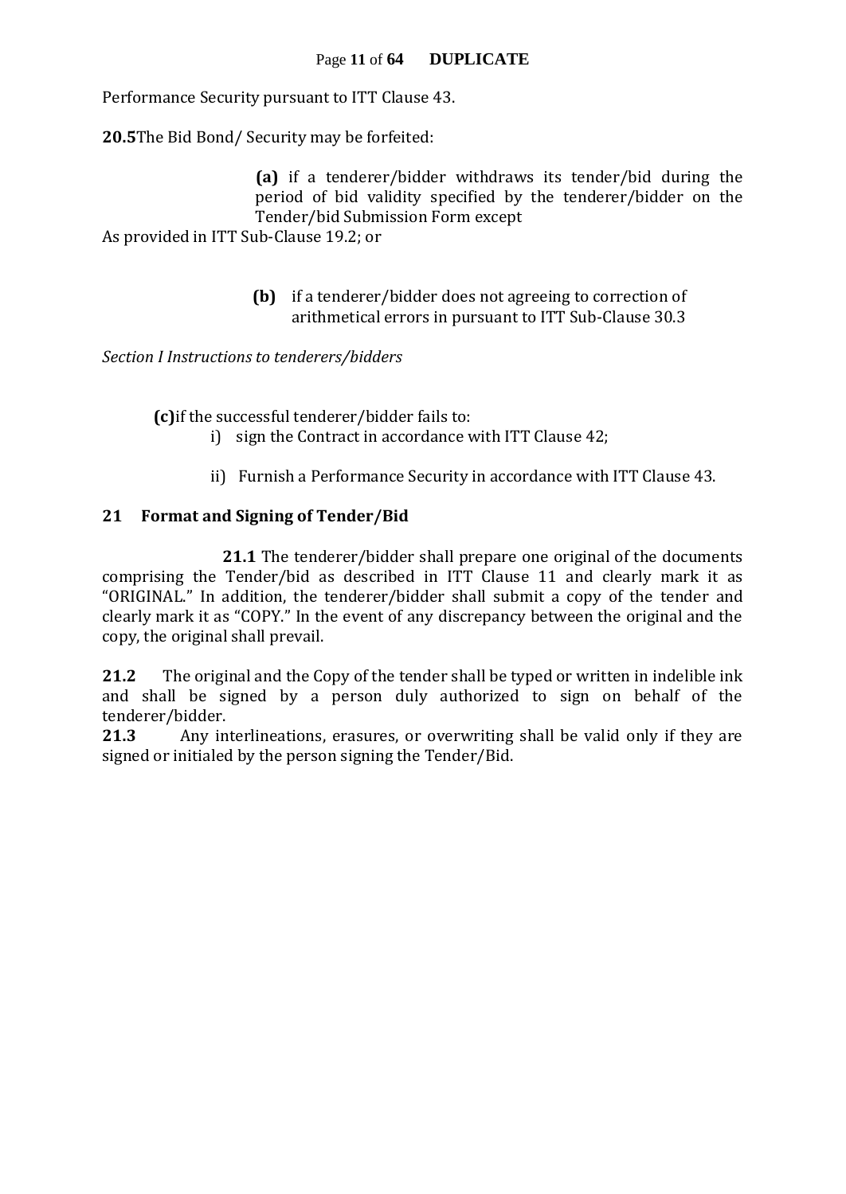Performance Security pursuant to ITT Clause 43.

**20.5**The Bid Bond/ Security may be forfeited:

**(a)** if a tenderer/bidder withdraws its tender/bid during the period of bid validity specified by the tenderer/bidder on the Tender/bid Submission Form except
As provided in ITT Sub-Clause 19.2; or

**(b)** if a tenderer/bidder does not agreeing to correction of arithmetical errors in pursuant to ITT Sub-Clause 30.3

*Section I Instructions to tenderers/bidders*

**(c)**if the successful tenderer/bidder fails to:

i) sign the Contract in accordance with ITT Clause 42;

ii) Furnish a Performance Security in accordance with ITT Clause 43.

## 21 Format and Signing of Tender/Bid

**21.1** The tenderer/bidder shall prepare one original of the documents comprising the Tender/bid as described in ITT Clause 11 and clearly mark it as "ORIGINAL." In addition, the tenderer/bidder shall submit a copy of the tender and clearly mark it as "COPY." In the event of any discrepancy between the original and the copy, the original shall prevail.

**21.2** The original and the Copy of the tender shall be typed or written in indelible ink and shall be signed by a person duly authorized to sign on behalf of the tenderer/bidder.

**21.3** Any interlineations, erasures, or overwriting shall be valid only if they are signed or initialed by the person signing the Tender/Bid.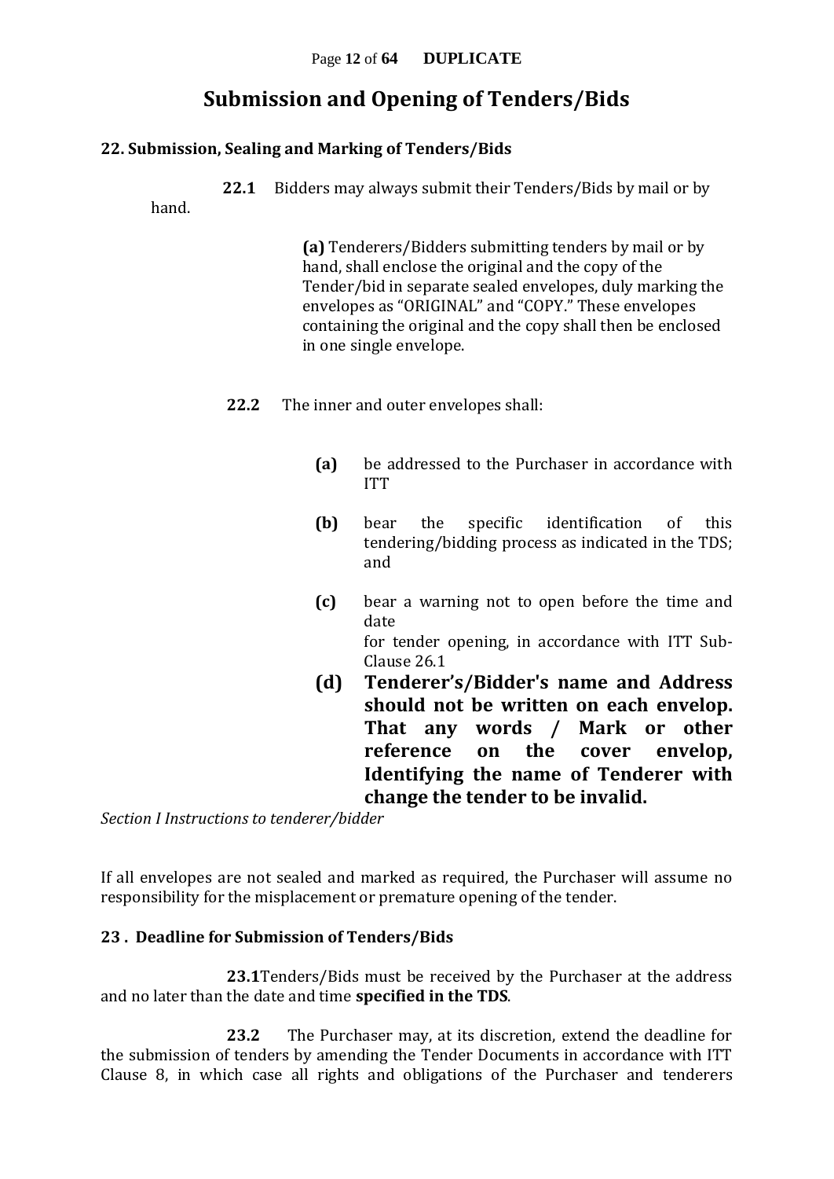# Submission and Opening of Tenders/Bids

## 22. Submission, Sealing and Marking of Tenders/Bids

**22.1** Bidders may always submit their Tenders/Bids by mail or by hand.

**(a)** Tenderers/Bidders submitting tenders by mail or by hand, shall enclose the original and the copy of the Tender/bid in separate sealed envelopes, duly marking the envelopes as "ORIGINAL" and "COPY." These envelopes containing the original and the copy shall then be enclosed in one single envelope.

**22.2** The inner and outer envelopes shall:

- **(a)** be addressed to the Purchaser in accordance with ITT
- **(b)** bear the specific identification of this tendering/bidding process as indicated in the TDS; and
- **(c)** bear a warning not to open before the time and date for tender opening, in accordance with ITT Sub-Clause 26.1
- **(d)** **Tenderer's/Bidder's name and Address should not be written on each envelop. That any words / Mark or other reference on the cover envelop, Identifying the name of Tenderer with change the tender to be invalid.**

*Section I Instructions to tenderer/bidder*

If all envelopes are not sealed and marked as required, the Purchaser will assume no responsibility for the misplacement or premature opening of the tender.

## 23 . Deadline for Submission of Tenders/Bids

**23.1** Tenders/Bids must be received by the Purchaser at the address and no later than the date and time **specified in the TDS**.

**23.2** The Purchaser may, at its discretion, extend the deadline for the submission of tenders by amending the Tender Documents in accordance with ITT Clause 8, in which case all rights and obligations of the Purchaser and tenderers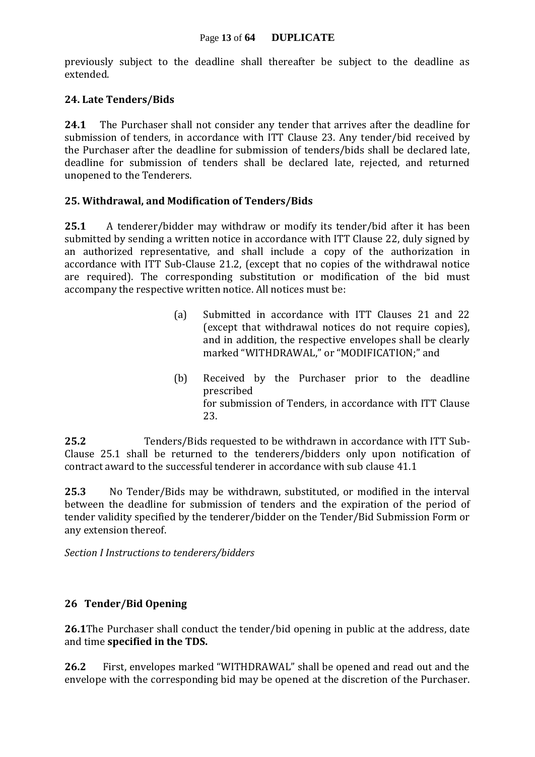previously subject to the deadline shall thereafter be subject to the deadline as extended.

### 24. Late Tenders/Bids

**24.1** The Purchaser shall not consider any tender that arrives after the deadline for submission of tenders, in accordance with ITT Clause 23. Any tender/bid received by the Purchaser after the deadline for submission of tenders/bids shall be declared late, deadline for submission of tenders shall be declared late, rejected, and returned unopened to the Tenderers.

### 25. Withdrawal, and Modification of Tenders/Bids

**25.1** A tenderer/bidder may withdraw or modify its tender/bid after it has been submitted by sending a written notice in accordance with ITT Clause 22, duly signed by an authorized representative, and shall include a copy of the authorization in accordance with ITT Sub-Clause 21.2, (except that no copies of the withdrawal notice are required). The corresponding substitution or modification of the bid must accompany the respective written notice. All notices must be:

(a) Submitted in accordance with ITT Clauses 21 and 22 (except that withdrawal notices do not require copies), and in addition, the respective envelopes shall be clearly marked "WITHDRAWAL," or "MODIFICATION;" and

(b) Received by the Purchaser prior to the deadline prescribed for submission of Tenders, in accordance with ITT Clause 23.

**25.2** Tenders/Bids requested to be withdrawn in accordance with ITT Sub-Clause 25.1 shall be returned to the tenderers/bidders only upon notification of contract award to the successful tenderer in accordance with sub clause 41.1

**25.3** No Tender/Bids may be withdrawn, substituted, or modified in the interval between the deadline for submission of tenders and the expiration of the period of tender validity specified by the tenderer/bidder on the Tender/Bid Submission Form or any extension thereof.

*Section I Instructions to tenderers/bidders*

### 26 Tender/Bid Opening

**26.1**The Purchaser shall conduct the tender/bid opening in public at the address, date and time **specified in the TDS.**

**26.2** First, envelopes marked "WITHDRAWAL" shall be opened and read out and the envelope with the corresponding bid may be opened at the discretion of the Purchaser.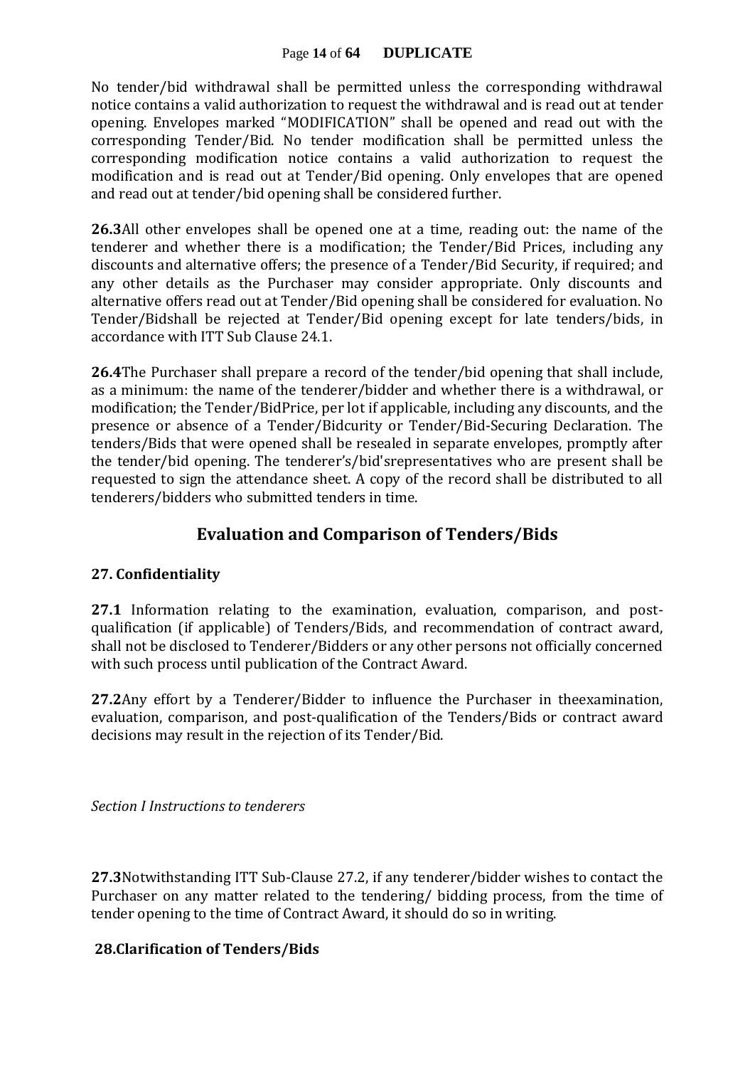No tender/bid withdrawal shall be permitted unless the corresponding withdrawal notice contains a valid authorization to request the withdrawal and is read out at tender opening. Envelopes marked "MODIFICATION" shall be opened and read out with the corresponding Tender/Bid. No tender modification shall be permitted unless the corresponding modification notice contains a valid authorization to request the modification and is read out at Tender/Bid opening. Only envelopes that are opened and read out at tender/bid opening shall be considered further.

**26.3**All other envelopes shall be opened one at a time, reading out: the name of the tenderer and whether there is a modification; the Tender/Bid Prices, including any discounts and alternative offers; the presence of a Tender/Bid Security, if required; and any other details as the Purchaser may consider appropriate. Only discounts and alternative offers read out at Tender/Bid opening shall be considered for evaluation. No Tender/Bidshall be rejected at Tender/Bid opening except for late tenders/bids, in accordance with ITT Sub Clause 24.1.

**26.4**The Purchaser shall prepare a record of the tender/bid opening that shall include, as a minimum: the name of the tenderer/bidder and whether there is a withdrawal, or modification; the Tender/BidPrice, per lot if applicable, including any discounts, and the presence or absence of a Tender/Bidcurity or Tender/Bid-Securing Declaration. The tenders/Bids that were opened shall be resealed in separate envelopes, promptly after the tender/bid opening. The tenderer's/bid'srepresentatives who are present shall be requested to sign the attendance sheet. A copy of the record shall be distributed to all tenderers/bidders who submitted tenders in time.

## Evaluation and Comparison of Tenders/Bids

### 27. Confidentiality

**27.1** Information relating to the examination, evaluation, comparison, and post-qualification (if applicable) of Tenders/Bids, and recommendation of contract award, shall not be disclosed to Tenderer/Bidders or any other persons not officially concerned with such process until publication of the Contract Award.

**27.2**Any effort by a Tenderer/Bidder to influence the Purchaser in theexamination, evaluation, comparison, and post-qualification of the Tenders/Bids or contract award decisions may result in the rejection of its Tender/Bid.

**27.3**Notwithstanding ITT Sub-Clause 27.2, if any tenderer/bidder wishes to contact the Purchaser on any matter related to the tendering/ bidding process, from the time of tender opening to the time of Contract Award, it should do so in writing.

### 28.Clarification of Tenders/Bids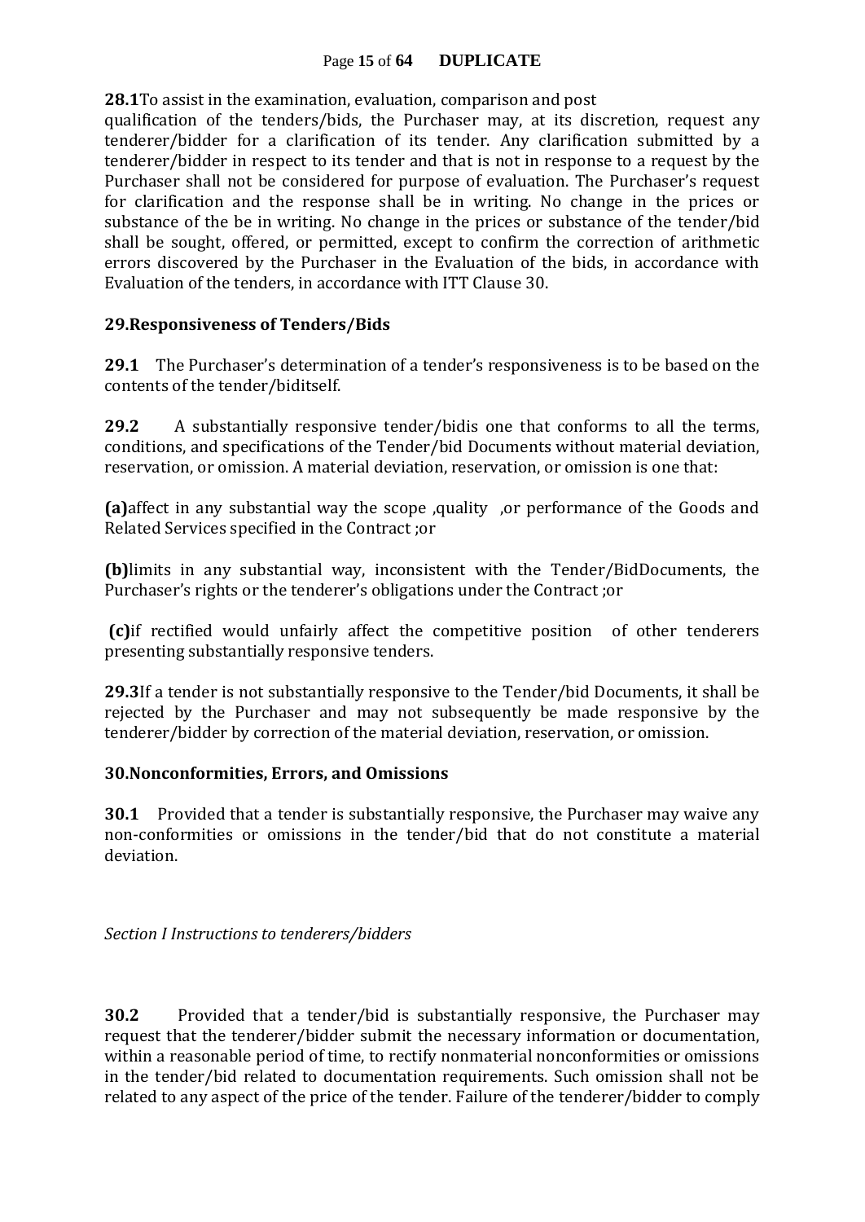**28.1**To assist in the examination, evaluation, comparison and post qualification of the tenders/bids, the Purchaser may, at its discretion, request any tenderer/bidder for a clarification of its tender. Any clarification submitted by a tenderer/bidder in respect to its tender and that is not in response to a request by the Purchaser shall not be considered for purpose of evaluation. The Purchaser's request for clarification and the response shall be in writing. No change in the prices or substance of the be in writing. No change in the prices or substance of the tender/bid shall be sought, offered, or permitted, except to confirm the correction of arithmetic errors discovered by the Purchaser in the Evaluation of the bids, in accordance with Evaluation of the tenders, in accordance with ITT Clause 30.

## 29.Responsiveness of Tenders/Bids

**29.1** The Purchaser's determination of a tender's responsiveness is to be based on the contents of the tender/biditself.

**29.2** A substantially responsive tender/bidis one that conforms to all the terms, conditions, and specifications of the Tender/bid Documents without material deviation, reservation, or omission. A material deviation, reservation, or omission is one that:

**(a)**affect in any substantial way the scope ,quality ,or performance of the Goods and Related Services specified in the Contract ;or

**(b)**limits in any substantial way, inconsistent with the Tender/BidDocuments, the Purchaser's rights or the tenderer's obligations under the Contract ;or

**(c)**if rectified would unfairly affect the competitive position of other tenderers presenting substantially responsive tenders.

**29.3**If a tender is not substantially responsive to the Tender/bid Documents, it shall be rejected by the Purchaser and may not subsequently be made responsive by the tenderer/bidder by correction of the material deviation, reservation, or omission.

## 30.Nonconformities, Errors, and Omissions

**30.1** Provided that a tender is substantially responsive, the Purchaser may waive any non-conformities or omissions in the tender/bid that do not constitute a material deviation.

*Section I Instructions to tenderers/bidders*

**30.2** Provided that a tender/bid is substantially responsive, the Purchaser may request that the tenderer/bidder submit the necessary information or documentation, within a reasonable period of time, to rectify nonmaterial nonconformities or omissions in the tender/bid related to documentation requirements. Such omission shall not be related to any aspect of the price of the tender. Failure of the tenderer/bidder to comply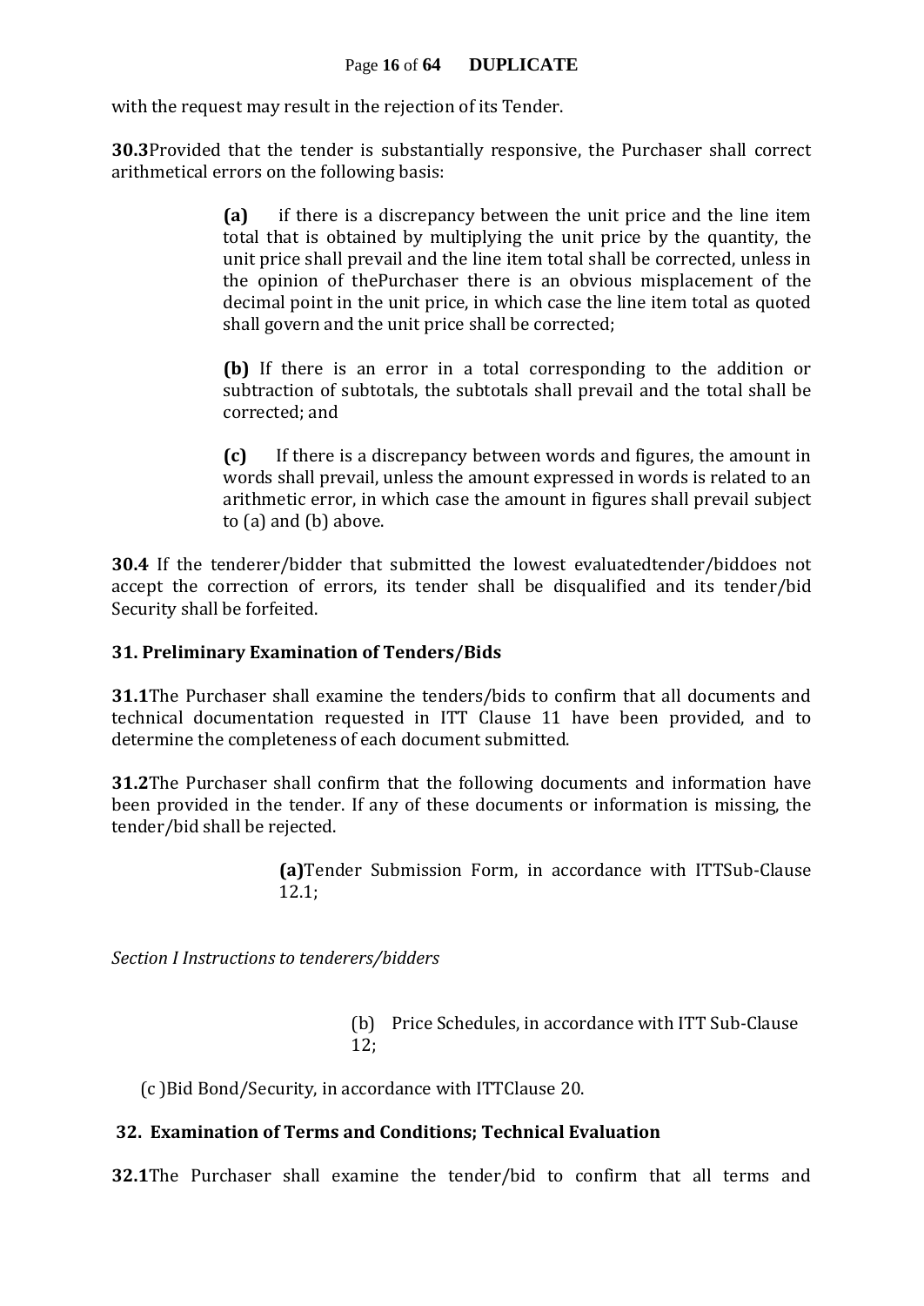with the request may result in the rejection of its Tender.

**30.3**Provided that the tender is substantially responsive, the Purchaser shall correct arithmetical errors on the following basis:

> **(a)** if there is a discrepancy between the unit price and the line item total that is obtained by multiplying the unit price by the quantity, the unit price shall prevail and the line item total shall be corrected, unless in the opinion of thePurchaser there is an obvious misplacement of the decimal point in the unit price, in which case the line item total as quoted shall govern and the unit price shall be corrected;
>
> **(b)** If there is an error in a total corresponding to the addition or subtraction of subtotals, the subtotals shall prevail and the total shall be corrected; and
>
> **(c)** If there is a discrepancy between words and figures, the amount in words shall prevail, unless the amount expressed in words is related to an arithmetic error, in which case the amount in figures shall prevail subject to (a) and (b) above.

**30.4** If the tenderer/bidder that submitted the lowest evaluatedtender/biddoes not accept the correction of errors, its tender shall be disqualified and its tender/bid Security shall be forfeited.

### 31. Preliminary Examination of Tenders/Bids

**31.1**The Purchaser shall examine the tenders/bids to confirm that all documents and technical documentation requested in ITT Clause 11 have been provided, and to determine the completeness of each document submitted.

**31.2**The Purchaser shall confirm that the following documents and information have been provided in the tender. If any of these documents or information is missing, the tender/bid shall be rejected.

> **(a)**Tender Submission Form, in accordance with ITTSub-Clause 12.1;

*Section I Instructions to tenderers/bidders*

> (b) Price Schedules, in accordance with ITT Sub-Clause 12;

(c )Bid Bond/Security, in accordance with ITTClause 20.

### 32. Examination of Terms and Conditions; Technical Evaluation

**32.1**The Purchaser shall examine the tender/bid to confirm that all terms and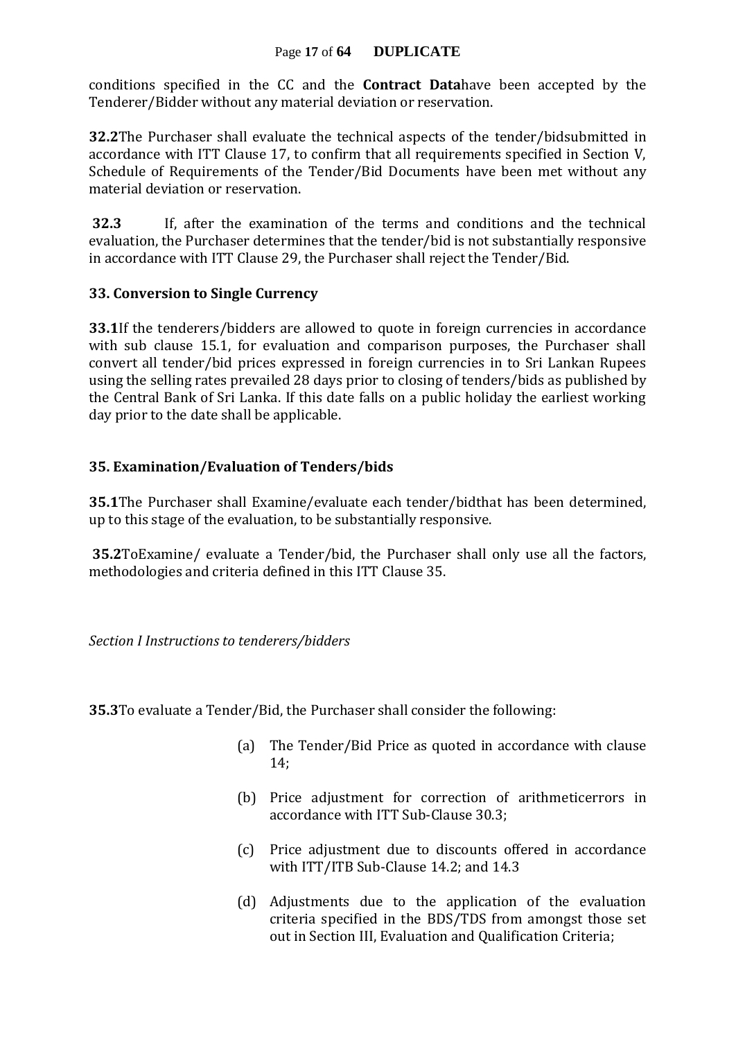conditions specified in the CC and the **Contract Data**have been accepted by the Tenderer/Bidder without any material deviation or reservation.

**32.2**The Purchaser shall evaluate the technical aspects of the tender/bidsubmitted in accordance with ITT Clause 17, to confirm that all requirements specified in Section V, Schedule of Requirements of the Tender/Bid Documents have been met without any material deviation or reservation.

**32.3** If, after the examination of the terms and conditions and the technical evaluation, the Purchaser determines that the tender/bid is not substantially responsive in accordance with ITT Clause 29, the Purchaser shall reject the Tender/Bid.

### 33. Conversion to Single Currency

**33.1**If the tenderers/bidders are allowed to quote in foreign currencies in accordance with sub clause 15.1, for evaluation and comparison purposes, the Purchaser shall convert all tender/bid prices expressed in foreign currencies in to Sri Lankan Rupees using the selling rates prevailed 28 days prior to closing of tenders/bids as published by the Central Bank of Sri Lanka. If this date falls on a public holiday the earliest working day prior to the date shall be applicable.

### 35. Examination/Evaluation of Tenders/bids

**35.1**The Purchaser shall Examine/evaluate each tender/bidthat has been determined, up to this stage of the evaluation, to be substantially responsive.

**35.2**ToExamine/ evaluate a Tender/bid, the Purchaser shall only use all the factors, methodologies and criteria defined in this ITT Clause 35.

*Section I Instructions to tenderers/bidders*

**35.3**To evaluate a Tender/Bid, the Purchaser shall consider the following:

(a) The Tender/Bid Price as quoted in accordance with clause 14;

(b) Price adjustment for correction of arithmeticerrors in accordance with ITT Sub-Clause 30.3;

(c) Price adjustment due to discounts offered in accordance with ITT/ITB Sub-Clause 14.2; and 14.3

(d) Adjustments due to the application of the evaluation criteria specified in the BDS/TDS from amongst those set out in Section III, Evaluation and Qualification Criteria;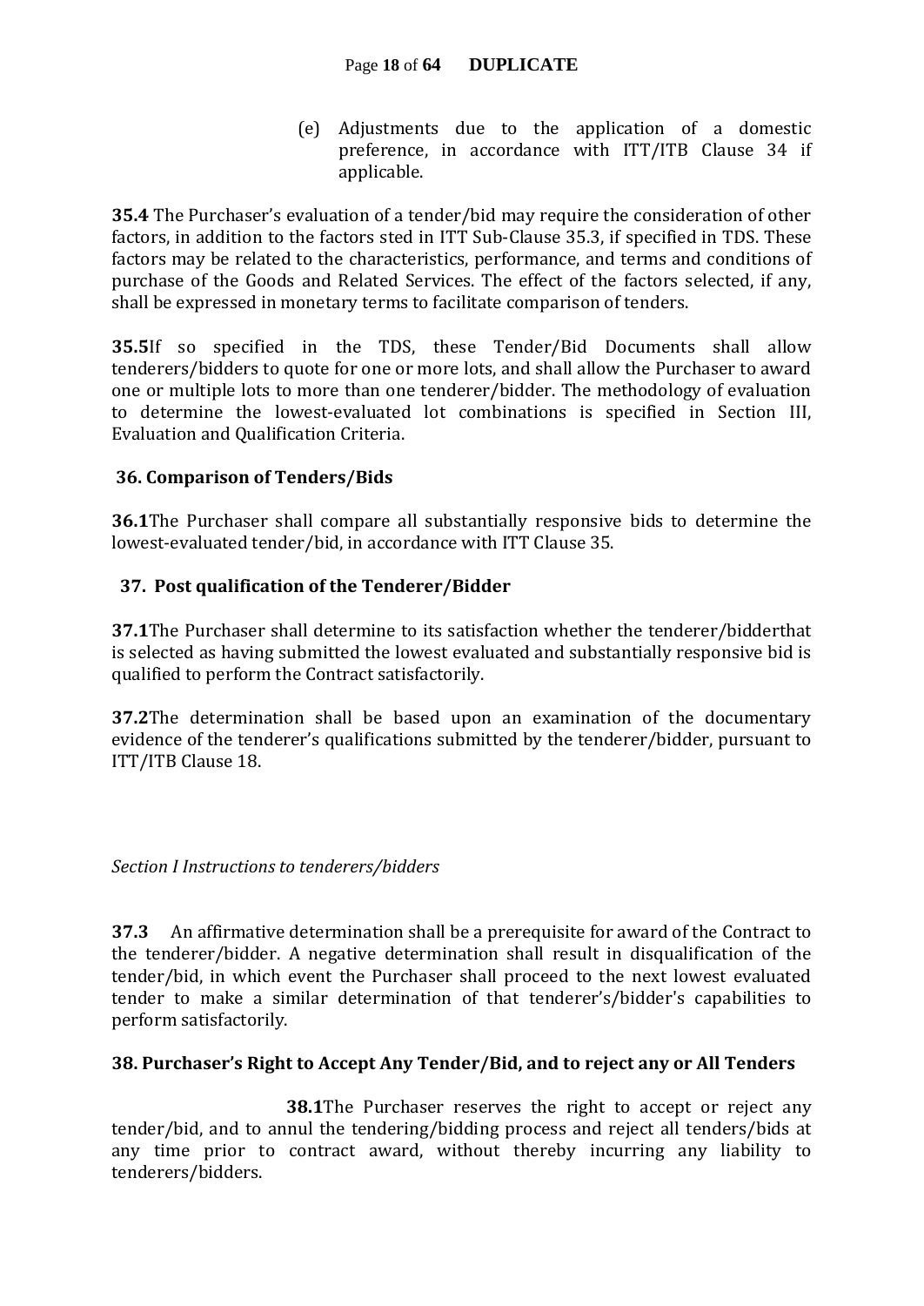(e) Adjustments due to the application of a domestic preference, in accordance with ITT/ITB Clause 34 if applicable.

**35.4** The Purchaser's evaluation of a tender/bid may require the consideration of other factors, in addition to the factors sted in ITT Sub-Clause 35.3, if specified in TDS. These factors may be related to the characteristics, performance, and terms and conditions of purchase of the Goods and Related Services. The effect of the factors selected, if any, shall be expressed in monetary terms to facilitate comparison of tenders.

**35.5**If so specified in the TDS, these Tender/Bid Documents shall allow tenderers/bidders to quote for one or more lots, and shall allow the Purchaser to award one or multiple lots to more than one tenderer/bidder. The methodology of evaluation to determine the lowest-evaluated lot combinations is specified in Section III, Evaluation and Qualification Criteria.

### 36. Comparison of Tenders/Bids

**36.1**The Purchaser shall compare all substantially responsive bids to determine the lowest-evaluated tender/bid, in accordance with ITT Clause 35.

### 37. Post qualification of the Tenderer/Bidder

**37.1**The Purchaser shall determine to its satisfaction whether the tenderer/bidderthat is selected as having submitted the lowest evaluated and substantially responsive bid is qualified to perform the Contract satisfactorily.

**37.2**The determination shall be based upon an examination of the documentary evidence of the tenderer's qualifications submitted by the tenderer/bidder, pursuant to ITT/ITB Clause 18.

*Section I Instructions to tenderers/bidders*

**37.3** An affirmative determination shall be a prerequisite for award of the Contract to the tenderer/bidder. A negative determination shall result in disqualification of the tender/bid, in which event the Purchaser shall proceed to the next lowest evaluated tender to make a similar determination of that tenderer's/bidder's capabilities to perform satisfactorily.

### 38. Purchaser's Right to Accept Any Tender/Bid, and to reject any or All Tenders

**38.1**The Purchaser reserves the right to accept or reject any tender/bid, and to annul the tendering/bidding process and reject all tenders/bids at any time prior to contract award, without thereby incurring any liability to tenderers/bidders.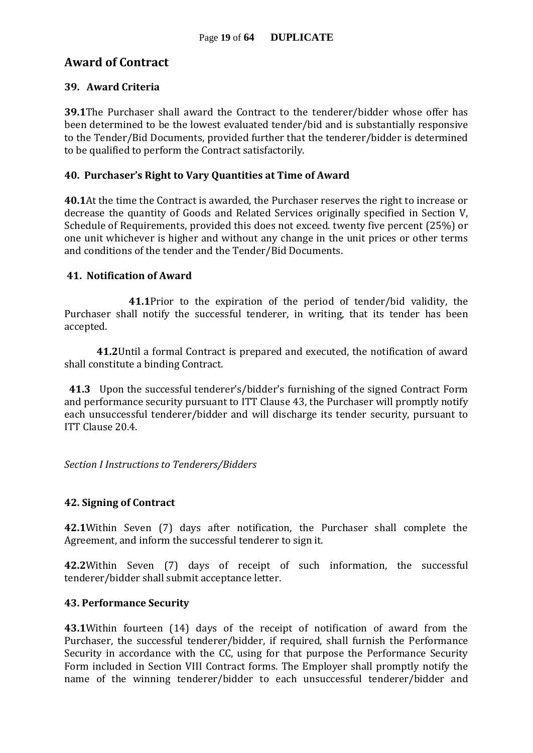## Award of Contract

### 39. Award Criteria

**39.1**The Purchaser shall award the Contract to the tenderer/bidder whose offer has been determined to be the lowest evaluated tender/bid and is substantially responsive to the Tender/Bid Documents, provided further that the tenderer/bidder is determined to be qualified to perform the Contract satisfactorily.

### 40. Purchaser's Right to Vary Quantities at Time of Award

**40.1**At the time the Contract is awarded, the Purchaser reserves the right to increase or decrease the quantity of Goods and Related Services originally specified in Section V, Schedule of Requirements, provided this does not exceed. twenty five percent (25%) or one unit whichever is higher and without any change in the unit prices or other terms and conditions of the tender and the Tender/Bid Documents.

### 41. Notification of Award

**41.1**Prior to the expiration of the period of tender/bid validity, the Purchaser shall notify the successful tenderer, in writing, that its tender has been accepted.

**41.2**Until a formal Contract is prepared and executed, the notification of award shall constitute a binding Contract.

**41.3** Upon the successful tenderer's/bidder's furnishing of the signed Contract Form and performance security pursuant to ITT Clause 43, the Purchaser will promptly notify each unsuccessful tenderer/bidder and will discharge its tender security, pursuant to ITT Clause 20.4.

*Section I Instructions to Tenderers/Bidders*

### 42. Signing of Contract

**42.1**Within Seven (7) days after notification, the Purchaser shall complete the Agreement, and inform the successful tenderer to sign it.

**42.2**Within Seven (7) days of receipt of such information, the successful tenderer/bidder shall submit acceptance letter.

### 43. Performance Security

**43.1**Within fourteen (14) days of the receipt of notification of award from the Purchaser, the successful tenderer/bidder, if required, shall furnish the Performance Security in accordance with the CC, using for that purpose the Performance Security Form included in Section VIII Contract forms. The Employer shall promptly notify the name of the winning tenderer/bidder to each unsuccessful tenderer/bidder and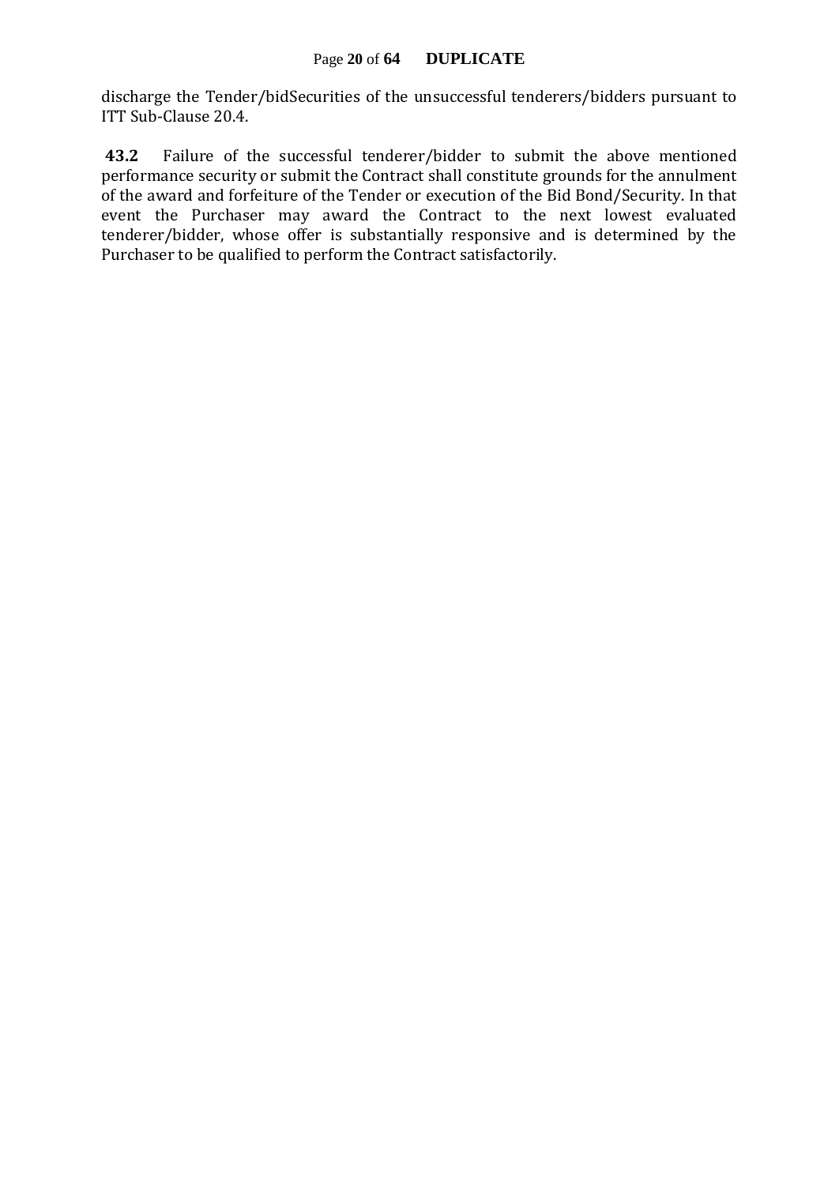discharge the Tender/bidSecurities of the unsuccessful tenderers/bidders pursuant to ITT Sub-Clause 20.4.

**43.2** Failure of the successful tenderer/bidder to submit the above mentioned performance security or submit the Contract shall constitute grounds for the annulment of the award and forfeiture of the Tender or execution of the Bid Bond/Security. In that event the Purchaser may award the Contract to the next lowest evaluated tenderer/bidder, whose offer is substantially responsive and is determined by the Purchaser to be qualified to perform the Contract satisfactorily.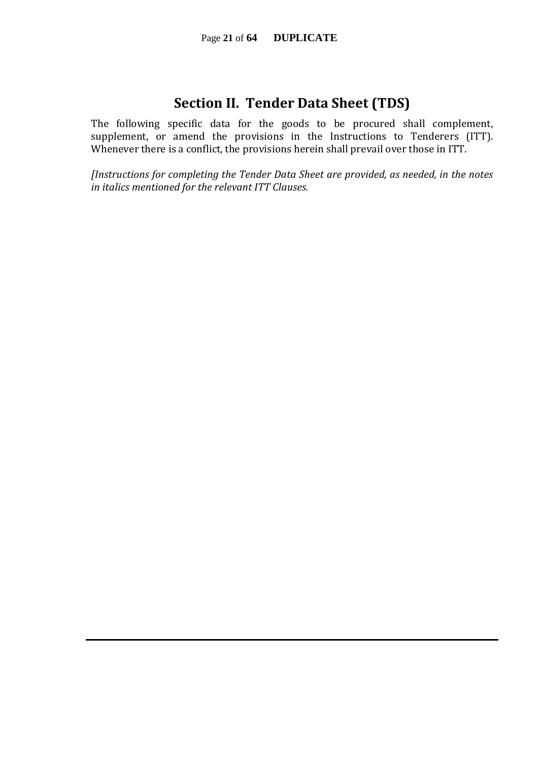# Section II. Tender Data Sheet (TDS)

The following specific data for the goods to be procured shall complement, supplement, or amend the provisions in the Instructions to Tenderers (ITT). Whenever there is a conflict, the provisions herein shall prevail over those in ITT.

*[Instructions for completing the Tender Data Sheet are provided, as needed, in the notes in italics mentioned for the relevant ITT Clauses.*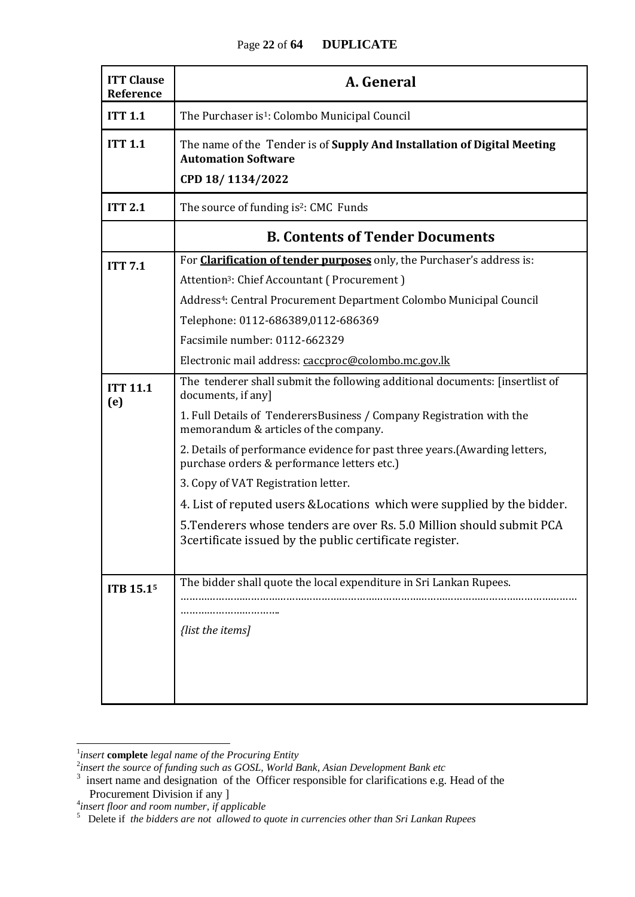| ITT Clause Reference | A. General |
|---|---|
| **ITT 1.1** | The Purchaser is[1]: Colombo Municipal Council |
| **ITT 1.1** | The name of the Tender is of **Supply And Installation of Digital Meeting Automation Software**<br>**CPD 18/ 1134/2022** |
| **ITT 2.1** | The source of funding is[2]: CMC Funds |
| | **B. Contents of Tender Documents** |
| **ITT 7.1** | For **Clarification of tender purposes** only, the Purchaser's address is:<br>Attention[3]: Chief Accountant ( Procurement )<br>Address[4]: Central Procurement Department Colombo Municipal Council<br>Telephone: 0112-686389,0112-686369<br>Facsimile number: 0112-662329<br>Electronic mail address: caccproc@colombo.mc.gov.lk |
| **ITT 11.1 (e)** | The tenderer shall submit the following additional documents: [insertlist of documents, if any]<br>1. Full Details of TenderersBusiness / Company Registration with the memorandum & articles of the company.<br>2. Details of performance evidence for past three years.(Awarding letters, purchase orders & performance letters etc.)<br>3. Copy of VAT Registration letter.<br>4. List of reputed users &Locations which were supplied by the bidder.<br>5.Tenderers whose tenders are over Rs. 5.0 Million should submit PCA 3certificate issued by the public certificate register. |
| **ITB 15.1[5]** | The bidder shall quote the local expenditure in Sri Lankan Rupees.<br>……………………………………………………………………………………………………<br>…………………………..<br>*{list the items]* |

[1] *insert* **complete** *legal name of the Procuring Entity*

[2] *insert the source of funding such as GOSL, World Bank, Asian Development Bank etc*

[3] insert name and designation of the Officer responsible for clarifications e.g. Head of the Procurement Division if any ]

[4] *insert floor and room number, if applicable*

[5] Delete if *the bidders are not allowed to quote in currencies other than Sri Lankan Rupees*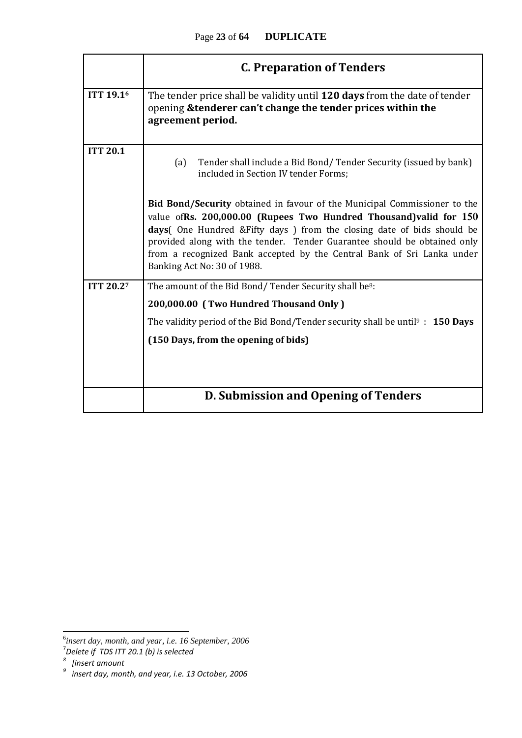| | **C. Preparation of Tenders** |
|---|---|
| **ITT 19.1**[6] | The tender price shall be validity until **120 days** from the date of tender opening **&tenderer can't change the tender prices within the agreement period.** |
| **ITT 20.1** | (a) Tender shall include a Bid Bond/ Tender Security (issued by bank) included in Section IV tender Forms;<br><br>**Bid Bond/Security** obtained in favour of the Municipal Commissioner to the value of**Rs. 200,000.00 (Rupees Two Hundred Thousand)valid for 150 days**( One Hundred &Fifty days ) from the closing date of bids should be provided along with the tender. Tender Guarantee should be obtained only from a recognized Bank accepted by the Central Bank of Sri Lanka under Banking Act No: 30 of 1988. |
| **ITT 20.2**[7] | The amount of the Bid Bond/ Tender Security shall be[8]:<br>**200,000.00 ( Two Hundred Thousand Only )**<br>The validity period of the Bid Bond/Tender security shall be until[9] : **150 Days**<br>**(150 Days, from the opening of bids)** |
| | **D. Submission and Opening of Tenders** |

[6] *insert day, month, and year, i.e. 16 September, 2006*

[7] *Delete if TDS ITT 20.1 (b) is selected*

[8] *[insert amount*

[9] *insert day, month, and year, i.e. 13 October, 2006*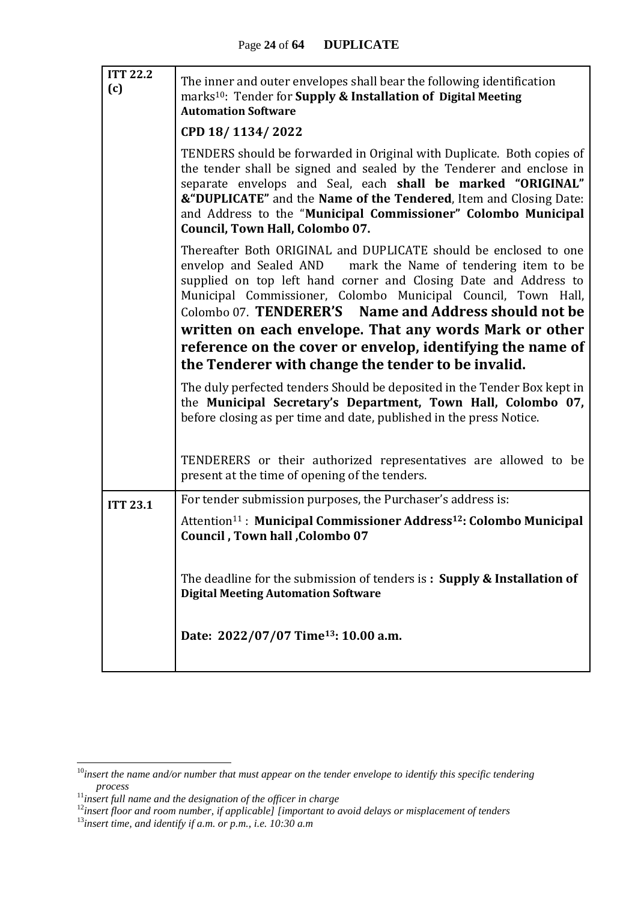| | |
|---|---|
| **ITT 22.2 (c)** | The inner and outer envelopes shall bear the following identification marks[10]: Tender for **Supply & Installation of Digital Meeting Automation Software**<br><br>**CPD 18/ 1134/ 2022**<br><br>TENDERS should be forwarded in Original with Duplicate. Both copies of the tender shall be signed and sealed by the Tenderer and enclose in separate envelops and Seal, each **shall be marked "ORIGINAL" &"DUPLICATE"** and the **Name of the Tendered**, Item and Closing Date: and Address to the "**Municipal Commissioner" Colombo Municipal Council, Town Hall, Colombo 07.**<br><br>Thereafter Both ORIGINAL and DUPLICATE should be enclosed to one envelop and Sealed AND mark the Name of tendering item to be supplied on top left hand corner and Closing Date and Address to Municipal Commissioner, Colombo Municipal Council, Town Hall, Colombo 07. **TENDERER'S Name and Address should not be written on each envelope. That any words Mark or other reference on the cover or envelop, identifying the name of the Tenderer with change the tender to be invalid.**<br><br>The duly perfected tenders Should be deposited in the Tender Box kept in the **Municipal Secretary's Department, Town Hall, Colombo 07,** before closing as per time and date, published in the press Notice.<br><br>TENDERERS or their authorized representatives are allowed to be present at the time of opening of the tenders. |
| **ITT 23.1** | For tender submission purposes, the Purchaser's address is:<br><br>Attention[11] : **Municipal Commissioner Address[12]: Colombo Municipal Council , Town hall ,Colombo 07**<br><br>The deadline for the submission of tenders is **: Supply & Installation of Digital Meeting Automation Software**<br><br>**Date: 2022/07/07 Time[13]: 10.00 a.m.** |

[10] *insert the name and/or number that must appear on the tender envelope to identify this specific tendering process*

[11] *insert full name and the designation of the officer in charge*

[12] *insert floor and room number, if applicable] [important to avoid delays or misplacement of tenders*

[13] *insert time, and identify if a.m. or p.m., i.e. 10:30 a.m*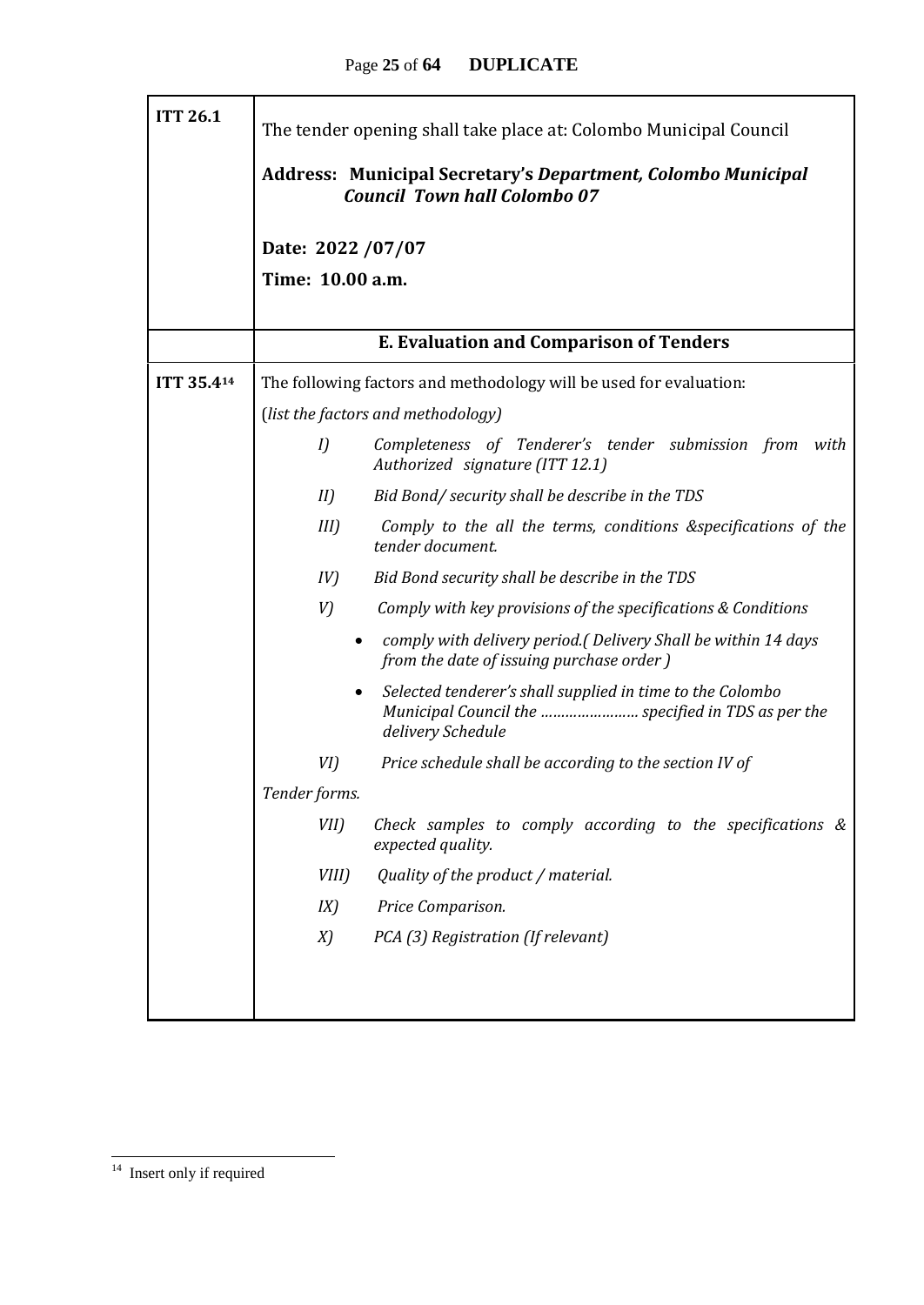| | |
|---|---|
| **ITT 26.1** | The tender opening shall take place at: Colombo Municipal Council<br><br>**Address: Municipal Secretary's *Department, Colombo Municipal Council Town hall Colombo 07***<br><br>**Date: 2022 /07/07**<br>**Time: 10.00 a.m.** |
| | **E. Evaluation and Comparison of Tenders** |
| **ITT 35.4**[14] | The following factors and methodology will be used for evaluation:<br>(*list the factors and methodology)*<br>*I) Completeness of Tenderer's tender submission from with Authorized signature (ITT 12.1)*<br>*II) Bid Bond/ security shall be describe in the TDS*<br>*III) Comply to the all the terms, conditions &specifications of the tender document.*<br>*IV) Bid Bond security shall be describe in the TDS*<br>*V) Comply with key provisions of the specifications & Conditions*<br>• *comply with delivery period.( Delivery Shall be within 14 days from the date of issuing purchase order )*<br>• *Selected tenderer's shall supplied in time to the Colombo Municipal Council the ………………….. specified in TDS as per the delivery Schedule*<br>*VI) Price schedule shall be according to the section IV of Tender forms.*<br>*VII) Check samples to comply according to the specifications & expected quality.*<br>*VIII) Quality of the product / material.*<br>*IX) Price Comparison.*<br>*X) PCA (3) Registration (If relevant)* |

[14] Insert only if required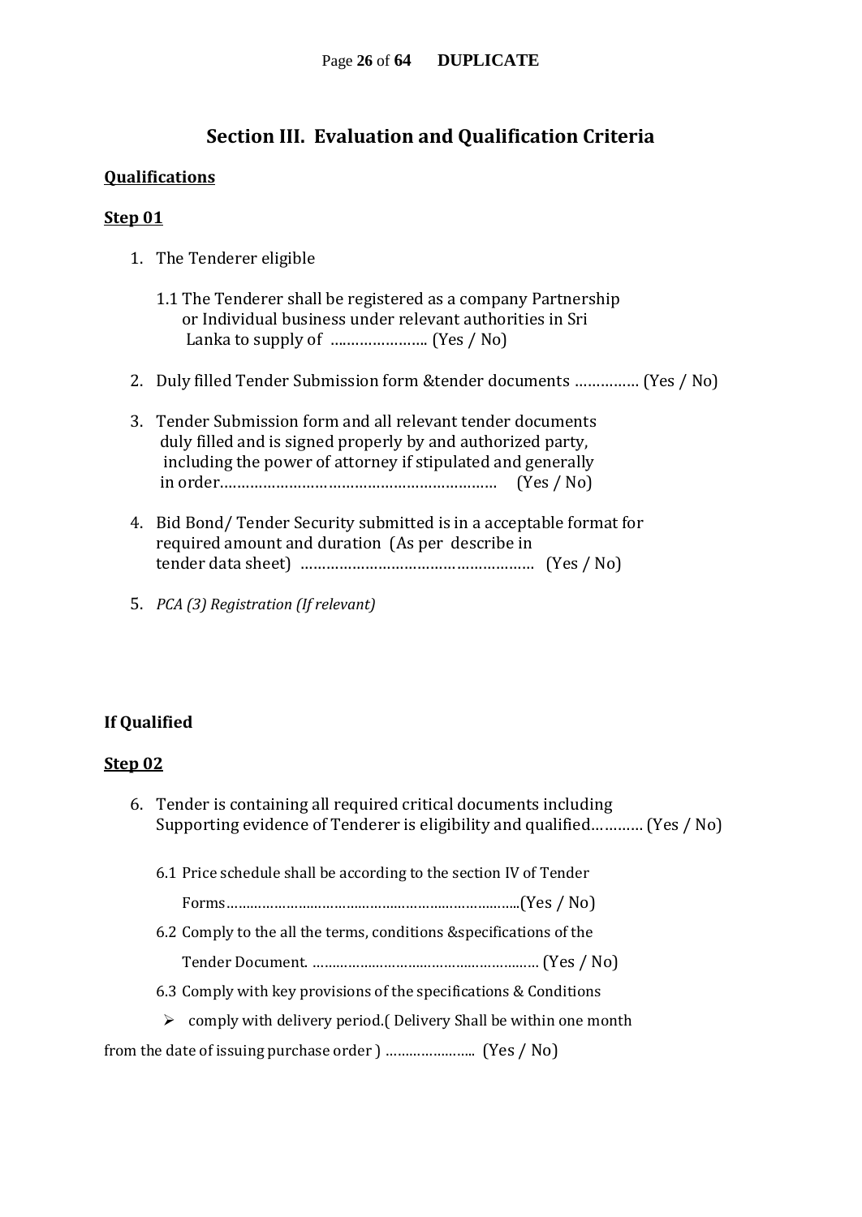## Section III. Evaluation and Qualification Criteria

**Qualifications**

**Step 01**

1. The Tenderer eligible

   1.1 The Tenderer shall be registered as a company Partnership or Individual business under relevant authorities in Sri Lanka to supply of ………………….. (Yes / No)

2. Duly filled Tender Submission form &tender documents …………… (Yes / No)

3. Tender Submission form and all relevant tender documents duly filled and is signed properly by and authorized party, including the power of attorney if stipulated and generally in order……………………………………………………… (Yes / No)

4. Bid Bond/ Tender Security submitted is in a acceptable format for required amount and duration (As per describe in tender data sheet) ……………………………………………… (Yes / No)

5. *PCA (3) Registration (If relevant)*

**If Qualified**

**Step 02**

6. Tender is containing all required critical documents including Supporting evidence of Tenderer is eligibility and qualified………… (Yes / No)

   6.1 Price schedule shall be according to the section IV of Tender Forms……………………………………………………………..(Yes / No)

   6.2 Comply to the all the terms, conditions &specifications of the Tender Document. ………………………………………………… (Yes / No)

   6.3 Comply with key provisions of the specifications & Conditions

   - comply with delivery period.( Delivery Shall be within one month from the date of issuing purchase order ) ………………….. (Yes / No)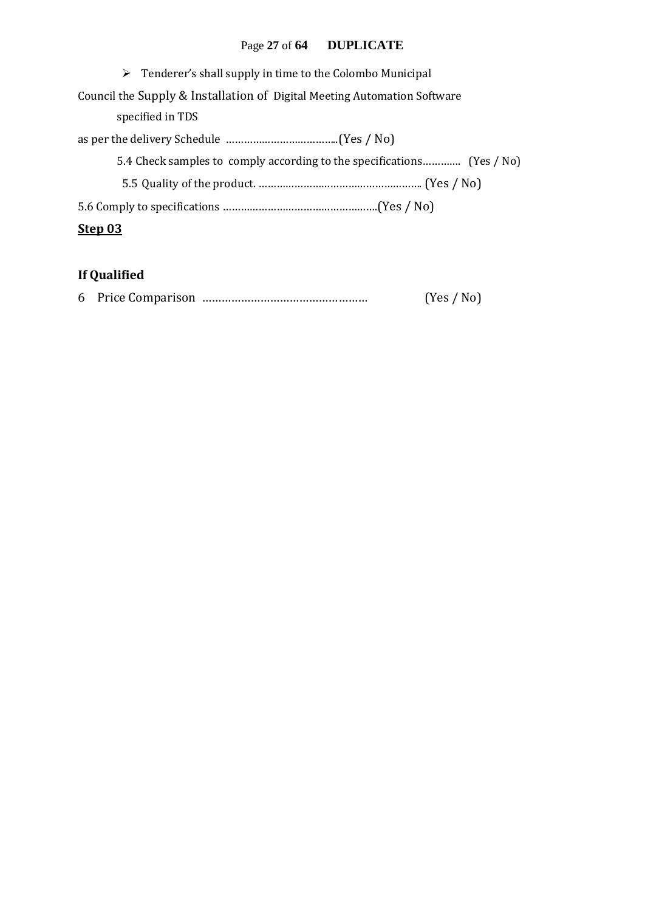- Tenderer's shall supply in time to the Colombo Municipal

Council the Supply & Installation of Digital Meeting Automation Software specified in TDS

as per the delivery Schedule ………………………………..(Yes / No)

5.4 Check samples to comply according to the specifications…………. (Yes / No)

5.5 Quality of the product. ……………………………………………….. (Yes / No)

5.6 Comply to specifications ……………………………………………..(Yes / No)

**Step 03**

**If Qualified**

6 Price Comparison …………………………………………… (Yes / No)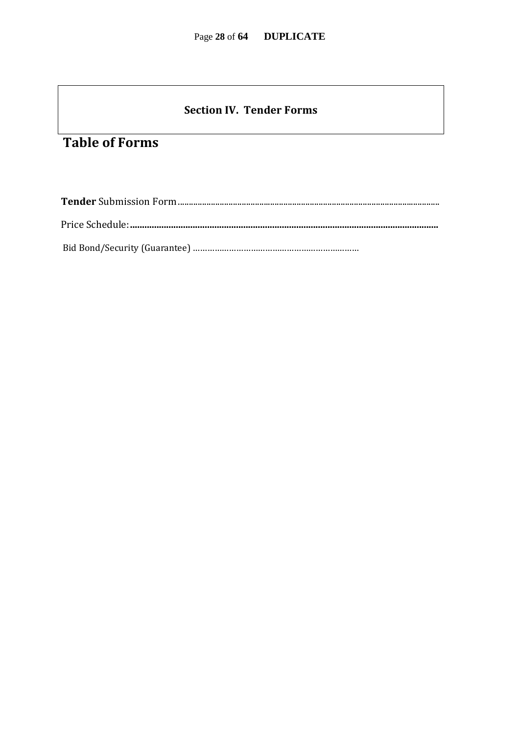## Section IV. Tender Forms

# Table of Forms

**Tender** Submission Form......................................................................................................................

Price Schedule:**.............................................................................................................................**

Bid Bond/Security (Guarantee) ……………………………………………………………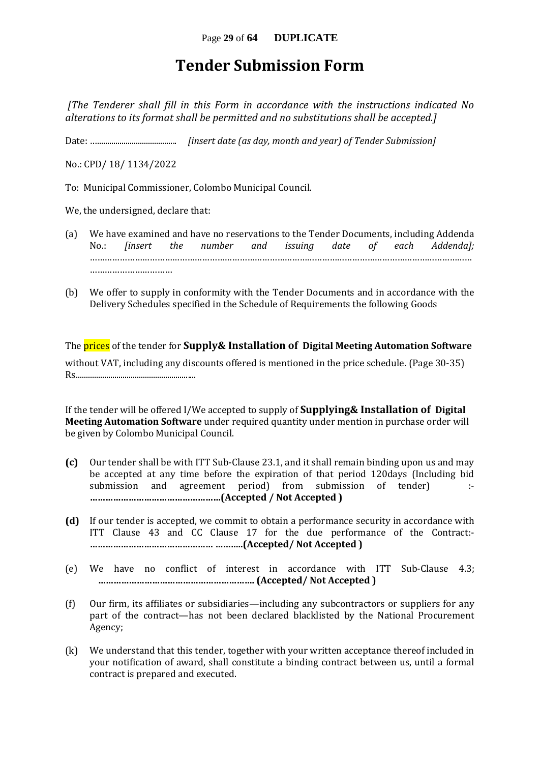# Tender Submission Form

*[The Tenderer shall fill in this Form in accordance with the instructions indicated No alterations to its format shall be permitted and no substitutions shall be accepted.]*

Date: ……………………………… *[insert date (as day, month and year) of Tender Submission]*

No.: CPD/ 18/ 1134/2022

To: Municipal Commissioner, Colombo Municipal Council.

We, the undersigned, declare that:

(a) We have examined and have no reservations to the Tender Documents, including Addenda No.: *[insert the number and issuing date of each Addenda];* ……………………………………………………………………………………………………………………… ……………………………

(b) We offer to supply in conformity with the Tender Documents and in accordance with the Delivery Schedules specified in the Schedule of Requirements the following Goods

The prices of the tender for **Supply& Installation of Digital Meeting Automation Software** without VAT, including any discounts offered is mentioned in the price schedule. (Page 30-35) Rs………………………………………………

If the tender will be offered I/We accepted to supply of **Supplying& Installation of Digital Meeting Automation Software** under required quantity under mention in purchase order will be given by Colombo Municipal Council.

**(c)** Our tender shall be with ITT Sub-Clause 23.1, and it shall remain binding upon us and may be accepted at any time before the expiration of that period 120days (Including bid submission and agreement period) from submission of tender) :- **……………………………………………(Accepted / Not Accepted )**

**(d)** If our tender is accepted, we commit to obtain a performance security in accordance with ITT Clause 43 and CC Clause 17 for the due performance of the Contract:- **……………………………………… ………..(Accepted/ Not Accepted )**

(e) We have no conflict of interest in accordance with ITT Sub-Clause 4.3; **…………………………………………………. (Accepted/ Not Accepted )**

(f) Our firm, its affiliates or subsidiaries—including any subcontractors or suppliers for any part of the contract—has not been declared blacklisted by the National Procurement Agency;

(k) We understand that this tender, together with your written acceptance thereof included in your notification of award, shall constitute a binding contract between us, until a formal contract is prepared and executed.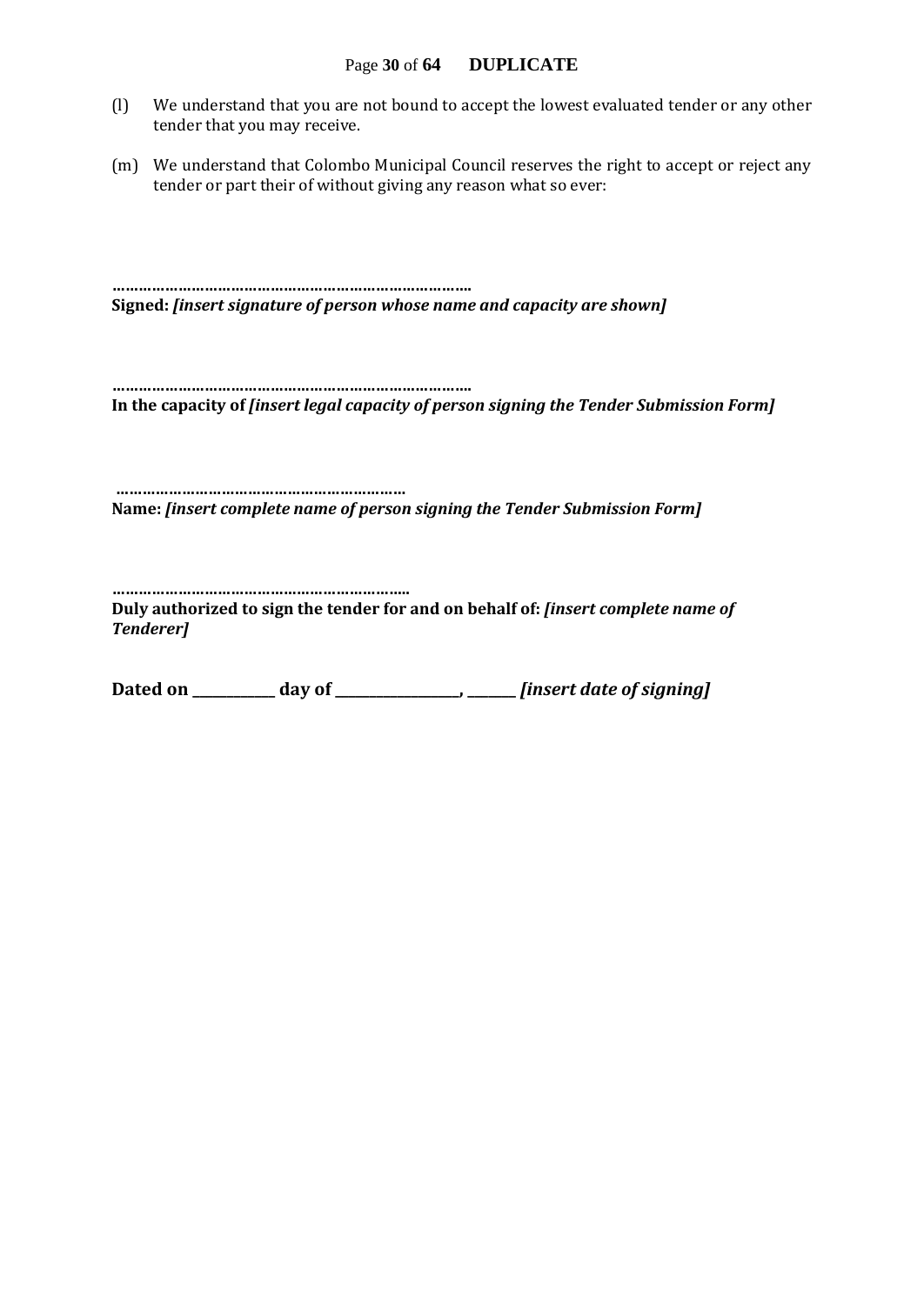(l) We understand that you are not bound to accept the lowest evaluated tender or any other tender that you may receive.

(m) We understand that Colombo Municipal Council reserves the right to accept or reject any tender or part their of without giving any reason what so ever:

…………………………………………………………………….
**Signed:** ***[insert signature of person whose name and capacity are shown]***

…………………………………………………………………….
**In the capacity of** ***[insert legal capacity of person signing the Tender Submission Form]***

…………………………………………………………
**Name:** ***[insert complete name of person signing the Tender Submission Form]***

…………………………………………………………..
**Duly authorized to sign the tender for and on behalf of:** ***[insert complete name of Tenderer]***

**Dated on ___________ day of _________________, _______** ***[insert date of signing]***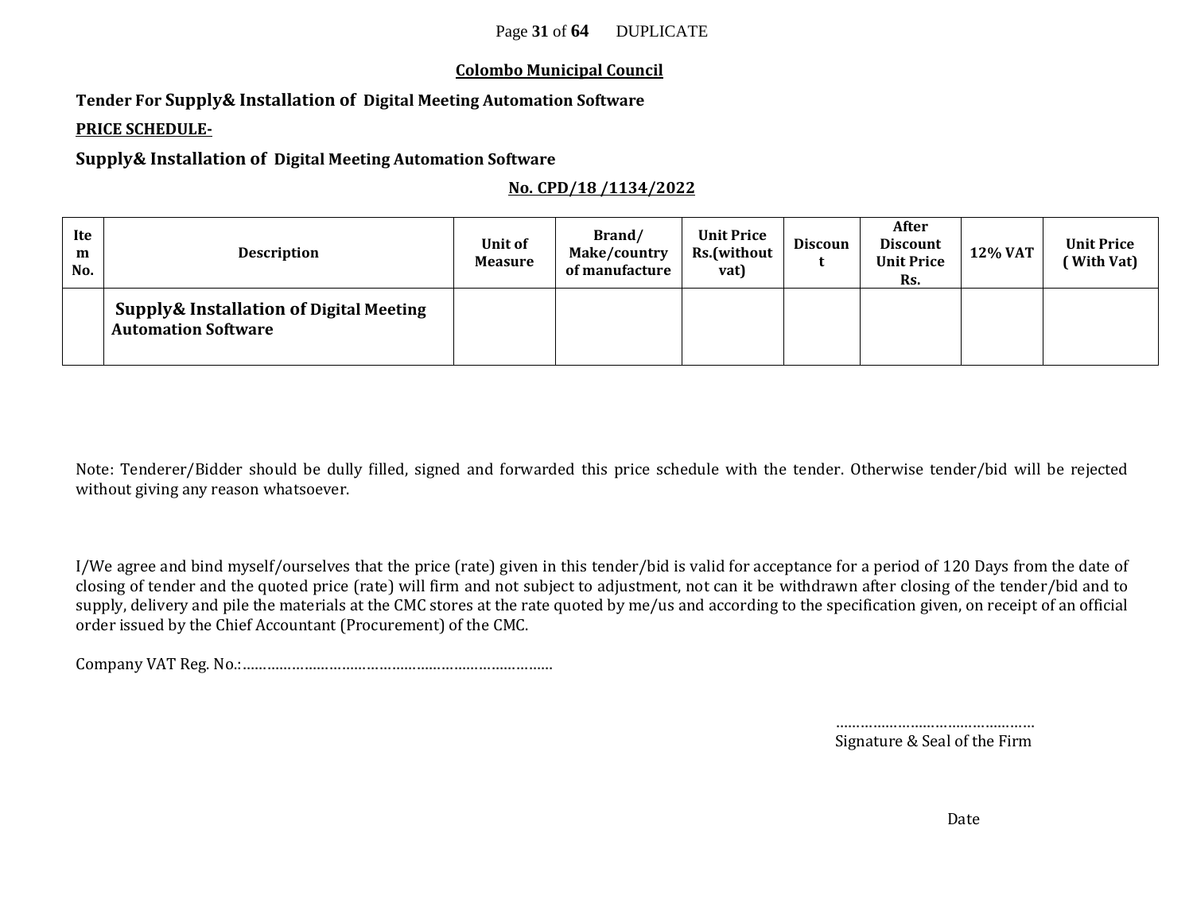**Colombo Municipal Council**

**Tender For Supply& Installation of Digital Meeting Automation Software**

**PRICE SCHEDULE-**

**Supply& Installation of Digital Meeting Automation Software**

**No. CPD/18 /1134/2022**

| Item No. | Description | Unit of Measure | Brand/ Make/country of manufacture | Unit Price Rs.(without vat) | Discount | After Discount Unit Price Rs. | 12% VAT | Unit Price ( With Vat) |
|---|---|---|---|---|---|---|---|---|
| | **Supply& Installation of Digital Meeting Automation Software** | | | | | | | |

Note: Tenderer/Bidder should be dully filled, signed and forwarded this price schedule with the tender. Otherwise tender/bid will be rejected without giving any reason whatsoever.

I/We agree and bind myself/ourselves that the price (rate) given in this tender/bid is valid for acceptance for a period of 120 Days from the date of closing of tender and the quoted price (rate) will firm and not subject to adjustment, not can it be withdrawn after closing of the tender/bid and to supply, delivery and pile the materials at the CMC stores at the rate quoted by me/us and according to the specification given, on receipt of an official order issued by the Chief Accountant (Procurement) of the CMC.

Company VAT Reg. No.:…………………………………………………………………

…………………………………………
Signature & Seal of the Firm

Date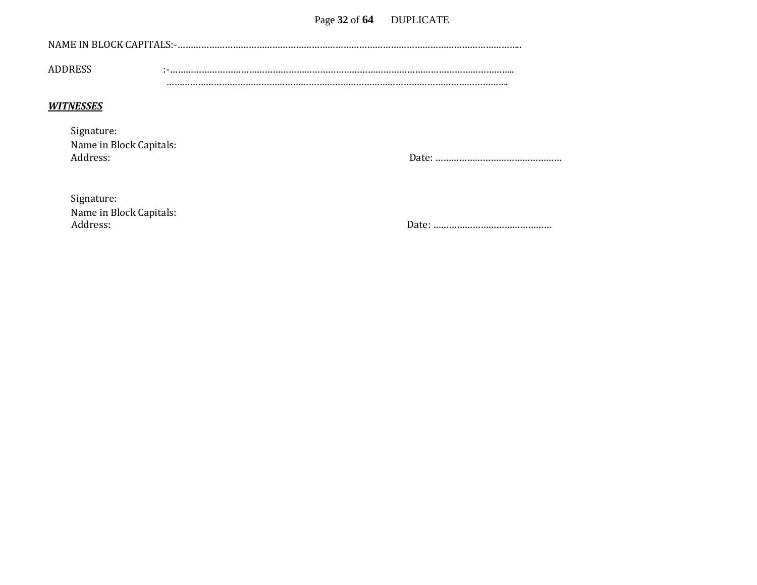NAME IN BLOCK CAPITALS:-…………………………………………………………………………………………………………..

ADDRESS :-……………………………………………………………………………………………………………..
……………………………………………………………………………………………………………..

***WITNESSES***

Signature:
Name in Block Capitals:
Address: Date: …………………………………………

Signature:
Name in Block Capitals:
Address: Date: ………………………………………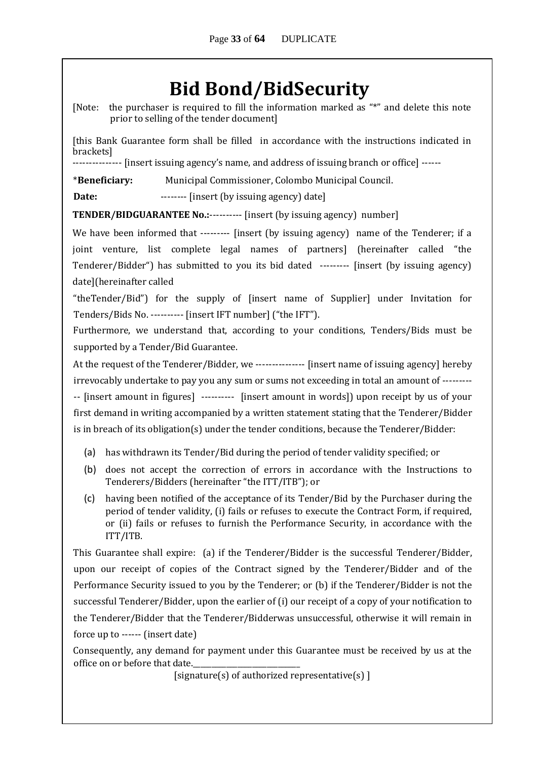# Bid Bond/BidSecurity

[Note: the purchaser is required to fill the information marked as "*" and delete this note prior to selling of the tender document]

[this Bank Guarantee form shall be filled in accordance with the instructions indicated in brackets]

-------------- [insert issuing agency's name, and address of issuing branch or office] ------

*__Beneficiary:__ Municipal Commissioner, Colombo Municipal Council.

**Date:** -------- [insert (by issuing agency) date]

**TENDER/BIDGUARANTEE No.:**---------- [insert (by issuing agency) number]

We have been informed that --------- [insert (by issuing agency) name of the Tenderer; if a joint venture, list complete legal names of partners] (hereinafter called "the Tenderer/Bidder") has submitted to you its bid dated --------- [insert (by issuing agency) date](hereinafter called

"theTender/Bid") for the supply of [insert name of Supplier] under Invitation for Tenders/Bids No. ---------- [insert IFT number] ("the IFT").

Furthermore, we understand that, according to your conditions, Tenders/Bids must be supported by a Tender/Bid Guarantee.

At the request of the Tenderer/Bidder, we -------------- [insert name of issuing agency] hereby irrevocably undertake to pay you any sum or sums not exceeding in total an amount of ----------- [insert amount in figures] ---------- [insert amount in words]) upon receipt by us of your first demand in writing accompanied by a written statement stating that the Tenderer/Bidder is in breach of its obligation(s) under the tender conditions, because the Tenderer/Bidder:

(a) has withdrawn its Tender/Bid during the period of tender validity specified; or

(b) does not accept the correction of errors in accordance with the Instructions to Tenderers/Bidders (hereinafter "the ITT/ITB"); or

(c) having been notified of the acceptance of its Tender/Bid by the Purchaser during the period of tender validity, (i) fails or refuses to execute the Contract Form, if required, or (ii) fails or refuses to furnish the Performance Security, in accordance with the ITT/ITB.

This Guarantee shall expire: (a) if the Tenderer/Bidder is the successful Tenderer/Bidder, upon our receipt of copies of the Contract signed by the Tenderer/Bidder and of the Performance Security issued to you by the Tenderer; or (b) if the Tenderer/Bidder is not the successful Tenderer/Bidder, upon the earlier of (i) our receipt of a copy of your notification to the Tenderer/Bidder that the Tenderer/Bidderwas unsuccessful, otherwise it will remain in force up to ------ (insert date)

Consequently, any demand for payment under this Guarantee must be received by us at the office on or before that date.____________________________

[signature(s) of authorized representative(s) ]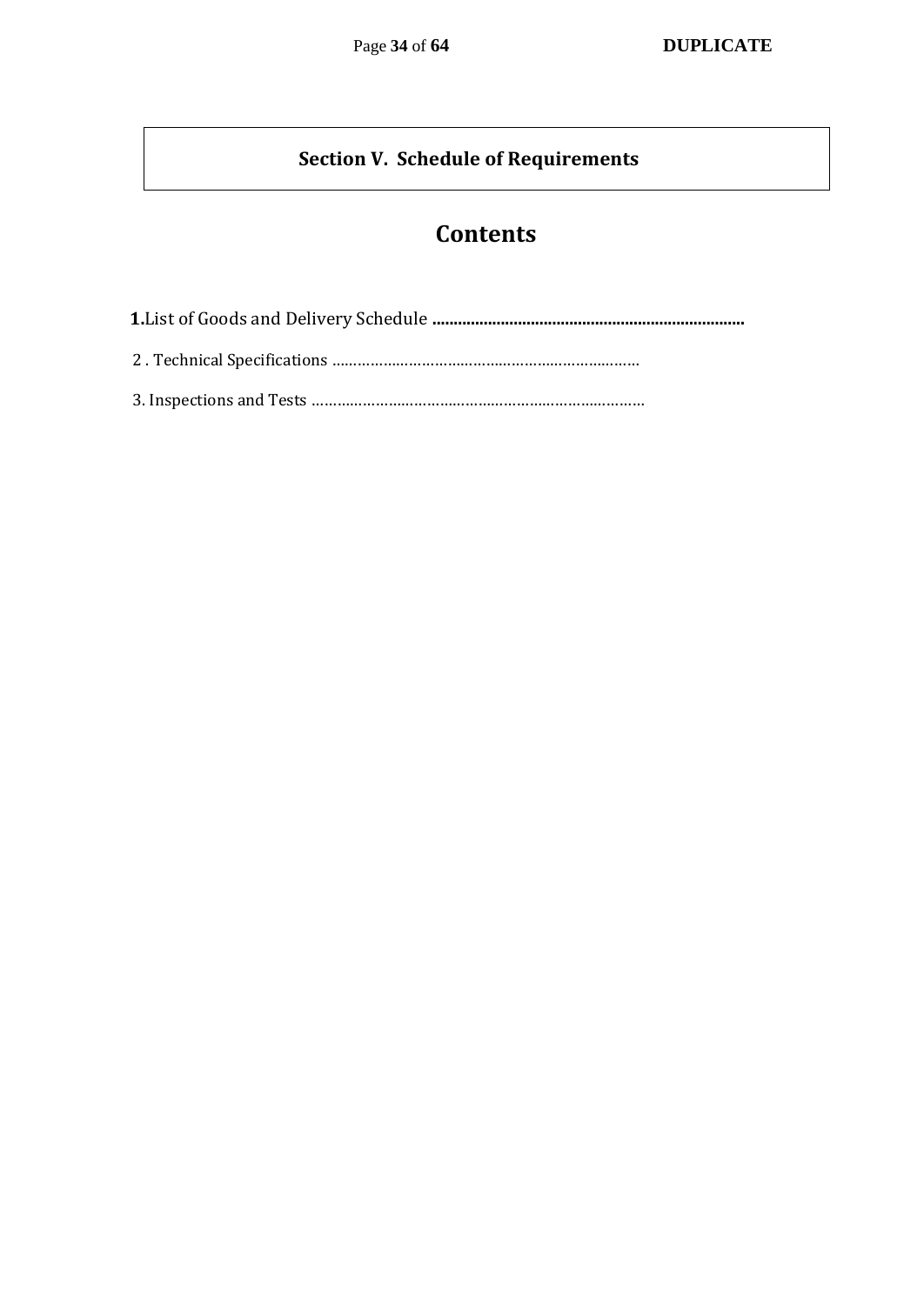# Section V. Schedule of Requirements

## Contents

**1.**List of Goods and Delivery Schedule **........................................................................**

2 . Technical Specifications ………………………………………………………………

3. Inspections and Tests ……………………………………………………………………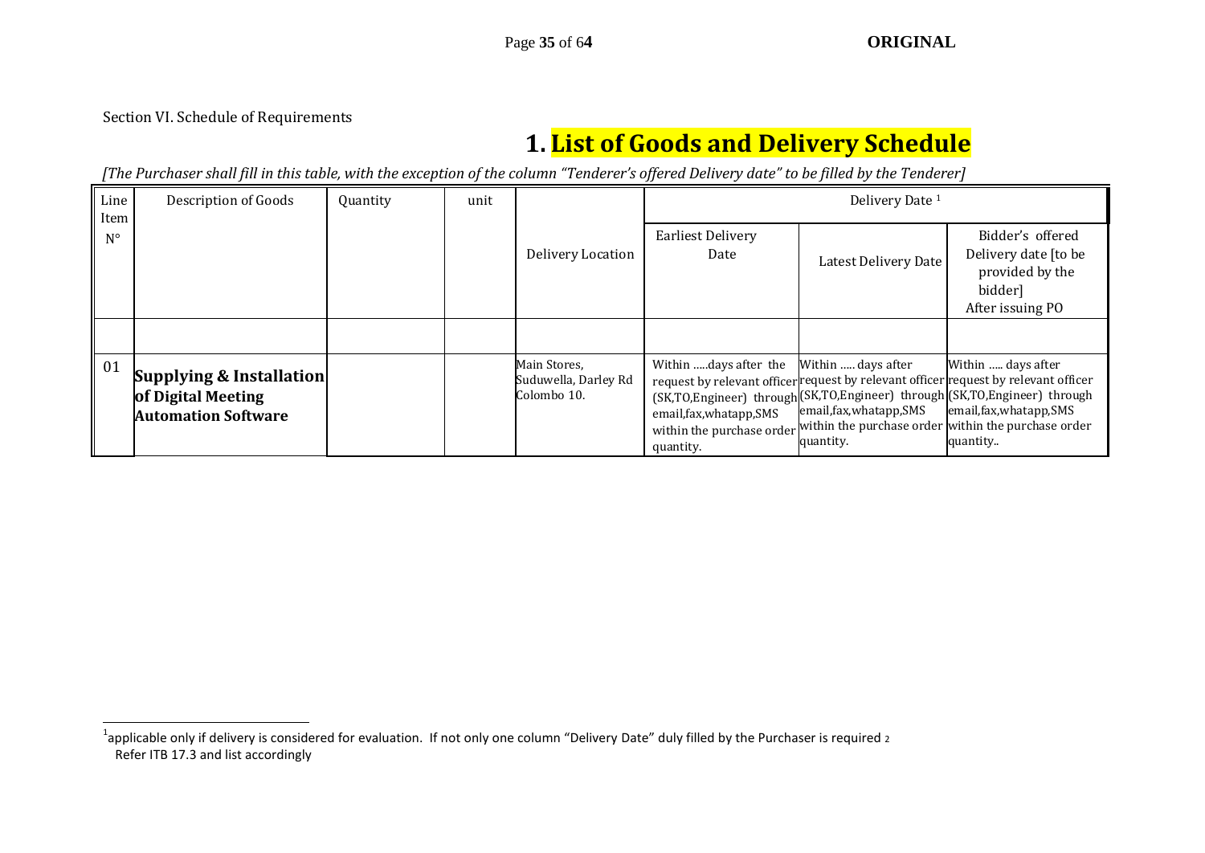Section VI. Schedule of Requirements

# 1. List of Goods and Delivery Schedule

*[The Purchaser shall fill in this table, with the exception of the column "Tenderer's offered Delivery date" to be filled by the Tenderer]*

| Line Item N° | Description of Goods | Quantity | unit | Delivery Location | Delivery Date [1] | | |
|---|---|---|---|---|---|---|---|
| | | | | | Earliest Delivery Date | Latest Delivery Date | Bidder's offered Delivery date [to be provided by the bidder] After issuing PO |
| | | | | | | | |
| 01 | **Supplying & Installation of Digital Meeting Automation Software** | | | Main Stores, Suduwella, Darley Rd Colombo 10. | Within .....days after the request by relevant officer (SK,TO,Engineer) through email,fax,whatapp,SMS within the purchase order quantity. | Within ..... days after request by relevant officer (SK,TO,Engineer) through email,fax,whatapp,SMS within the purchase order quantity. | Within ..... days after request by relevant officer (SK,TO,Engineer) through email,fax,whatapp,SMS within the purchase order quantity.. |

[1]applicable only if delivery is considered for evaluation. If not only one column "Delivery Date" duly filled by the Purchaser is required [2] Refer ITB 17.3 and list accordingly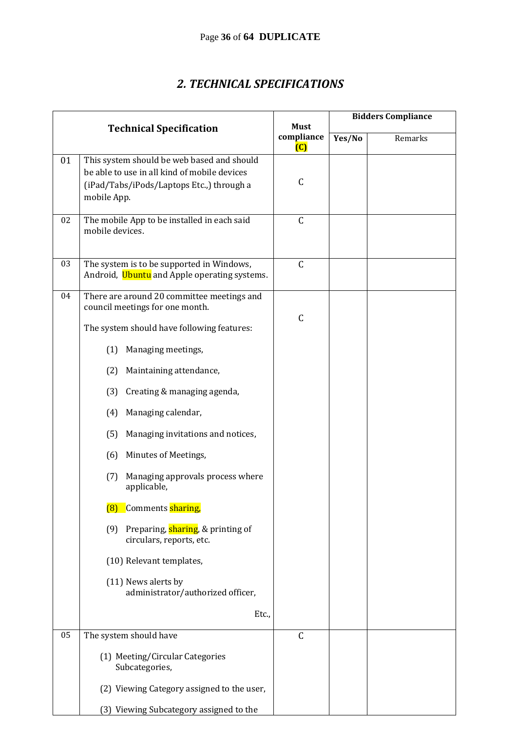## *2. TECHNICAL SPECIFICATIONS*

| Technical Specification | | Must compliance (C) | Bidders Compliance | |
|---|---|---|---|---|
| | | | Yes/No | Remarks |
| 01 | This system should be web based and should be able to use in all kind of mobile devices (iPad/Tabs/iPods/Laptops Etc.,) through a mobile App. | C | | |
| 02 | The mobile App to be installed in each said mobile devices. | C | | |
| 03 | The system is to be supported in Windows, Android, Ubuntu and Apple operating systems. | C | | |
| 04 | There are around 20 committee meetings and council meetings for one month.<br><br>The system should have following features:<br><br>(1) Managing meetings,<br>(2) Maintaining attendance,<br>(3) Creating & managing agenda,<br>(4) Managing calendar,<br>(5) Managing invitations and notices,<br>(6) Minutes of Meetings,<br>(7) Managing approvals process where applicable,<br>(8) Comments sharing,<br>(9) Preparing, sharing, & printing of circulars, reports, etc.<br>(10) Relevant templates,<br>(11) News alerts by administrator/authorized officer,<br><br>Etc., | C | | |
| 05 | The system should have<br><br>(1) Meeting/Circular Categories Subcategories,<br>(2) Viewing Category assigned to the user,<br>(3) Viewing Subcategory assigned to the | C | | |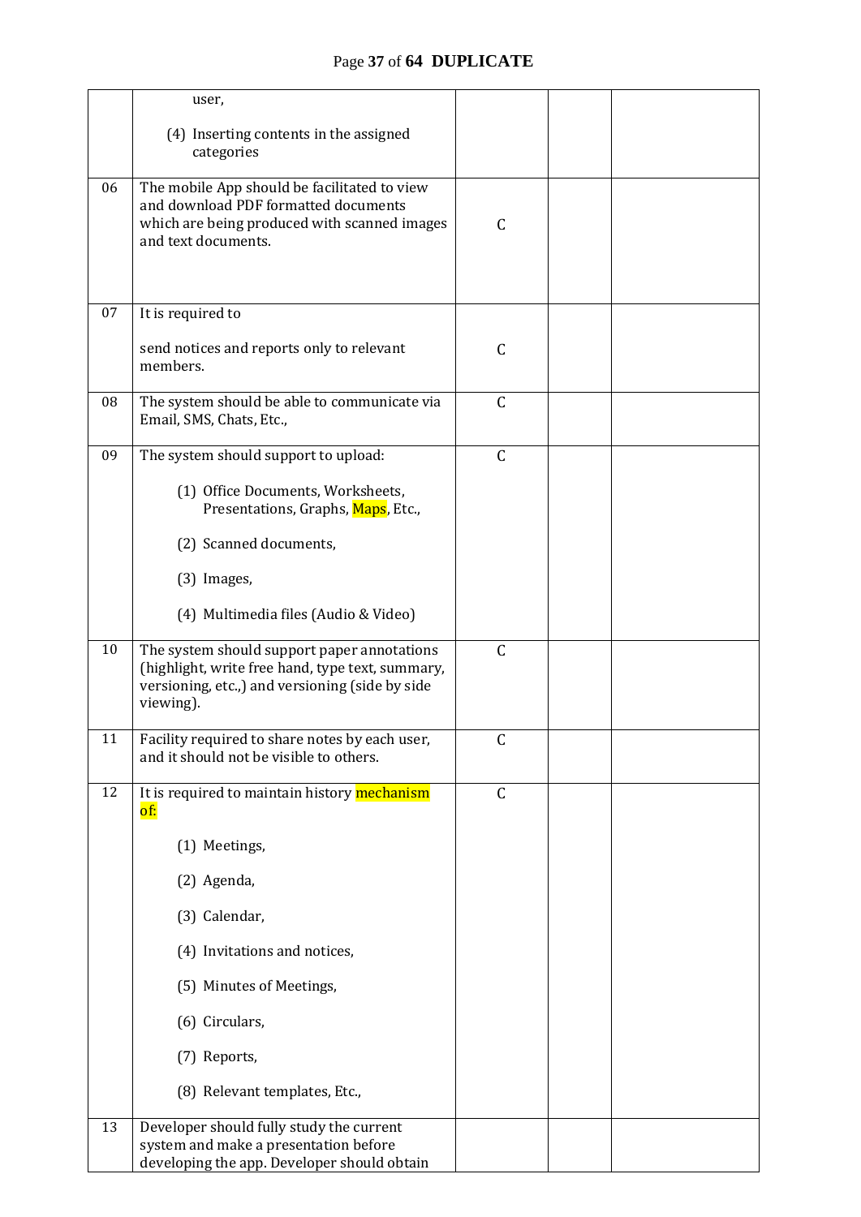|  |  |  |  |  |
|---|---|---|---|---|
|  | user,<br><br>(4) Inserting contents in the assigned categories |  |  |  |
| 06 | The mobile App should be facilitated to view and download PDF formatted documents which are being produced with scanned images and text documents. | C |  |  |
| 07 | It is required to<br><br>send notices and reports only to relevant members. | C |  |  |
| 08 | The system should be able to communicate via Email, SMS, Chats, Etc., | C |  |  |
| 09 | The system should support to upload:<br><br>(1) Office Documents, Worksheets, Presentations, Graphs, Maps, Etc.,<br><br>(2) Scanned documents,<br><br>(3) Images,<br><br>(4) Multimedia files (Audio & Video) | C |  |  |
| 10 | The system should support paper annotations (highlight, write free hand, type text, summary, versioning, etc.,) and versioning (side by side viewing). | C |  |  |
| 11 | Facility required to share notes by each user, and it should not be visible to others. | C |  |  |
| 12 | It is required to maintain history mechanism of:<br><br>(1) Meetings,<br><br>(2) Agenda,<br><br>(3) Calendar,<br><br>(4) Invitations and notices,<br><br>(5) Minutes of Meetings,<br><br>(6) Circulars,<br><br>(7) Reports,<br><br>(8) Relevant templates, Etc., | C |  |  |
| 13 | Developer should fully study the current system and make a presentation before developing the app. Developer should obtain |  |  |  |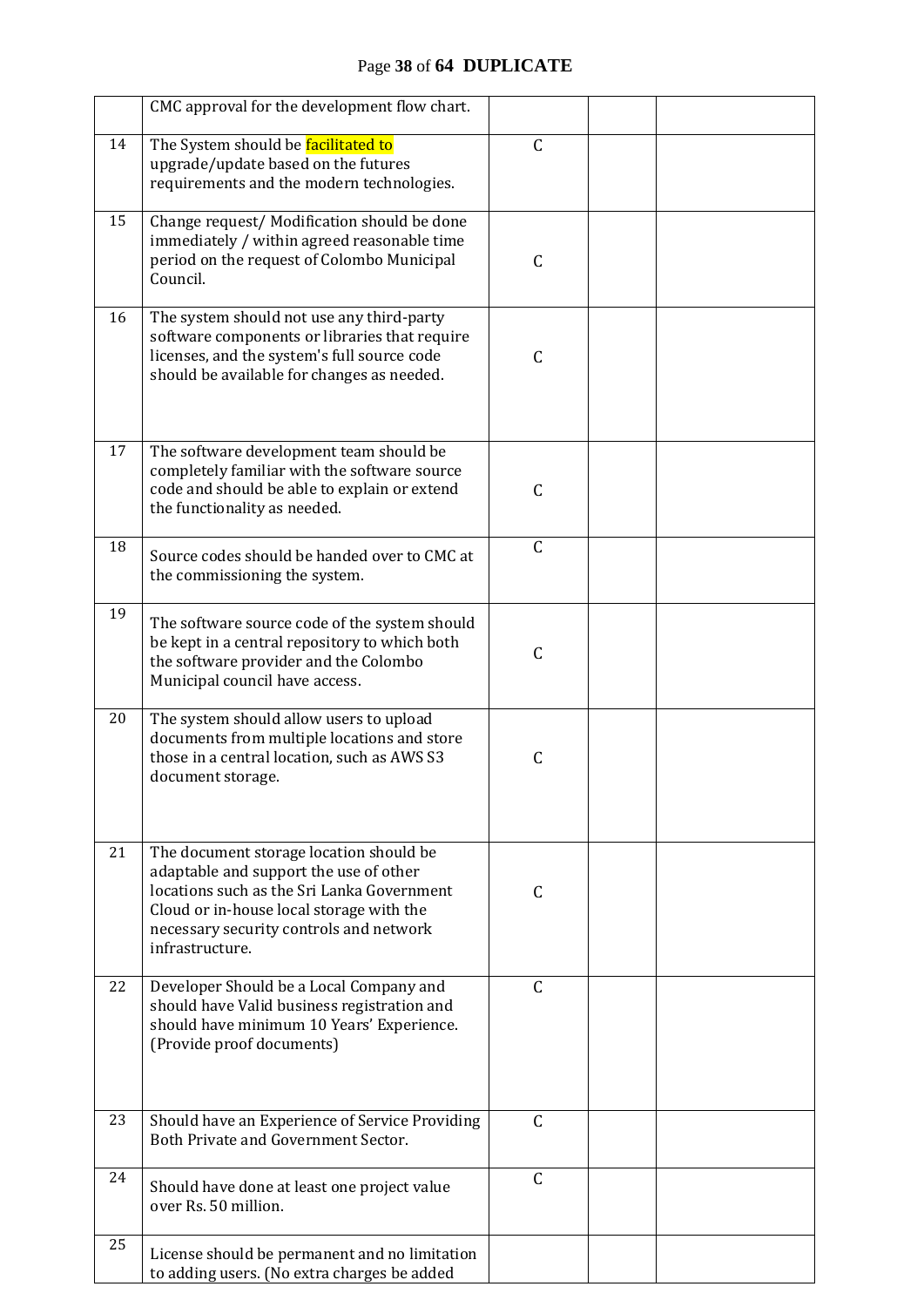|  |  |  |  |  |
|---|---|---|---|---|
|  | CMC approval for the development flow chart. |  |  |  |
| 14 | The System should be facilitated to upgrade/update based on the futures requirements and the modern technologies. | C |  |  |
| 15 | Change request/ Modification should be done immediately / within agreed reasonable time period on the request of Colombo Municipal Council. | C |  |  |
| 16 | The system should not use any third-party software components or libraries that require licenses, and the system's full source code should be available for changes as needed. | C |  |  |
| 17 | The software development team should be completely familiar with the software source code and should be able to explain or extend the functionality as needed. | C |  |  |
| 18 | Source codes should be handed over to CMC at the commissioning the system. | C |  |  |
| 19 | The software source code of the system should be kept in a central repository to which both the software provider and the Colombo Municipal council have access. | C |  |  |
| 20 | The system should allow users to upload documents from multiple locations and store those in a central location, such as AWS S3 document storage. | C |  |  |
| 21 | The document storage location should be adaptable and support the use of other locations such as the Sri Lanka Government Cloud or in-house local storage with the necessary security controls and network infrastructure. | C |  |  |
| 22 | Developer Should be a Local Company and should have Valid business registration and should have minimum 10 Years' Experience. (Provide proof documents) | C |  |  |
| 23 | Should have an Experience of Service Providing Both Private and Government Sector. | C |  |  |
| 24 | Should have done at least one project value over Rs. 50 million. | C |  |  |
| 25 | License should be permanent and no limitation to adding users. (No extra charges be added |  |  |  |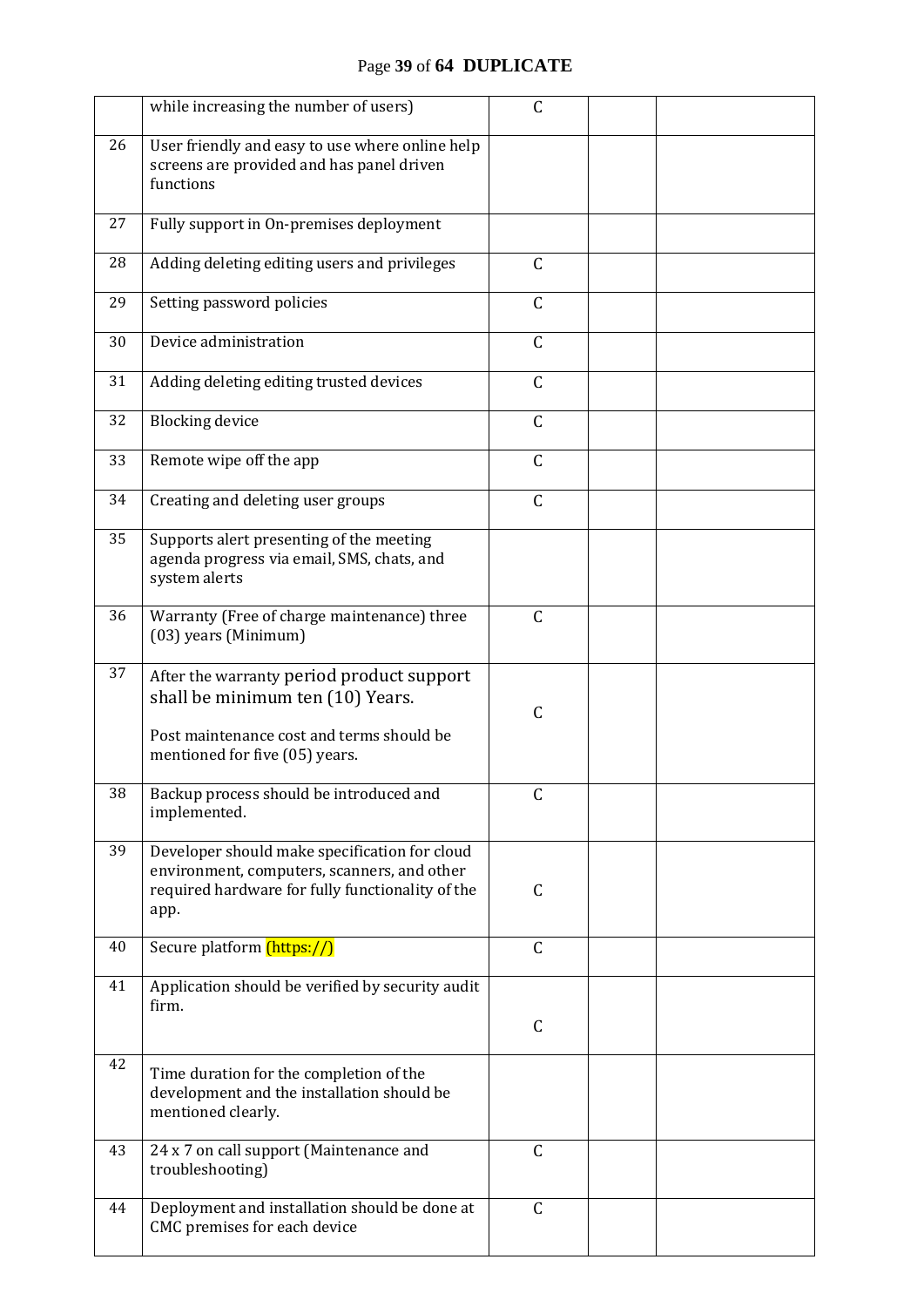| | | | | |
|---|---|---|---|---|
| | while increasing the number of users) | C | | |
| 26 | User friendly and easy to use where online help screens are provided and has panel driven functions | | | |
| 27 | Fully support in On-premises deployment | | | |
| 28 | Adding deleting editing users and privileges | C | | |
| 29 | Setting password policies | C | | |
| 30 | Device administration | C | | |
| 31 | Adding deleting editing trusted devices | C | | |
| 32 | Blocking device | C | | |
| 33 | Remote wipe off the app | C | | |
| 34 | Creating and deleting user groups | C | | |
| 35 | Supports alert presenting of the meeting agenda progress via email, SMS, chats, and system alerts | | | |
| 36 | Warranty (Free of charge maintenance) three (03) years (Minimum) | C | | |
| 37 | After the warranty period product support shall be minimum ten (10) Years.<br><br>Post maintenance cost and terms should be mentioned for five (05) years. | C | | |
| 38 | Backup process should be introduced and implemented. | C | | |
| 39 | Developer should make specification for cloud environment, computers, scanners, and other required hardware for fully functionality of the app. | C | | |
| 40 | Secure platform (https://) | C | | |
| 41 | Application should be verified by security audit firm. | C | | |
| 42 | Time duration for the completion of the development and the installation should be mentioned clearly. | | | |
| 43 | 24 x 7 on call support (Maintenance and troubleshooting) | C | | |
| 44 | Deployment and installation should be done at CMC premises for each device | C | | |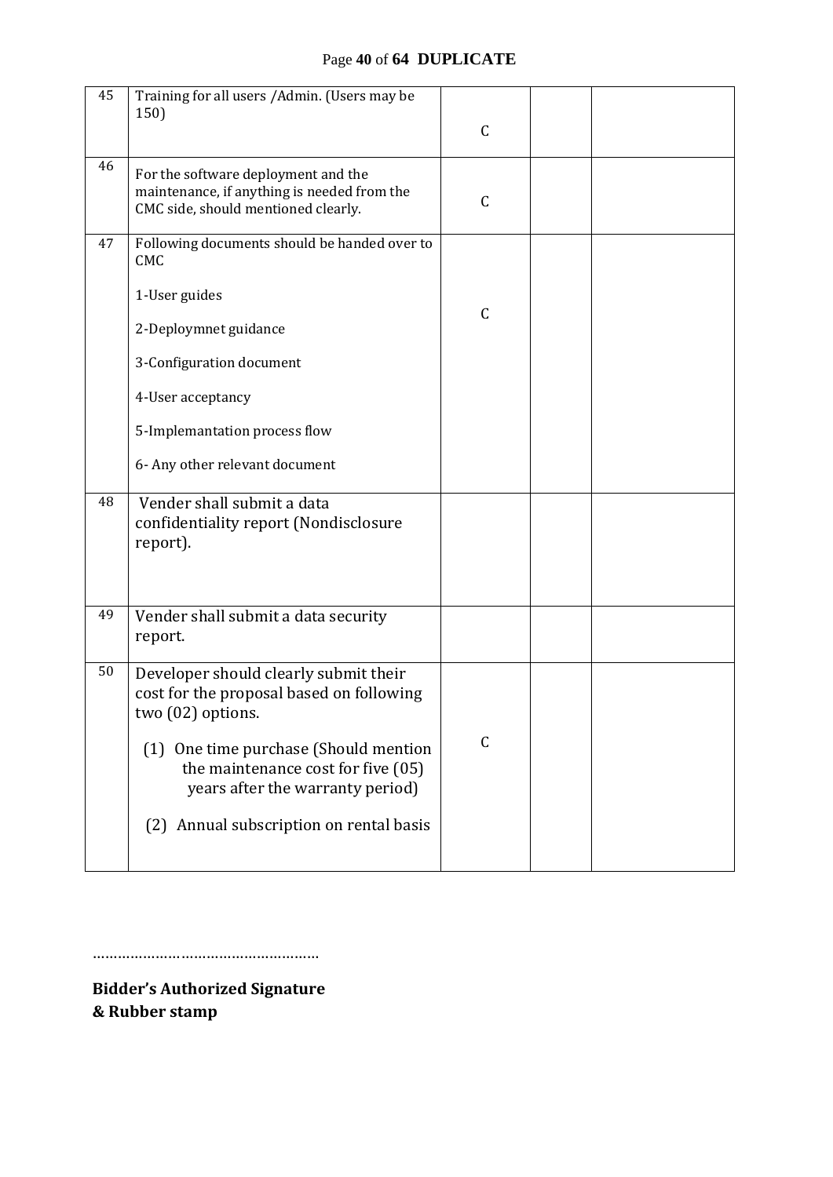| | | | | |
|---|---|---|---|---|
| 45 | Training for all users /Admin. (Users may be 150) | C | | |
| 46 | For the software deployment and the maintenance, if anything is needed from the CMC side, should mentioned clearly. | C | | |
| 47 | Following documents should be handed over to CMC<br><br>1-User guides<br><br>2-Deploymnet guidance<br><br>3-Configuration document<br><br>4-User acceptancy<br><br>5-Implemantation process flow<br><br>6- Any other relevant document | C | | |
| 48 | Vender shall submit a data confidentiality report (Nondisclosure report). | | | |
| 49 | Vender shall submit a data security report. | | | |
| 50 | Developer should clearly submit their cost for the proposal based on following two (02) options.<br><br>(1) One time purchase (Should mention the maintenance cost for five (05) years after the warranty period)<br><br>(2) Annual subscription on rental basis | C | | |

………………………………………………

**Bidder's Authorized Signature**
**& Rubber stamp**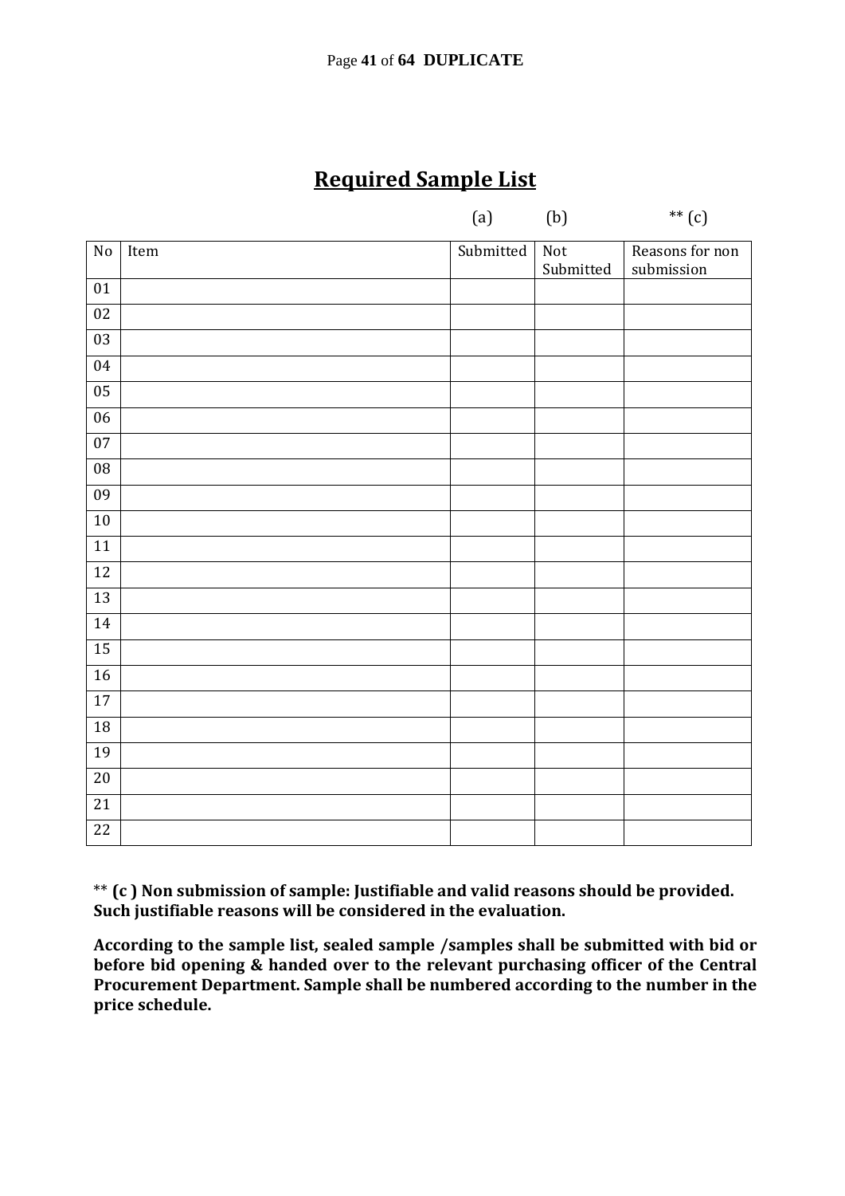## Required Sample List

|  |  | (a) | (b) | ** (c) |
|---|---|---|---|---|
| No | Item | Submitted | Not Submitted | Reasons for non submission |
| 01 | | | | |
| 02 | | | | |
| 03 | | | | |
| 04 | | | | |
| 05 | | | | |
| 06 | | | | |
| 07 | | | | |
| 08 | | | | |
| 09 | | | | |
| 10 | | | | |
| 11 | | | | |
| 12 | | | | |
| 13 | | | | |
| 14 | | | | |
| 15 | | | | |
| 16 | | | | |
| 17 | | | | |
| 18 | | | | |
| 19 | | | | |
| 20 | | | | |
| 21 | | | | |
| 22 | | | | |

** **(c ) Non submission of sample: Justifiable and valid reasons should be provided. Such justifiable reasons will be considered in the evaluation.**

**According to the sample list, sealed sample /samples shall be submitted with bid or before bid opening & handed over to the relevant purchasing officer of the Central Procurement Department. Sample shall be numbered according to the number in the price schedule.**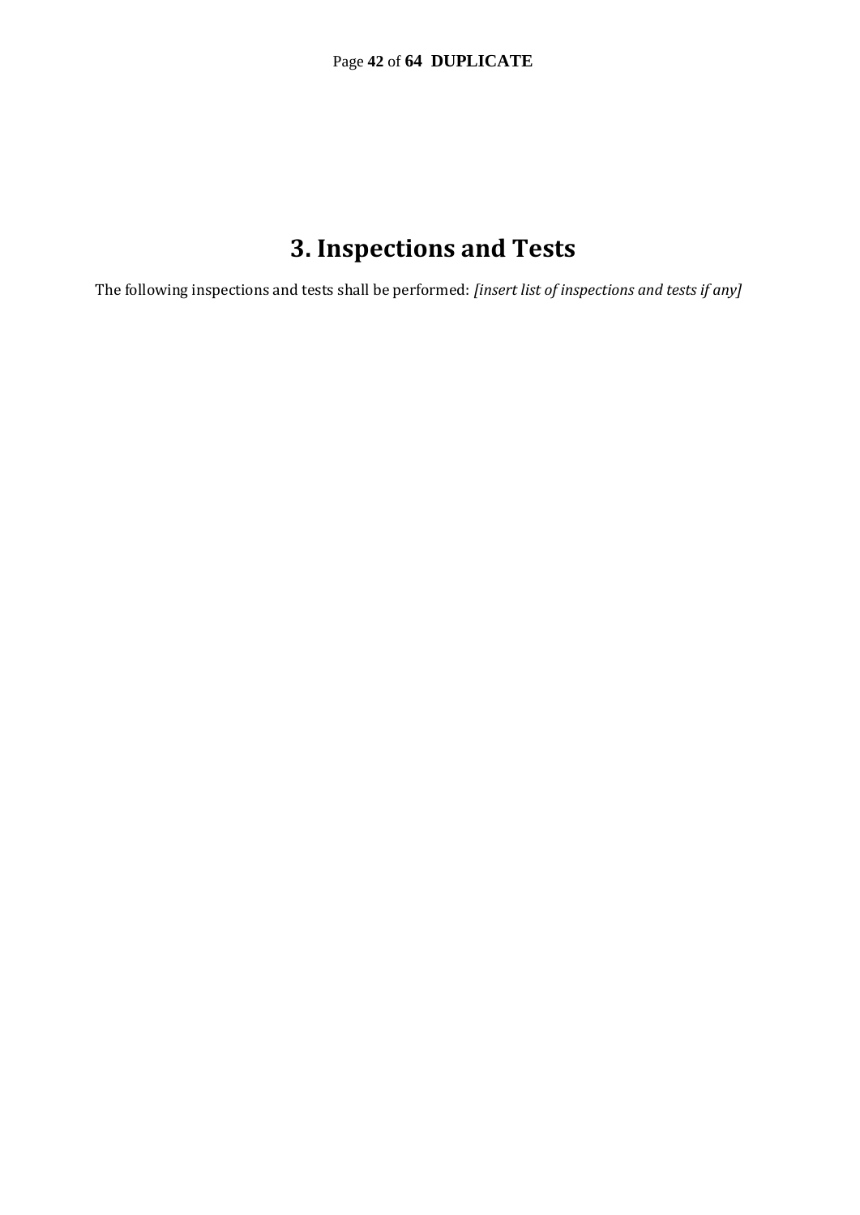# 3. Inspections and Tests

The following inspections and tests shall be performed: *[insert list of inspections and tests if any]*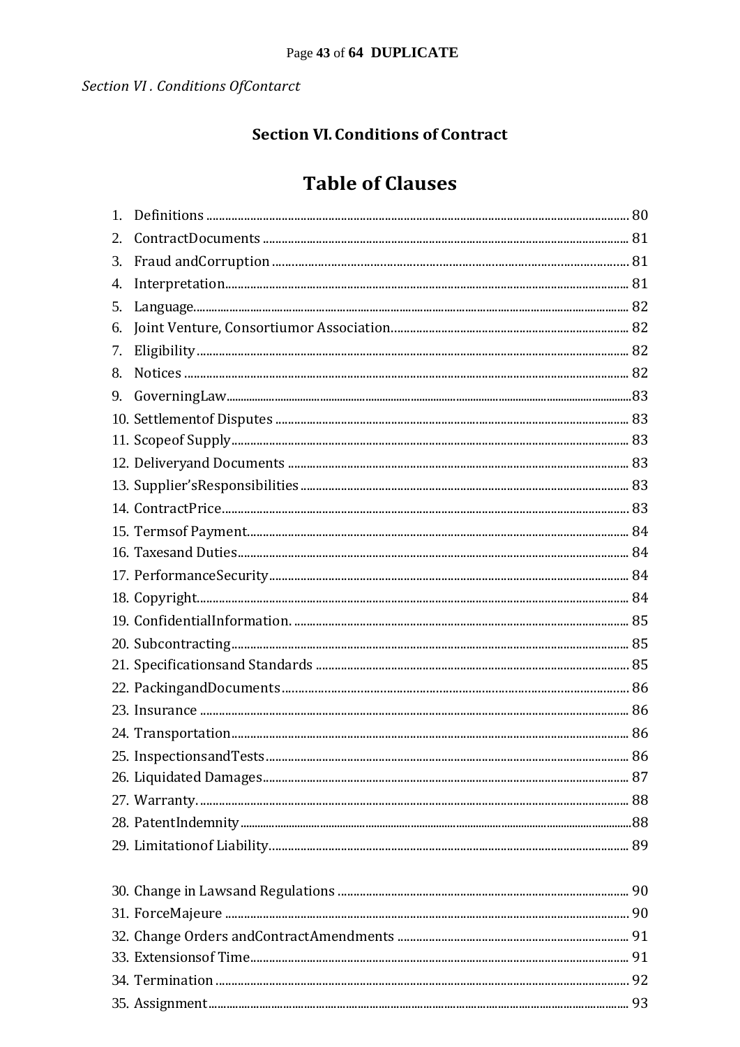## Section VI. Conditions of Contract

# Table of Clauses

1. Definitions ........................................................ 80
2. ContractDocuments ........................................................ 81
3. Fraud andCorruption ........................................................ 81
4. Interpretation........................................................ 81
5. Language........................................................ 82
6. Joint Venture, Consortiumor Association........................................................ 82
7. Eligibility ........................................................ 82
8. Notices ........................................................ 82
9. GoverningLaw........................................................83
10. Settlementof Disputes ........................................................ 83
11. Scopeof Supply........................................................ 83
12. Deliveryand Documents ........................................................ 83
13. Supplier'sResponsibilities ........................................................ 83
14. ContractPrice........................................................ 83
15. Termsof Payment........................................................ 84
16. Taxesand Duties........................................................ 84
17. PerformanceSecurity........................................................ 84
18. Copyright........................................................ 84
19. ConfidentialInformation. ........................................................ 85
20. Subcontracting........................................................ 85
21. Specificationsand Standards ........................................................ 85
22. PackingandDocuments........................................................ 86
23. Insurance ........................................................ 86
24. Transportation........................................................ 86
25. InspectionsandTests........................................................ 86
26. Liquidated Damages........................................................ 87
27. Warranty. ........................................................ 88
28. PatentIndemnity........................................................88
29. Limitationof Liability........................................................ 89
30. Change in Lawsand Regulations ........................................................ 90
31. ForceMajeure ........................................................ 90
32. Change Orders andContractAmendments ........................................................ 91
33. Extensionsof Time........................................................ 91
34. Termination ........................................................ 92
35. Assignment........................................................ 93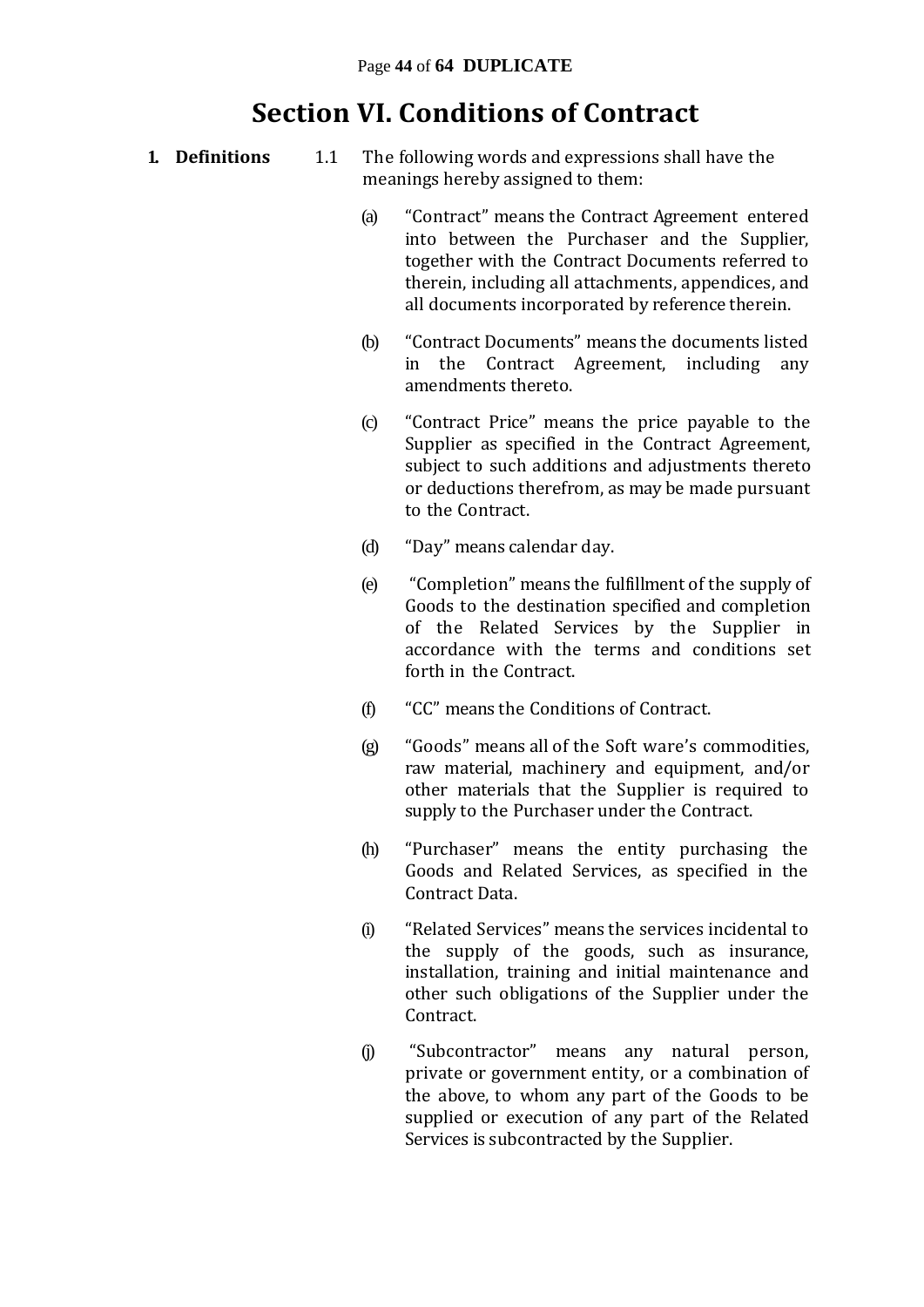# Section VI. Conditions of Contract

**1. Definitions**

1.1 The following words and expressions shall have the meanings hereby assigned to them:

(a) "Contract" means the Contract Agreement entered into between the Purchaser and the Supplier, together with the Contract Documents referred to therein, including all attachments, appendices, and all documents incorporated by reference therein.

(b) "Contract Documents" means the documents listed in the Contract Agreement, including any amendments thereto.

(c) "Contract Price" means the price payable to the Supplier as specified in the Contract Agreement, subject to such additions and adjustments thereto or deductions therefrom, as may be made pursuant to the Contract.

(d) "Day" means calendar day.

(e) "Completion" means the fulfillment of the supply of Goods to the destination specified and completion of the Related Services by the Supplier in accordance with the terms and conditions set forth in the Contract.

(f) "CC" means the Conditions of Contract.

(g) "Goods" means all of the Soft ware's commodities, raw material, machinery and equipment, and/or other materials that the Supplier is required to supply to the Purchaser under the Contract.

(h) "Purchaser" means the entity purchasing the Goods and Related Services, as specified in the Contract Data.

(i) "Related Services" means the services incidental to the supply of the goods, such as insurance, installation, training and initial maintenance and other such obligations of the Supplier under the Contract.

(j) "Subcontractor" means any natural person, private or government entity, or a combination of the above, to whom any part of the Goods to be supplied or execution of any part of the Related Services is subcontracted by the Supplier.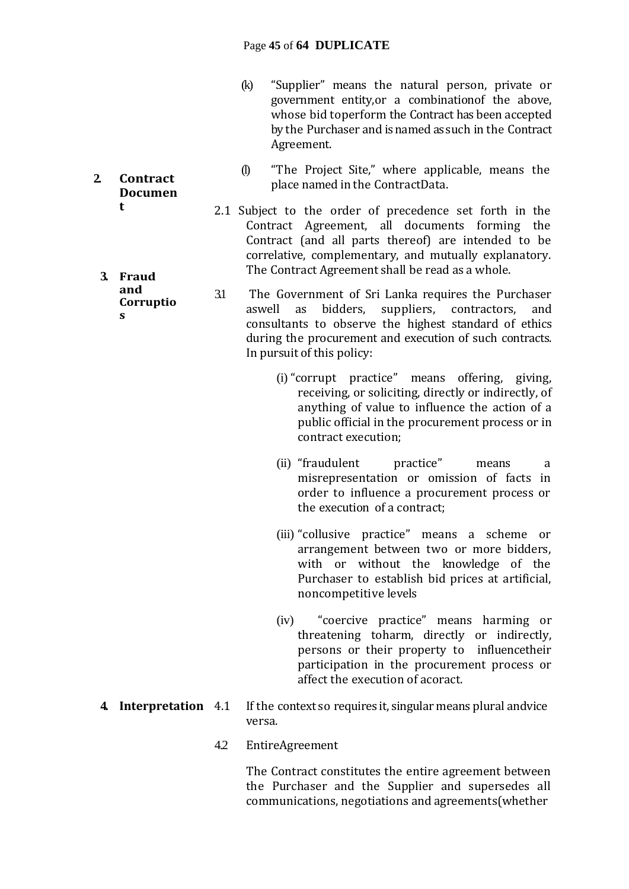(k) "Supplier" means the natural person, private or government entity,or a combinationof the above, whose bid toperform the Contract has been accepted by the Purchaser and is named assuch in the Contract Agreement.

(l) "The Project Site," where applicable, means the place named in the ContractData.

**2. Contract Document**

2.1 Subject to the order of precedence set forth in the Contract Agreement, all documents forming the Contract (and all parts thereof) are intended to be correlative, complementary, and mutually explanatory. The Contract Agreement shall be read as a whole.

**3. Fraud and Corruptios**

3.1 The Government of Sri Lanka requires the Purchaser aswell as bidders, suppliers, contractors, and consultants to observe the highest standard of ethics during the procurement and execution of such contracts. In pursuit of this policy:

(i) "corrupt practice" means offering, giving, receiving, or soliciting, directly or indirectly, of anything of value to influence the action of a public official in the procurement process or in contract execution;

(ii) "fraudulent practice" means a misrepresentation or omission of facts in order to influence a procurement process or the execution of a contract;

(iii) "collusive practice" means a scheme or arrangement between two or more bidders, with or without the knowledge of the Purchaser to establish bid prices at artificial, noncompetitive levels

(iv) "coercive practice" means harming or threatening toharm, directly or indirectly, persons or their property to influencetheir participation in the procurement process or affect the execution of acoract.

**4. Interpretation**

4.1 If the context so requires it, singular means plural andvice versa.

4.2 EntireAgreement

The Contract constitutes the entire agreement between the Purchaser and the Supplier and supersedes all communications, negotiations and agreements(whether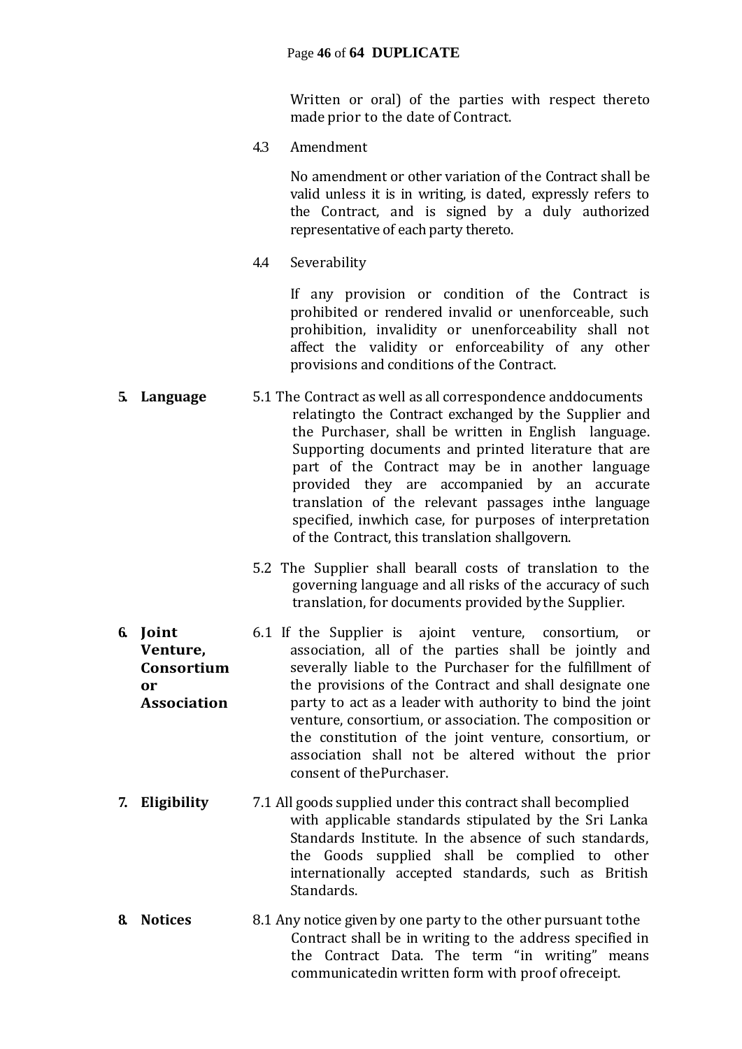Written or oral) of the parties with respect thereto made prior to the date of Contract.

4.3 Amendment

No amendment or other variation of the Contract shall be valid unless it is in writing, is dated, expressly refers to the Contract, and is signed by a duly authorized representative of each party thereto.

4.4 Severability

If any provision or condition of the Contract is prohibited or rendered invalid or unenforceable, such prohibition, invalidity or unenforceability shall not affect the validity or enforceability of any other provisions and conditions of the Contract.

**5. Language**

5.1 The Contract as well as all correspondence anddocuments relatingto the Contract exchanged by the Supplier and the Purchaser, shall be written in English language. Supporting documents and printed literature that are part of the Contract may be in another language provided they are accompanied by an accurate translation of the relevant passages inthe language specified, inwhich case, for purposes of interpretation of the Contract, this translation shallgovern.

5.2 The Supplier shall bearall costs of translation to the governing language and all risks of the accuracy of such translation, for documents provided bythe Supplier.

**6. Joint Venture, Consortium or Association**

6.1 If the Supplier is ajoint venture, consortium, or association, all of the parties shall be jointly and severally liable to the Purchaser for the fulfillment of the provisions of the Contract and shall designate one party to act as a leader with authority to bind the joint venture, consortium, or association. The composition or the constitution of the joint venture, consortium, or association shall not be altered without the prior consent of thePurchaser.

**7. Eligibility**

7.1 All goods supplied under this contract shall becomplied with applicable standards stipulated by the Sri Lanka Standards Institute. In the absence of such standards, the Goods supplied shall be complied to other internationally accepted standards, such as British Standards.

**8. Notices**

8.1 Any notice given by one party to the other pursuant tothe Contract shall be in writing to the address specified in the Contract Data. The term "in writing" means communicatedin written form with proof ofreceipt.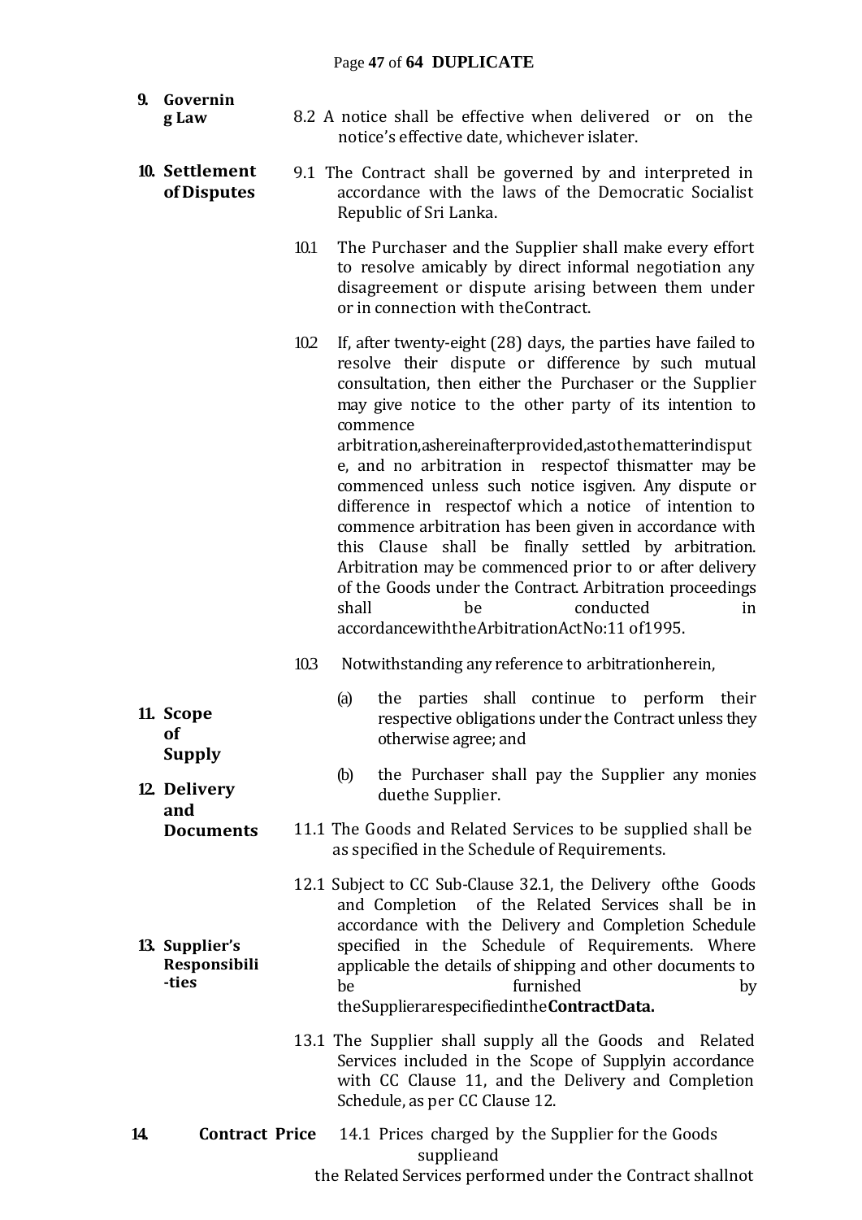**9. Governing Law**

8.2 A notice shall be effective when delivered or on the notice's effective date, whichever islater.

**10. Settlement of Disputes**

9.1 The Contract shall be governed by and interpreted in accordance with the laws of the Democratic Socialist Republic of Sri Lanka.

10.1 The Purchaser and the Supplier shall make every effort to resolve amicably by direct informal negotiation any disagreement or dispute arising between them under or in connection with theContract.

10.2 If, after twenty-eight (28) days, the parties have failed to resolve their dispute or difference by such mutual consultation, then either the Purchaser or the Supplier may give notice to the other party of its intention to commence arbitration,ashereinafterprovided,astothematterindispute, and no arbitration in respectof thismatter may be commenced unless such notice isgiven. Any dispute or difference in respectof which a notice of intention to commence arbitration has been given in accordance with this Clause shall be finally settled by arbitration. Arbitration may be commenced prior to or after delivery of the Goods under the Contract. Arbitration proceedings shall be conducted in accordancewiththeArbitrationActNo:11 of1995.

10.3 Notwithstanding any reference to arbitrationherein,

(a) the parties shall continue to perform their respective obligations under the Contract unless they otherwise agree; and

(b) the Purchaser shall pay the Supplier any monies duethe Supplier.

**11. Scope of Supply**

11.1 The Goods and Related Services to be supplied shall be as specified in the Schedule of Requirements.

**12. Delivery and Documents**

12.1 Subject to CC Sub-Clause 32.1, the Delivery ofthe Goods and Completion of the Related Services shall be in accordance with the Delivery and Completion Schedule specified in the Schedule of Requirements. Where applicable the details of shipping and other documents to be furnished by theSupplierarespecifiedinthe**ContractData.**

**13. Supplier's Responsibili-ties**

13.1 The Supplier shall supply all the Goods and Related Services included in the Scope of Supplyin accordance with CC Clause 11, and the Delivery and Completion Schedule, as per CC Clause 12.

**14. Contract Price**

14.1 Prices charged by the Supplier for the Goods supplieand the Related Services performed under the Contract shallnot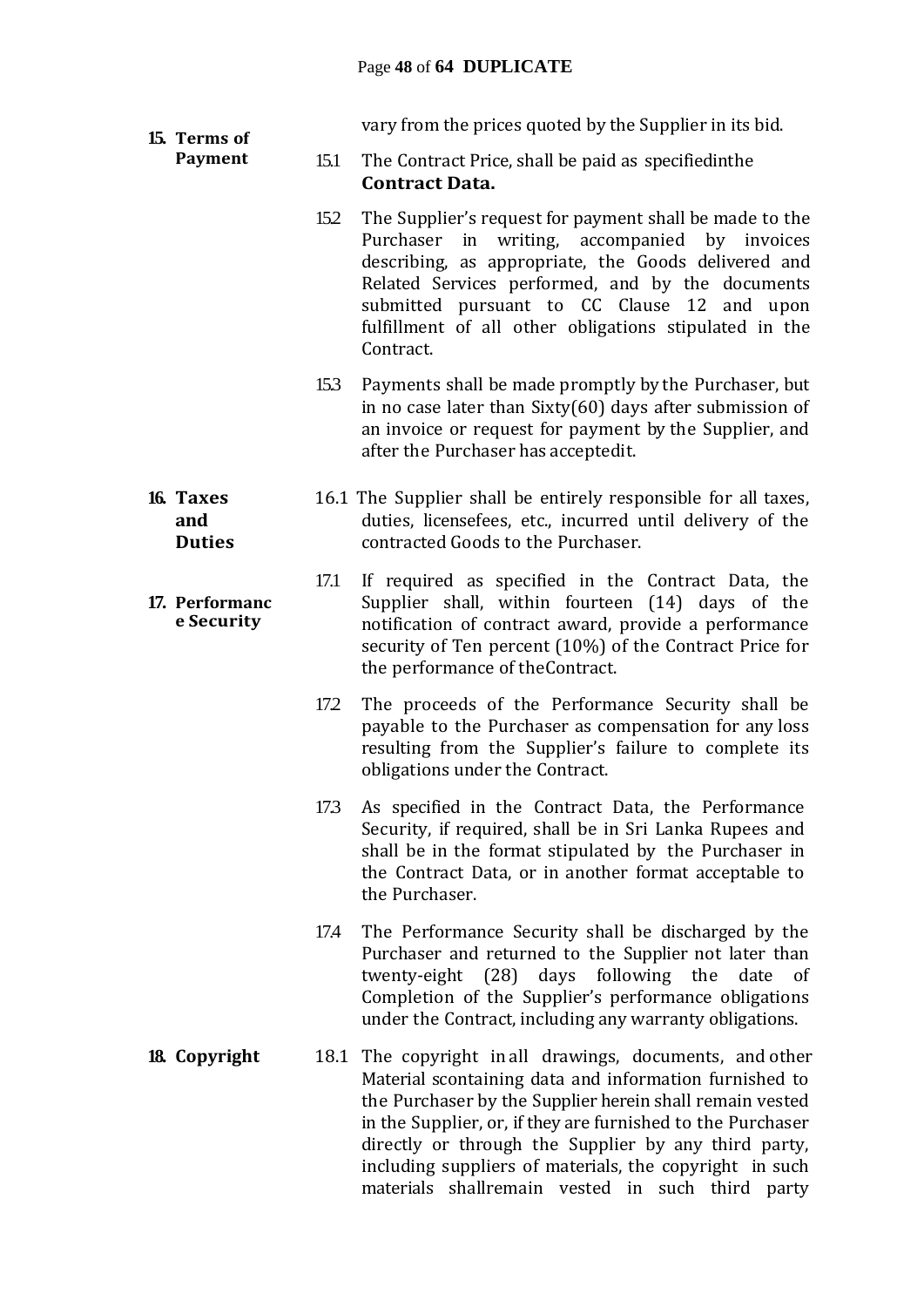vary from the prices quoted by the Supplier in its bid.

**15. Terms of Payment**

15.1 The Contract Price, shall be paid as specifiedinthe **Contract Data.**

15.2 The Supplier's request for payment shall be made to the Purchaser in writing, accompanied by invoices describing, as appropriate, the Goods delivered and Related Services performed, and by the documents submitted pursuant to CC Clause 12 and upon fulfillment of all other obligations stipulated in the Contract.

15.3 Payments shall be made promptly by the Purchaser, but in no case later than Sixty(60) days after submission of an invoice or request for payment by the Supplier, and after the Purchaser has acceptedit.

**16. Taxes and Duties**

16.1 The Supplier shall be entirely responsible for all taxes, duties, licensefees, etc., incurred until delivery of the contracted Goods to the Purchaser.

**17. Performance Security**

17.1 If required as specified in the Contract Data, the Supplier shall, within fourteen (14) days of the notification of contract award, provide a performance security of Ten percent (10%) of the Contract Price for the performance of theContract.

17.2 The proceeds of the Performance Security shall be payable to the Purchaser as compensation for any loss resulting from the Supplier's failure to complete its obligations under the Contract.

17.3 As specified in the Contract Data, the Performance Security, if required, shall be in Sri Lanka Rupees and shall be in the format stipulated by the Purchaser in the Contract Data, or in another format acceptable to the Purchaser.

17.4 The Performance Security shall be discharged by the Purchaser and returned to the Supplier not later than twenty-eight (28) days following the date of Completion of the Supplier's performance obligations under the Contract, including any warranty obligations.

**18. Copyright**

18.1 The copyright in all drawings, documents, and other Material scontaining data and information furnished to the Purchaser by the Supplier herein shall remain vested in the Supplier, or, if they are furnished to the Purchaser directly or through the Supplier by any third party, including suppliers of materials, the copyright in such materials shallremain vested in such third party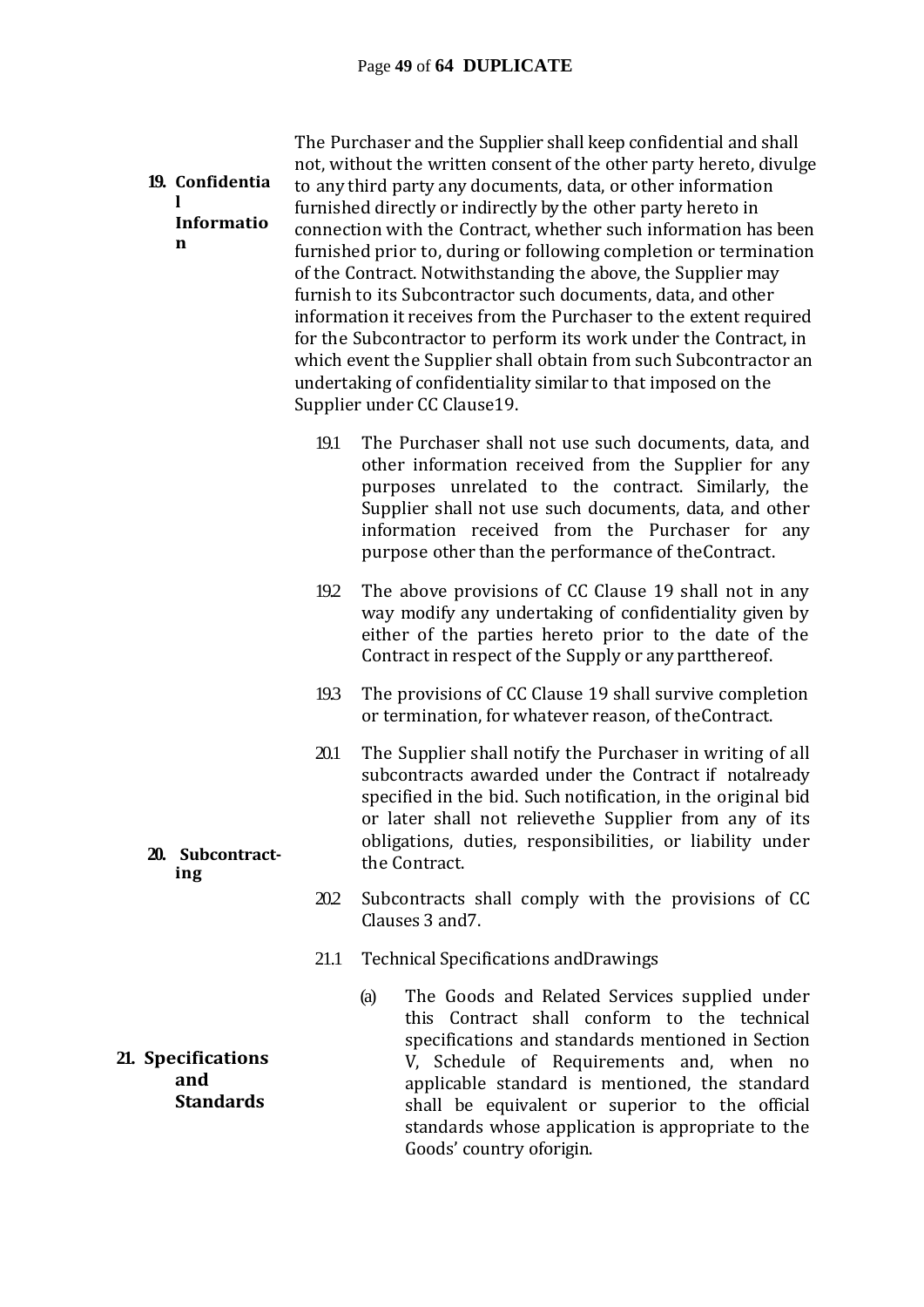**19. Confidential Information**

The Purchaser and the Supplier shall keep confidential and shall not, without the written consent of the other party hereto, divulge to any third party any documents, data, or other information furnished directly or indirectly by the other party hereto in connection with the Contract, whether such information has been furnished prior to, during or following completion or termination of the Contract. Notwithstanding the above, the Supplier may furnish to its Subcontractor such documents, data, and other information it receives from the Purchaser to the extent required for the Subcontractor to perform its work under the Contract, in which event the Supplier shall obtain from such Subcontractor an undertaking of confidentiality similar to that imposed on the Supplier under CC Clause19.

19.1 The Purchaser shall not use such documents, data, and other information received from the Supplier for any purposes unrelated to the contract. Similarly, the Supplier shall not use such documents, data, and other information received from the Purchaser for any purpose other than the performance of theContract.

19.2 The above provisions of CC Clause 19 shall not in any way modify any undertaking of confidentiality given by either of the parties hereto prior to the date of the Contract in respect of the Supply or any partthereof.

19.3 The provisions of CC Clause 19 shall survive completion or termination, for whatever reason, of theContract.

**20. Subcontracting**

20.1 The Supplier shall notify the Purchaser in writing of all subcontracts awarded under the Contract if notalready specified in the bid. Such notification, in the original bid or later shall not relievethe Supplier from any of its obligations, duties, responsibilities, or liability under the Contract.

20.2 Subcontracts shall comply with the provisions of CC Clauses 3 and7.

**21. Specifications and Standards**

21.1 Technical Specifications andDrawings

(a) The Goods and Related Services supplied under this Contract shall conform to the technical specifications and standards mentioned in Section V, Schedule of Requirements and, when no applicable standard is mentioned, the standard shall be equivalent or superior to the official standards whose application is appropriate to the Goods' country oforigin.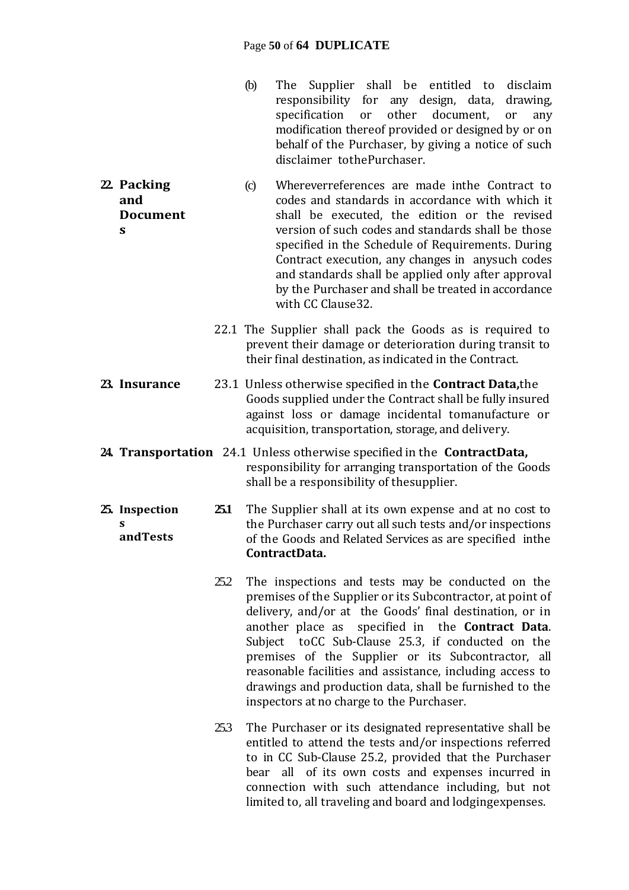(b) The Supplier shall be entitled to disclaim responsibility for any design, data, drawing, specification or other document, or any modification thereof provided or designed by or on behalf of the Purchaser, by giving a notice of such disclaimer tothePurchaser.

(c) Whereverreferences are made inthe Contract to codes and standards in accordance with which it shall be executed, the edition or the revised version of such codes and standards shall be those specified in the Schedule of Requirements. During Contract execution, any changes in anysuch codes and standards shall be applied only after approval by the Purchaser and shall be treated in accordance with CC Clause32.

**22. Packing and Documents**

22.1 The Supplier shall pack the Goods as is required to prevent their damage or deterioration during transit to their final destination, as indicated in the Contract.

**23. Insurance**

23.1 Unless otherwise specified in the **Contract Data,**the Goods supplied under the Contract shall be fully insured against loss or damage incidental tomanufacture or acquisition, transportation, storage, and delivery.

**24. Transportation**

24.1 Unless otherwise specified in the **ContractData,** responsibility for arranging transportation of the Goods shall be a responsibility of thesupplier.

**25. Inspections andTests**

25.1 The Supplier shall at its own expense and at no cost to the Purchaser carry out all such tests and/or inspections of the Goods and Related Services as are specified inthe **ContractData.**

25.2 The inspections and tests may be conducted on the premises of the Supplier or its Subcontractor, at point of delivery, and/or at the Goods' final destination, or in another place as specified in the **Contract Data**. Subject toCC Sub-Clause 25.3, if conducted on the premises of the Supplier or its Subcontractor, all reasonable facilities and assistance, including access to drawings and production data, shall be furnished to the inspectors at no charge to the Purchaser.

25.3 The Purchaser or its designated representative shall be entitled to attend the tests and/or inspections referred to in CC Sub-Clause 25.2, provided that the Purchaser bear all of its own costs and expenses incurred in connection with such attendance including, but not limited to, all traveling and board and lodgingexpenses.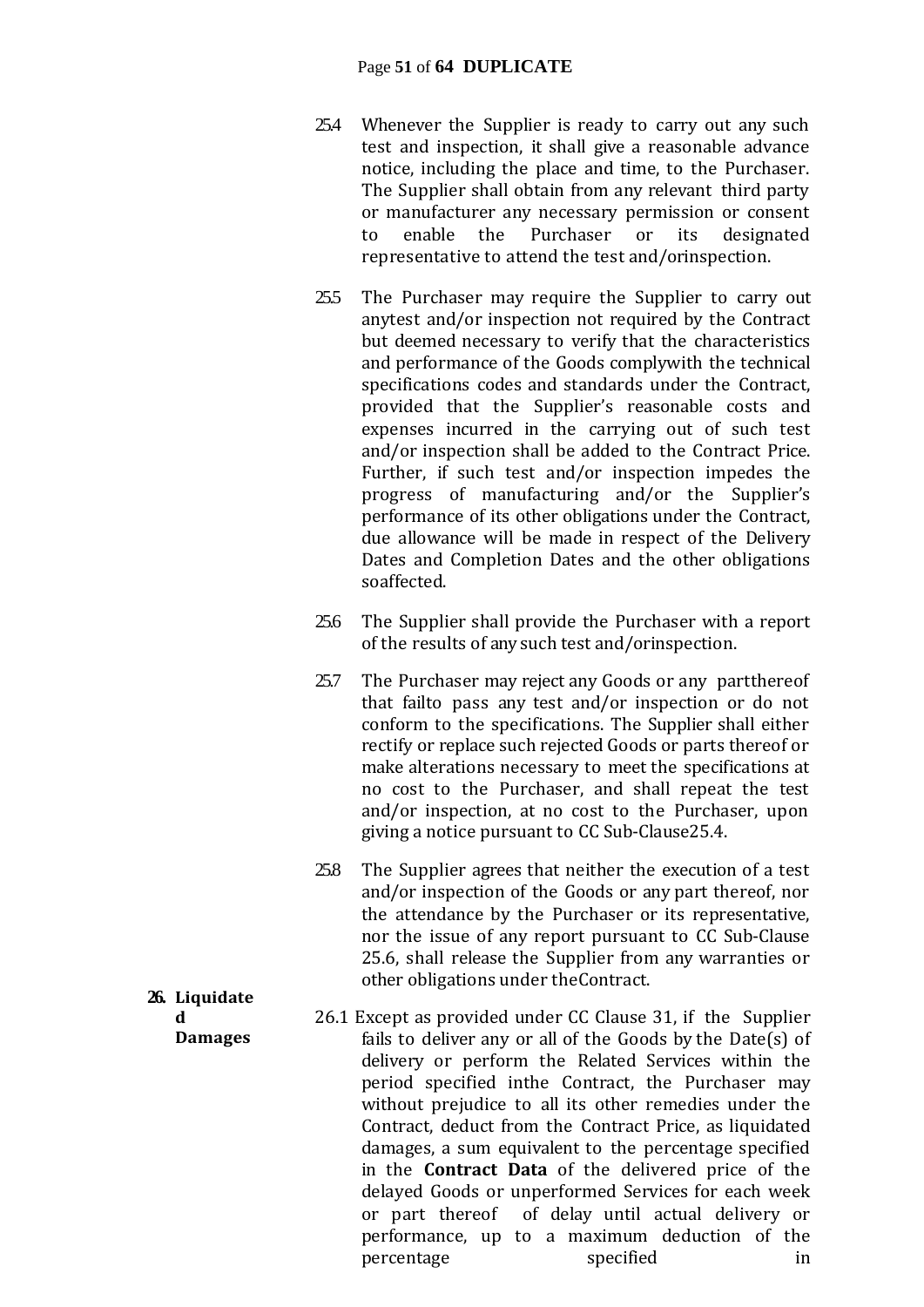25.4 Whenever the Supplier is ready to carry out any such test and inspection, it shall give a reasonable advance notice, including the place and time, to the Purchaser. The Supplier shall obtain from any relevant third party or manufacturer any necessary permission or consent to enable the Purchaser or its designated representative to attend the test and/orinspection.

25.5 The Purchaser may require the Supplier to carry out anytest and/or inspection not required by the Contract but deemed necessary to verify that the characteristics and performance of the Goods complywith the technical specifications codes and standards under the Contract, provided that the Supplier's reasonable costs and expenses incurred in the carrying out of such test and/or inspection shall be added to the Contract Price. Further, if such test and/or inspection impedes the progress of manufacturing and/or the Supplier's performance of its other obligations under the Contract, due allowance will be made in respect of the Delivery Dates and Completion Dates and the other obligations soaffected.

25.6 The Supplier shall provide the Purchaser with a report of the results of any such test and/orinspection.

25.7 The Purchaser may reject any Goods or any partthereof that failto pass any test and/or inspection or do not conform to the specifications. The Supplier shall either rectify or replace such rejected Goods or parts thereof or make alterations necessary to meet the specifications at no cost to the Purchaser, and shall repeat the test and/or inspection, at no cost to the Purchaser, upon giving a notice pursuant to CC Sub-Clause25.4.

25.8 The Supplier agrees that neither the execution of a test and/or inspection of the Goods or any part thereof, nor the attendance by the Purchaser or its representative, nor the issue of any report pursuant to CC Sub-Clause 25.6, shall release the Supplier from any warranties or other obligations under theContract.

**26. Liquidated Damages**

26.1 Except as provided under CC Clause 31, if the Supplier fails to deliver any or all of the Goods by the Date(s) of delivery or perform the Related Services within the period specified inthe Contract, the Purchaser may without prejudice to all its other remedies under the Contract, deduct from the Contract Price, as liquidated damages, a sum equivalent to the percentage specified in the **Contract Data** of the delivered price of the delayed Goods or unperformed Services for each week or part thereof of delay until actual delivery or performance, up to a maximum deduction of the percentage specified in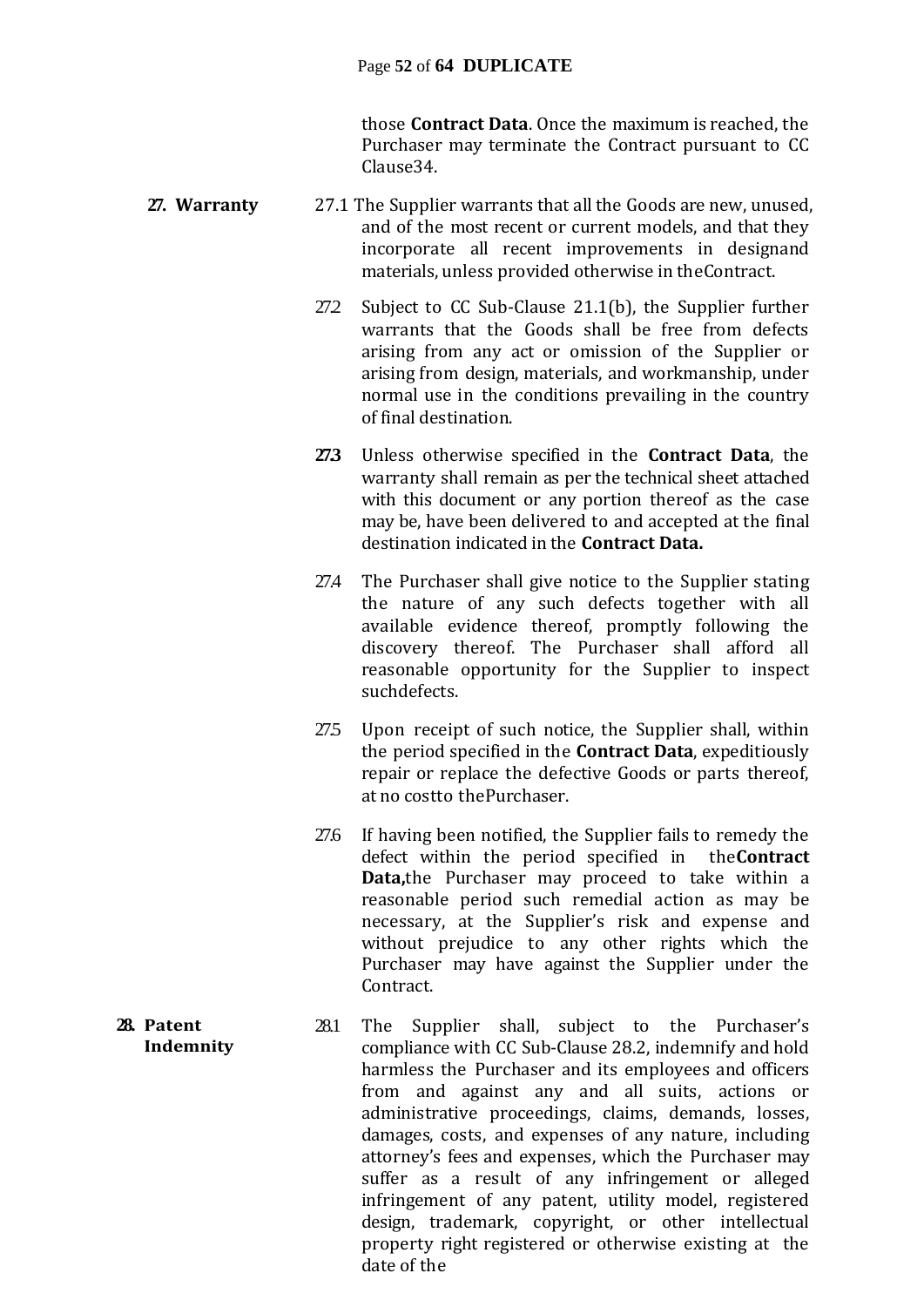those **Contract Data**. Once the maximum is reached, the Purchaser may terminate the Contract pursuant to CC Clause34.

**27. Warranty**

27.1 The Supplier warrants that all the Goods are new, unused, and of the most recent or current models, and that they incorporate all recent improvements in designand materials, unless provided otherwise in theContract.

27.2 Subject to CC Sub-Clause 21.1(b), the Supplier further warrants that the Goods shall be free from defects arising from any act or omission of the Supplier or arising from design, materials, and workmanship, under normal use in the conditions prevailing in the country of final destination.

**27.3** Unless otherwise specified in the **Contract Data**, the warranty shall remain as per the technical sheet attached with this document or any portion thereof as the case may be, have been delivered to and accepted at the final destination indicated in the **Contract Data.**

27.4 The Purchaser shall give notice to the Supplier stating the nature of any such defects together with all available evidence thereof, promptly following the discovery thereof. The Purchaser shall afford all reasonable opportunity for the Supplier to inspect suchdefects.

27.5 Upon receipt of such notice, the Supplier shall, within the period specified in the **Contract Data**, expeditiously repair or replace the defective Goods or parts thereof, at no costto thePurchaser.

27.6 If having been notified, the Supplier fails to remedy the defect within the period specified in the**Contract Data,**the Purchaser may proceed to take within a reasonable period such remedial action as may be necessary, at the Supplier's risk and expense and without prejudice to any other rights which the Purchaser may have against the Supplier under the Contract.

**28. Patent Indemnity**

28.1 The Supplier shall, subject to the Purchaser's compliance with CC Sub-Clause 28.2, indemnify and hold harmless the Purchaser and its employees and officers from and against any and all suits, actions or administrative proceedings, claims, demands, losses, damages, costs, and expenses of any nature, including attorney's fees and expenses, which the Purchaser may suffer as a result of any infringement or alleged infringement of any patent, utility model, registered design, trademark, copyright, or other intellectual property right registered or otherwise existing at the date of the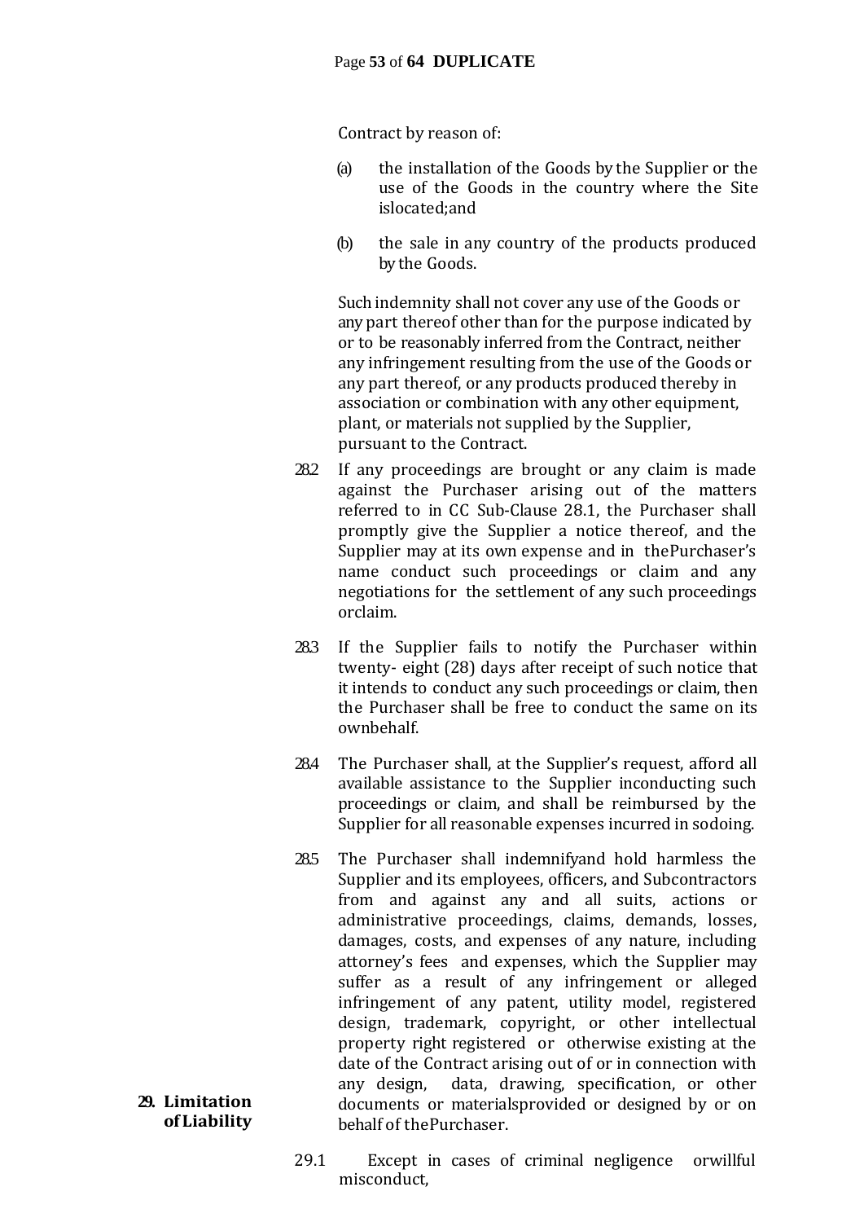Contract by reason of:

(a) the installation of the Goods by the Supplier or the use of the Goods in the country where the Site islocated;and

(b) the sale in any country of the products produced by the Goods.

Such indemnity shall not cover any use of the Goods or any part thereof other than for the purpose indicated by or to be reasonably inferred from the Contract, neither any infringement resulting from the use of the Goods or any part thereof, or any products produced thereby in association or combination with any other equipment, plant, or materials not supplied by the Supplier, pursuant to the Contract.

28.2 If any proceedings are brought or any claim is made against the Purchaser arising out of the matters referred to in CC Sub-Clause 28.1, the Purchaser shall promptly give the Supplier a notice thereof, and the Supplier may at its own expense and in thePurchaser's name conduct such proceedings or claim and any negotiations for the settlement of any such proceedings orclaim.

28.3 If the Supplier fails to notify the Purchaser within twenty- eight (28) days after receipt of such notice that it intends to conduct any such proceedings or claim, then the Purchaser shall be free to conduct the same on its ownbehalf.

28.4 The Purchaser shall, at the Supplier's request, afford all available assistance to the Supplier inconducting such proceedings or claim, and shall be reimbursed by the Supplier for all reasonable expenses incurred in sodoing.

28.5 The Purchaser shall indemnifyand hold harmless the Supplier and its employees, officers, and Subcontractors from and against any and all suits, actions or administrative proceedings, claims, demands, losses, damages, costs, and expenses of any nature, including attorney's fees and expenses, which the Supplier may suffer as a result of any infringement or alleged infringement of any patent, utility model, registered design, trademark, copyright, or other intellectual property right registered or otherwise existing at the date of the Contract arising out of or in connection with any design, data, drawing, specification, or other documents or materialsprovided or designed by or on behalf of thePurchaser.

**29. Limitation of Liability**

29.1 Except in cases of criminal negligence orwillful misconduct,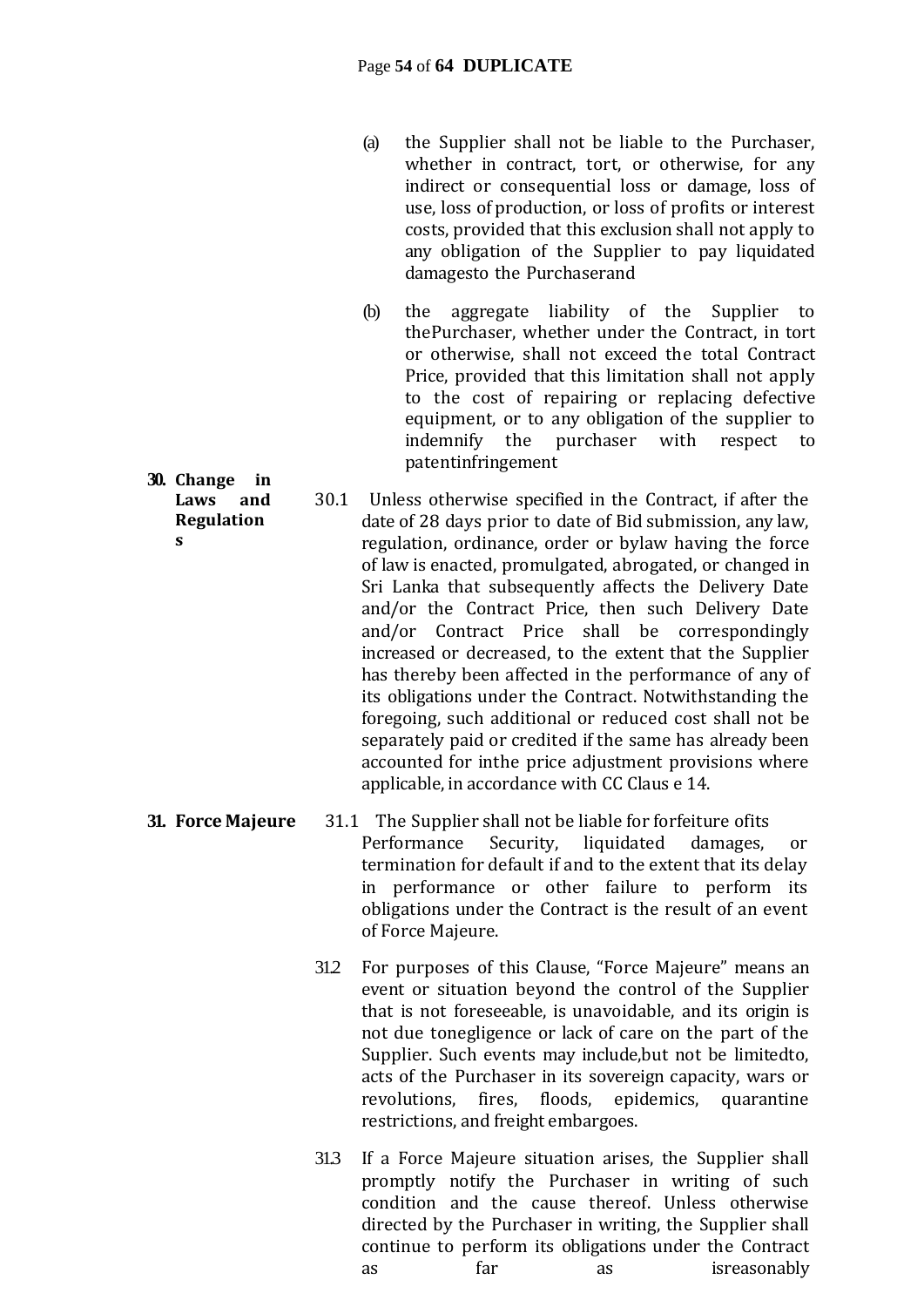(a) the Supplier shall not be liable to the Purchaser, whether in contract, tort, or otherwise, for any indirect or consequential loss or damage, loss of use, loss of production, or loss of profits or interest costs, provided that this exclusion shall not apply to any obligation of the Supplier to pay liquidated damagesto the Purchaserand

(b) the aggregate liability of the Supplier to thePurchaser, whether under the Contract, in tort or otherwise, shall not exceed the total Contract Price, provided that this limitation shall not apply to the cost of repairing or replacing defective equipment, or to any obligation of the supplier to indemnify the purchaser with respect to patentinfringement

**30. Change in Laws and Regulations**

30.1 Unless otherwise specified in the Contract, if after the date of 28 days prior to date of Bid submission, any law, regulation, ordinance, order or bylaw having the force of law is enacted, promulgated, abrogated, or changed in Sri Lanka that subsequently affects the Delivery Date and/or the Contract Price, then such Delivery Date and/or Contract Price shall be correspondingly increased or decreased, to the extent that the Supplier has thereby been affected in the performance of any of its obligations under the Contract. Notwithstanding the foregoing, such additional or reduced cost shall not be separately paid or credited if the same has already been accounted for inthe price adjustment provisions where applicable, in accordance with CC Claus e 14.

**31. Force Majeure**

31.1 The Supplier shall not be liable for forfeiture ofits Performance Security, liquidated damages, or termination for default if and to the extent that its delay in performance or other failure to perform its obligations under the Contract is the result of an event of Force Majeure.

31.2 For purposes of this Clause, "Force Majeure" means an event or situation beyond the control of the Supplier that is not foreseeable, is unavoidable, and its origin is not due tonegligence or lack of care on the part of the Supplier. Such events may include,but not be limitedto, acts of the Purchaser in its sovereign capacity, wars or revolutions, fires, floods, epidemics, quarantine restrictions, and freight embargoes.

31.3 If a Force Majeure situation arises, the Supplier shall promptly notify the Purchaser in writing of such condition and the cause thereof. Unless otherwise directed by the Purchaser in writing, the Supplier shall continue to perform its obligations under the Contract as far as isreasonably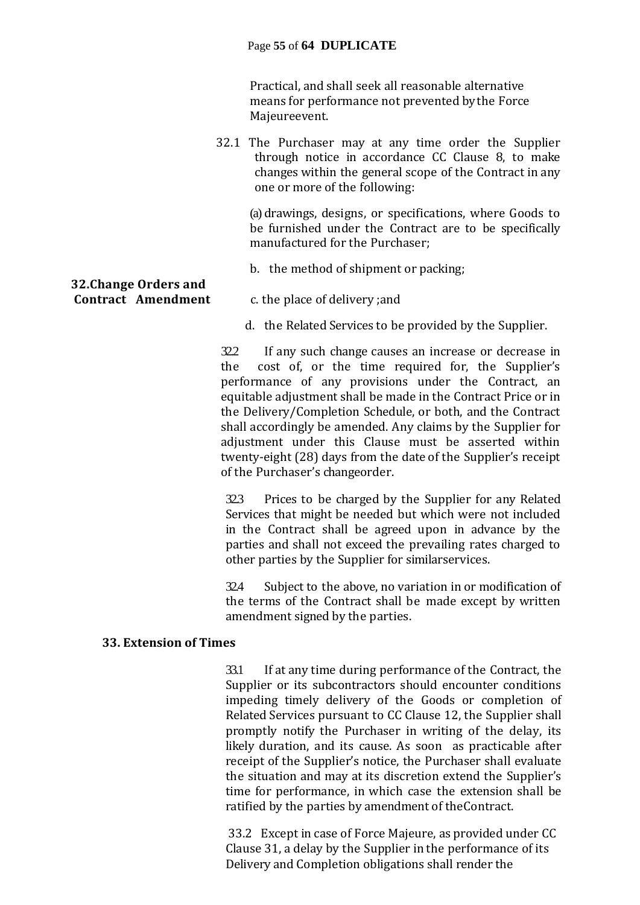Practical, and shall seek all reasonable alternative means for performance not prevented by the Force Majeureevent.

### 32. Change Orders and Contract Amendment

32.1 The Purchaser may at any time order the Supplier through notice in accordance CC Clause 8, to make changes within the general scope of the Contract in any one or more of the following:

(a) drawings, designs, or specifications, where Goods to be furnished under the Contract are to be specifically manufactured for the Purchaser;

b. the method of shipment or packing;

c. the place of delivery ;and

d. the Related Services to be provided by the Supplier.

32.2 If any such change causes an increase or decrease in the cost of, or the time required for, the Supplier's performance of any provisions under the Contract, an equitable adjustment shall be made in the Contract Price or in the Delivery/Completion Schedule, or both, and the Contract shall accordingly be amended. Any claims by the Supplier for adjustment under this Clause must be asserted within twenty-eight (28) days from the date of the Supplier's receipt of the Purchaser's changeorder.

32.3 Prices to be charged by the Supplier for any Related Services that might be needed but which were not included in the Contract shall be agreed upon in advance by the parties and shall not exceed the prevailing rates charged to other parties by the Supplier for similarservices.

32.4 Subject to the above, no variation in or modification of the terms of the Contract shall be made except by written amendment signed by the parties.

### 33. Extension of Times

33.1 If at any time during performance of the Contract, the Supplier or its subcontractors should encounter conditions impeding timely delivery of the Goods or completion of Related Services pursuant to CC Clause 12, the Supplier shall promptly notify the Purchaser in writing of the delay, its likely duration, and its cause. As soon as practicable after receipt of the Supplier's notice, the Purchaser shall evaluate the situation and may at its discretion extend the Supplier's time for performance, in which case the extension shall be ratified by the parties by amendment of theContract.

33.2 Except in case of Force Majeure, as provided under CC Clause 31, a delay by the Supplier in the performance of its Delivery and Completion obligations shall render the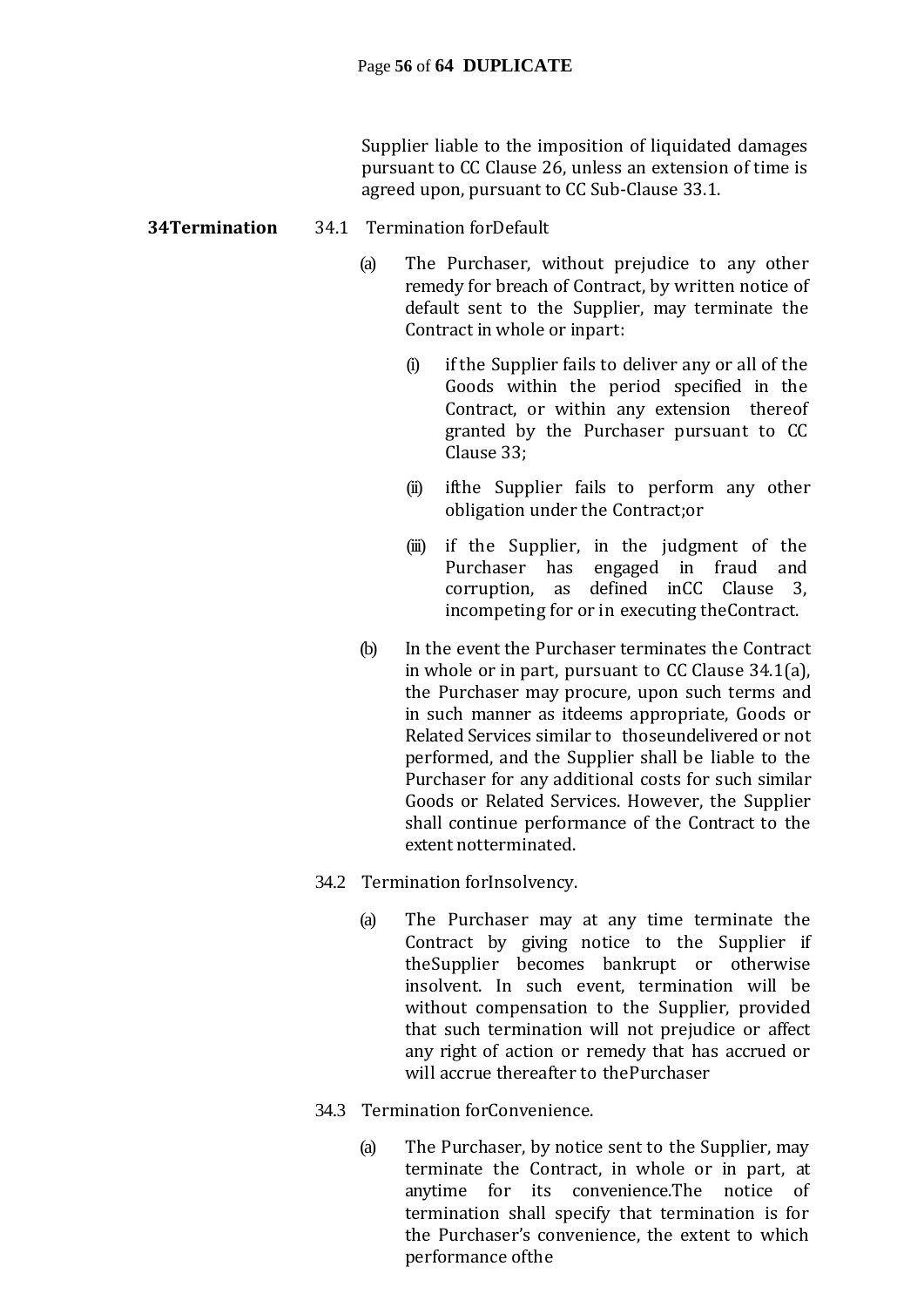Supplier liable to the imposition of liquidated damages pursuant to CC Clause 26, unless an extension of time is agreed upon, pursuant to CC Sub-Clause 33.1.

**34Termination**

34.1 Termination forDefault

(a) The Purchaser, without prejudice to any other remedy for breach of Contract, by written notice of default sent to the Supplier, may terminate the Contract in whole or inpart:

(i) if the Supplier fails to deliver any or all of the Goods within the period specified in the Contract, or within any extension thereof granted by the Purchaser pursuant to CC Clause 33;

(ii) ifthe Supplier fails to perform any other obligation under the Contract;or

(iii) if the Supplier, in the judgment of the Purchaser has engaged in fraud and corruption, as defined inCC Clause 3, incompeting for or in executing theContract.

(b) In the event the Purchaser terminates the Contract in whole or in part, pursuant to CC Clause 34.1(a), the Purchaser may procure, upon such terms and in such manner as itdeems appropriate, Goods or Related Services similar to thoseundelivered or not performed, and the Supplier shall be liable to the Purchaser for any additional costs for such similar Goods or Related Services. However, the Supplier shall continue performance of the Contract to the extent notterminated.

34.2 Termination forInsolvency.

(a) The Purchaser may at any time terminate the Contract by giving notice to the Supplier if theSupplier becomes bankrupt or otherwise insolvent. In such event, termination will be without compensation to the Supplier, provided that such termination will not prejudice or affect any right of action or remedy that has accrued or will accrue thereafter to thePurchaser

34.3 Termination forConvenience.

(a) The Purchaser, by notice sent to the Supplier, may terminate the Contract, in whole or in part, at anytime for its convenience.The notice of termination shall specify that termination is for the Purchaser's convenience, the extent to which performance ofthe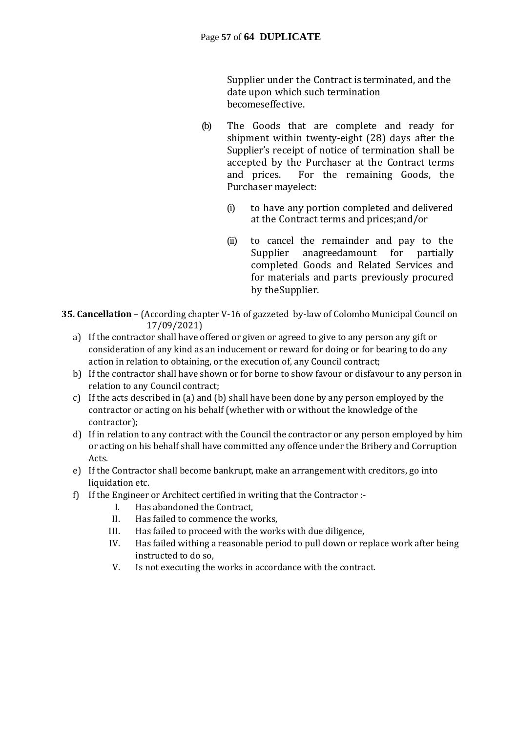Supplier under the Contract is terminated, and the date upon which such termination becomeseffective.

(b) The Goods that are complete and ready for shipment within twenty-eight (28) days after the Supplier's receipt of notice of termination shall be accepted by the Purchaser at the Contract terms and prices. For the remaining Goods, the Purchaser mayelect:

(i) to have any portion completed and delivered at the Contract terms and prices;and/or

(ii) to cancel the remainder and pay to the Supplier anagreedamount for partially completed Goods and Related Services and for materials and parts previously procured by theSupplier.

**35. Cancellation** – (According chapter V-16 of gazzeted by-law of Colombo Municipal Council on 17/09/2021)

a) If the contractor shall have offered or given or agreed to give to any person any gift or consideration of any kind as an inducement or reward for doing or for bearing to do any action in relation to obtaining, or the execution of, any Council contract;
b) If the contractor shall have shown or for borne to show favour or disfavour to any person in relation to any Council contract;
c) If the acts described in (a) and (b) shall have been done by any person employed by the contractor or acting on his behalf (whether with or without the knowledge of the contractor);
d) If in relation to any contract with the Council the contractor or any person employed by him or acting on his behalf shall have committed any offence under the Bribery and Corruption Acts.
e) If the Contractor shall become bankrupt, make an arrangement with creditors, go into liquidation etc.
f) If the Engineer or Architect certified in writing that the Contractor :-
    I. Has abandoned the Contract,
    II. Has failed to commence the works,
    III. Has failed to proceed with the works with due diligence,
    IV. Has failed withing a reasonable period to pull down or replace work after being instructed to do so,
    V. Is not executing the works in accordance with the contract.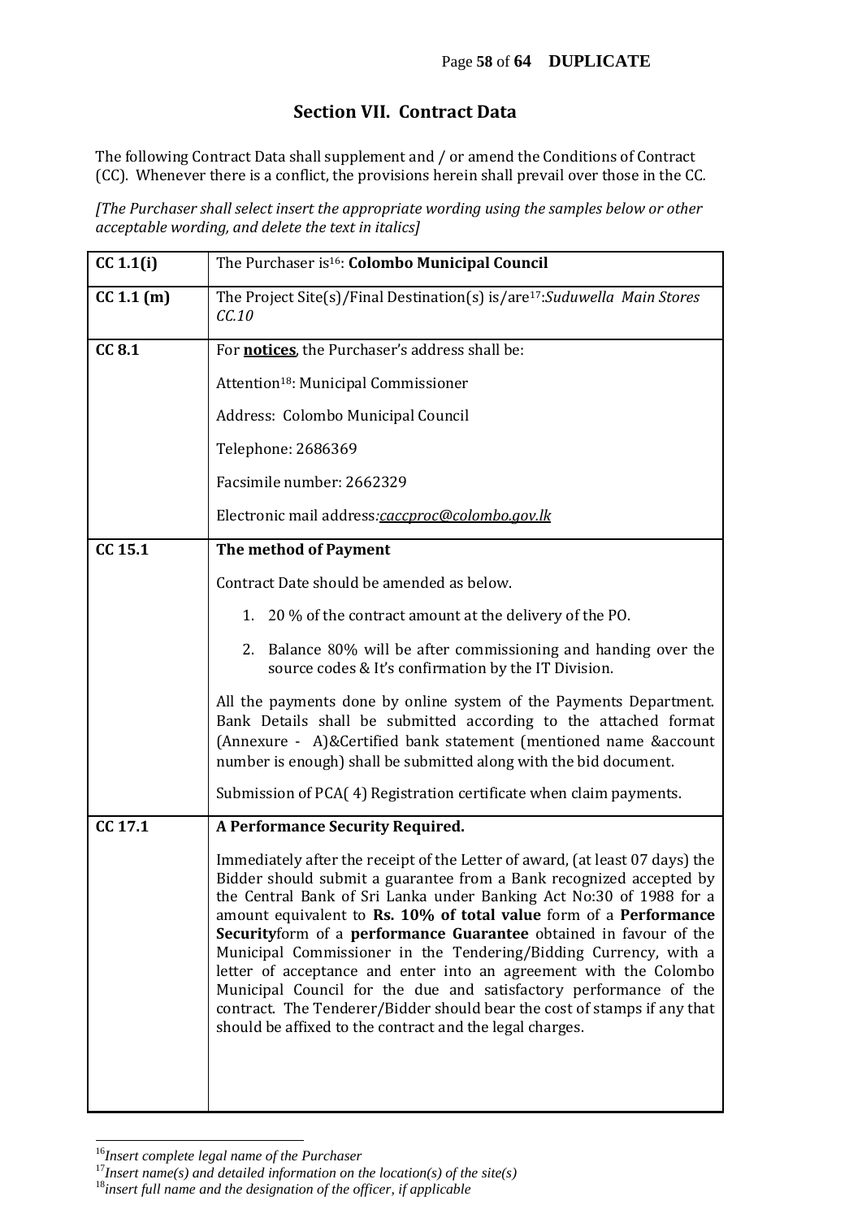## Section VII. Contract Data

The following Contract Data shall supplement and / or amend the Conditions of Contract (CC). Whenever there is a conflict, the provisions herein shall prevail over those in the CC.

*[The Purchaser shall select insert the appropriate wording using the samples below or other acceptable wording, and delete the text in italics]*

| | |
|---|---|
| **CC 1.1(i)** | The Purchaser is[16]: **Colombo Municipal Council** |
| **CC 1.1 (m)** | The Project Site(s)/Final Destination(s) is/are[17]:*Suduwella Main Stores CC.10* |
| **CC 8.1** | For **notices**, the Purchaser's address shall be:<br><br>Attention[18]: Municipal Commissioner<br><br>Address: Colombo Municipal Council<br><br>Telephone: 2686369<br><br>Facsimile number: 2662329<br><br>Electronic mail address:*caccproc@colombo.gov.lk* |
| **CC 15.1** | **The method of Payment**<br><br>Contract Date should be amended as below.<br><br>1. 20 % of the contract amount at the delivery of the PO.<br><br>2. Balance 80% will be after commissioning and handing over the source codes & It's confirmation by the IT Division.<br><br>All the payments done by online system of the Payments Department. Bank Details shall be submitted according to the attached format (Annexure - A)&Certified bank statement (mentioned name &account number is enough) shall be submitted along with the bid document.<br><br>Submission of PCA( 4) Registration certificate when claim payments. |
| **CC 17.1** | **A Performance Security Required.**<br><br>Immediately after the receipt of the Letter of award, (at least 07 days) the Bidder should submit a guarantee from a Bank recognized accepted by the Central Bank of Sri Lanka under Banking Act No:30 of 1988 for a amount equivalent to **Rs. 10% of total value** form of a **Performance Security**form of a **performance Guarantee** obtained in favour of the Municipal Commissioner in the Tendering/Bidding Currency, with a letter of acceptance and enter into an agreement with the Colombo Municipal Council for the due and satisfactory performance of the contract. The Tenderer/Bidder should bear the cost of stamps if any that should be affixed to the contract and the legal charges. |

[16] *Insert complete legal name of the Purchaser*
[17] *Insert name(s) and detailed information on the location(s) of the site(s)*
[18] *insert full name and the designation of the officer, if applicable*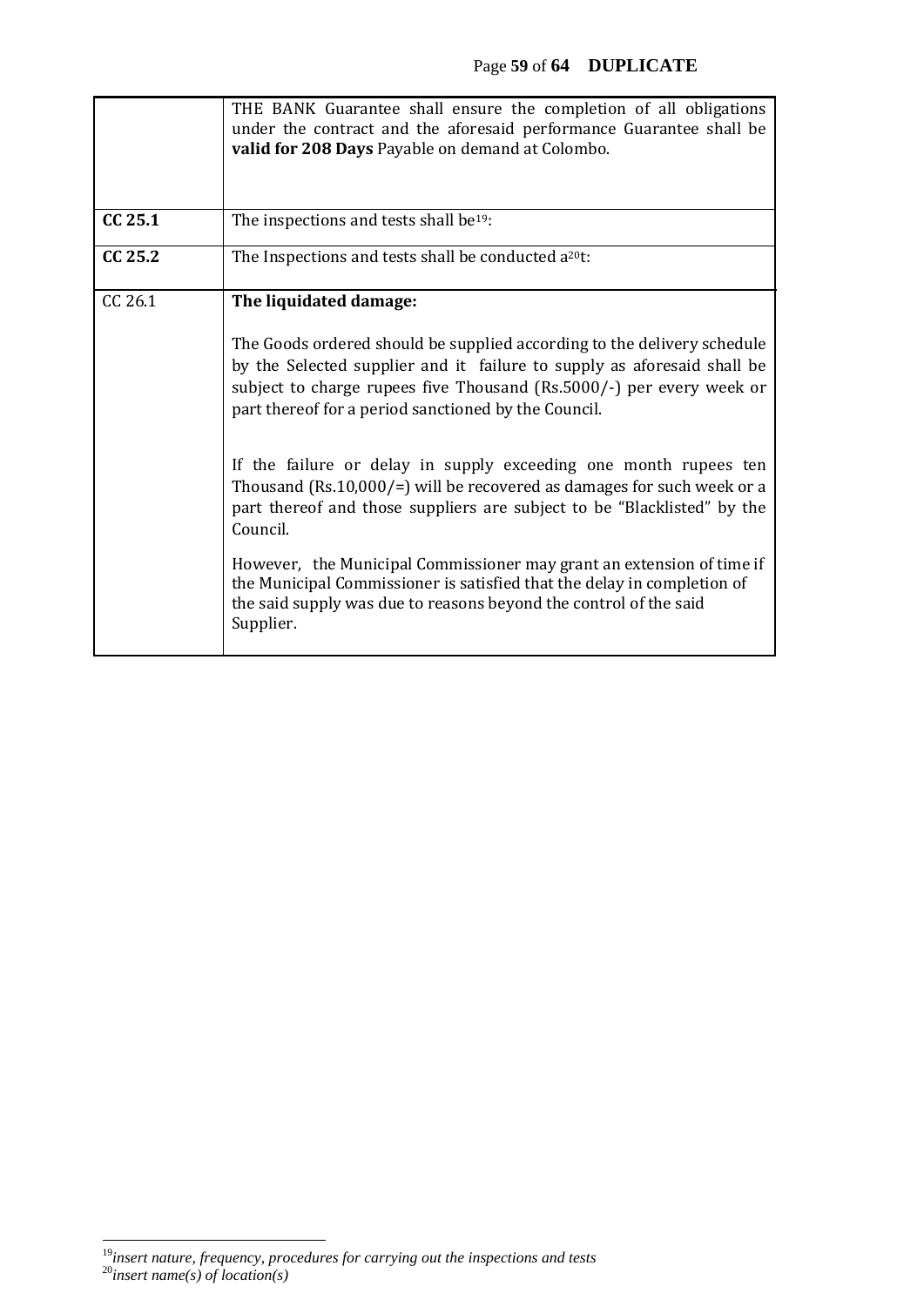| | |
|---|---|
| | THE BANK Guarantee shall ensure the completion of all obligations under the contract and the aforesaid performance Guarantee shall be **valid for 208 Days** Payable on demand at Colombo. |
| **CC 25.1** | The inspections and tests shall be[19]: |
| **CC 25.2** | The Inspections and tests shall be conducted a[20]t: |
| CC 26.1 | **The liquidated damage:**<br><br>The Goods ordered should be supplied according to the delivery schedule by the Selected supplier and it failure to supply as aforesaid shall be subject to charge rupees five Thousand (Rs.5000/-) per every week or part thereof for a period sanctioned by the Council.<br><br>If the failure or delay in supply exceeding one month rupees ten Thousand (Rs.10,000/=) will be recovered as damages for such week or a part thereof and those suppliers are subject to be "Blacklisted" by the Council.<br><br>However, the Municipal Commissioner may grant an extension of time if the Municipal Commissioner is satisfied that the delay in completion of the said supply was due to reasons beyond the control of the said Supplier. |

[19] *insert nature, frequency, procedures for carrying out the inspections and tests*

[20] *insert name(s) of location(s)*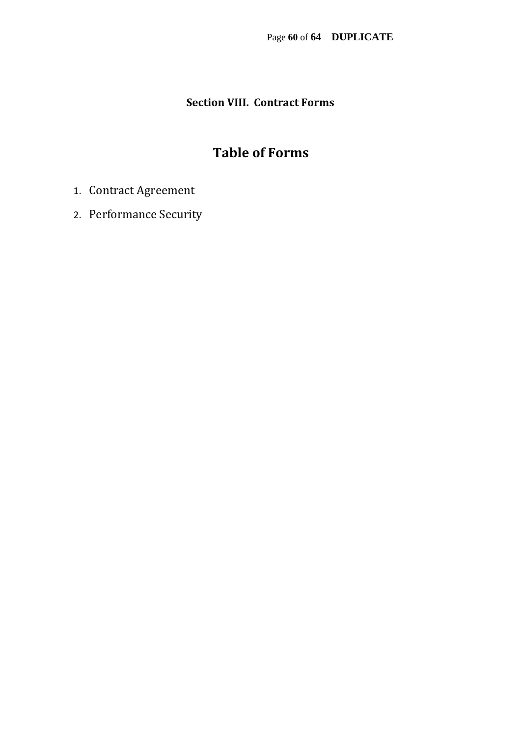## Section VIII. Contract Forms

# Table of Forms

1. Contract Agreement
2. Performance Security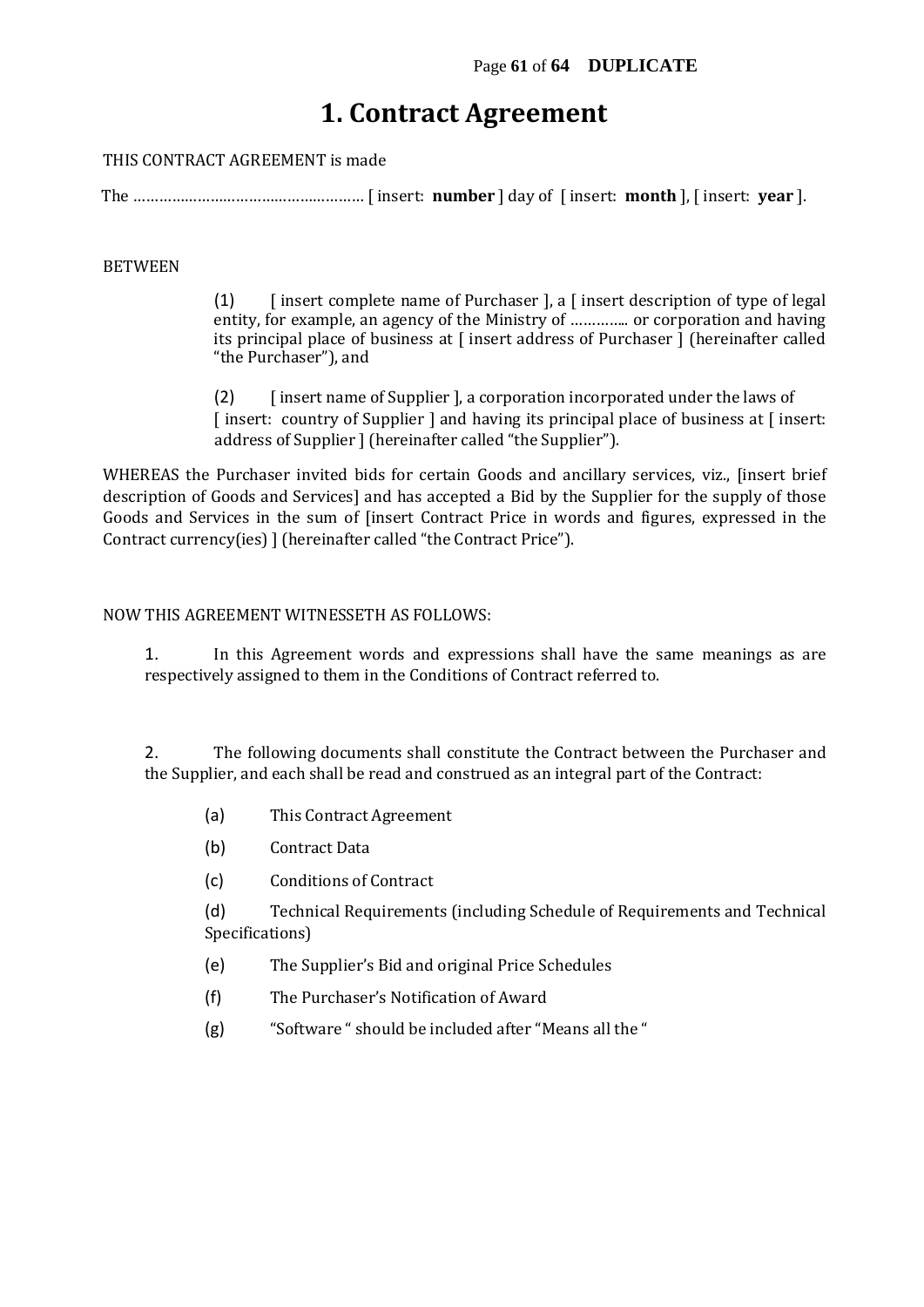# 1. Contract Agreement

THIS CONTRACT AGREEMENT is made

The ……………………………………………… [ insert: **number** ] day of [ insert: **month** ], [ insert: **year** ].

BETWEEN

(1) [ insert complete name of Purchaser ], a [ insert description of type of legal entity, for example, an agency of the Ministry of ………….. or corporation and having its principal place of business at [ insert address of Purchaser ] (hereinafter called "the Purchaser"), and

(2) [ insert name of Supplier ], a corporation incorporated under the laws of [ insert: country of Supplier ] and having its principal place of business at [ insert: address of Supplier ] (hereinafter called "the Supplier").

WHEREAS the Purchaser invited bids for certain Goods and ancillary services, viz., [insert brief description of Goods and Services] and has accepted a Bid by the Supplier for the supply of those Goods and Services in the sum of [insert Contract Price in words and figures, expressed in the Contract currency(ies) ] (hereinafter called "the Contract Price").

NOW THIS AGREEMENT WITNESSETH AS FOLLOWS:

1. In this Agreement words and expressions shall have the same meanings as are respectively assigned to them in the Conditions of Contract referred to.

2. The following documents shall constitute the Contract between the Purchaser and the Supplier, and each shall be read and construed as an integral part of the Contract:

(a) This Contract Agreement

(b) Contract Data

(c) Conditions of Contract

(d) Technical Requirements (including Schedule of Requirements and Technical Specifications)

(e) The Supplier's Bid and original Price Schedules

(f) The Purchaser's Notification of Award

(g) "Software " should be included after "Means all the "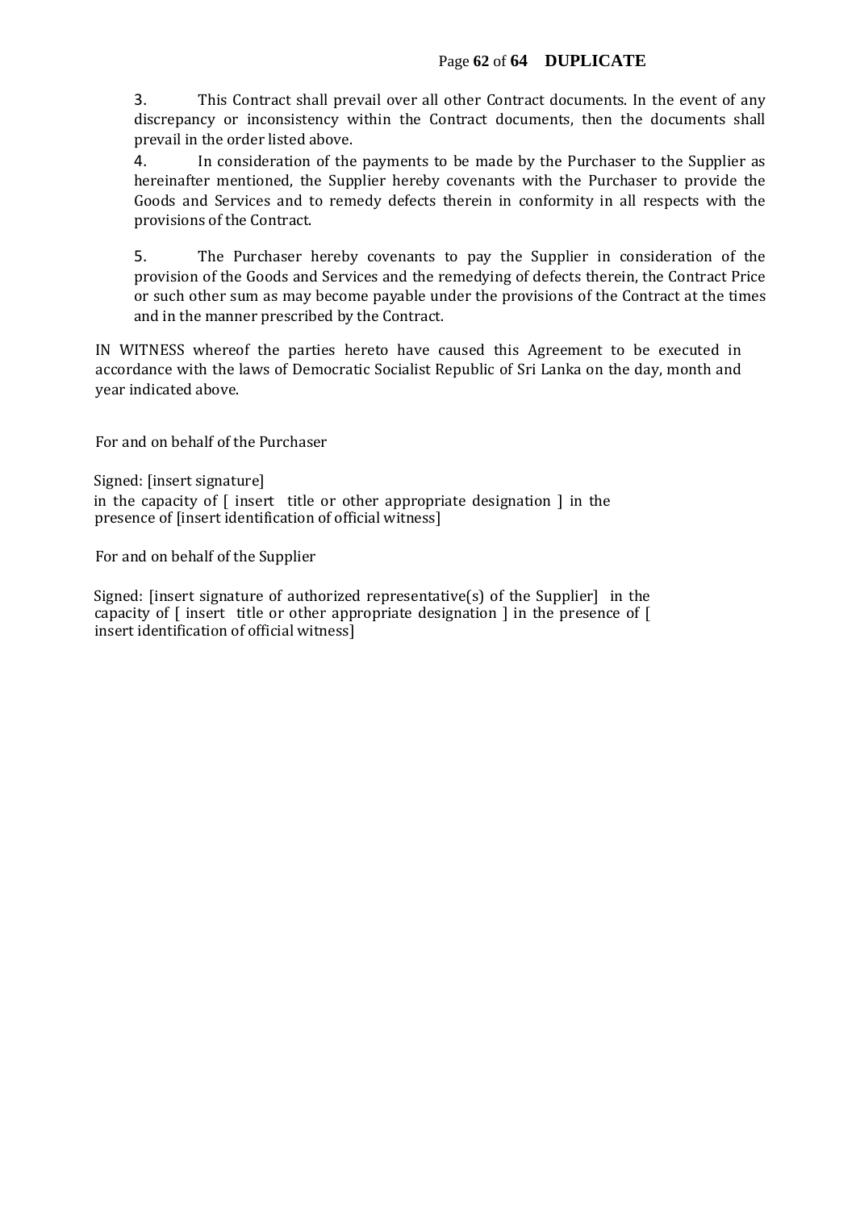3. This Contract shall prevail over all other Contract documents. In the event of any discrepancy or inconsistency within the Contract documents, then the documents shall prevail in the order listed above.

4. In consideration of the payments to be made by the Purchaser to the Supplier as hereinafter mentioned, the Supplier hereby covenants with the Purchaser to provide the Goods and Services and to remedy defects therein in conformity in all respects with the provisions of the Contract.

5. The Purchaser hereby covenants to pay the Supplier in consideration of the provision of the Goods and Services and the remedying of defects therein, the Contract Price or such other sum as may become payable under the provisions of the Contract at the times and in the manner prescribed by the Contract.

IN WITNESS whereof the parties hereto have caused this Agreement to be executed in accordance with the laws of Democratic Socialist Republic of Sri Lanka on the day, month and year indicated above.

For and on behalf of the Purchaser

Signed: [insert signature]
in the capacity of [ insert title or other appropriate designation ] in the presence of [insert identification of official witness]

For and on behalf of the Supplier

Signed: [insert signature of authorized representative(s) of the Supplier] in the capacity of [ insert title or other appropriate designation ] in the presence of [ insert identification of official witness]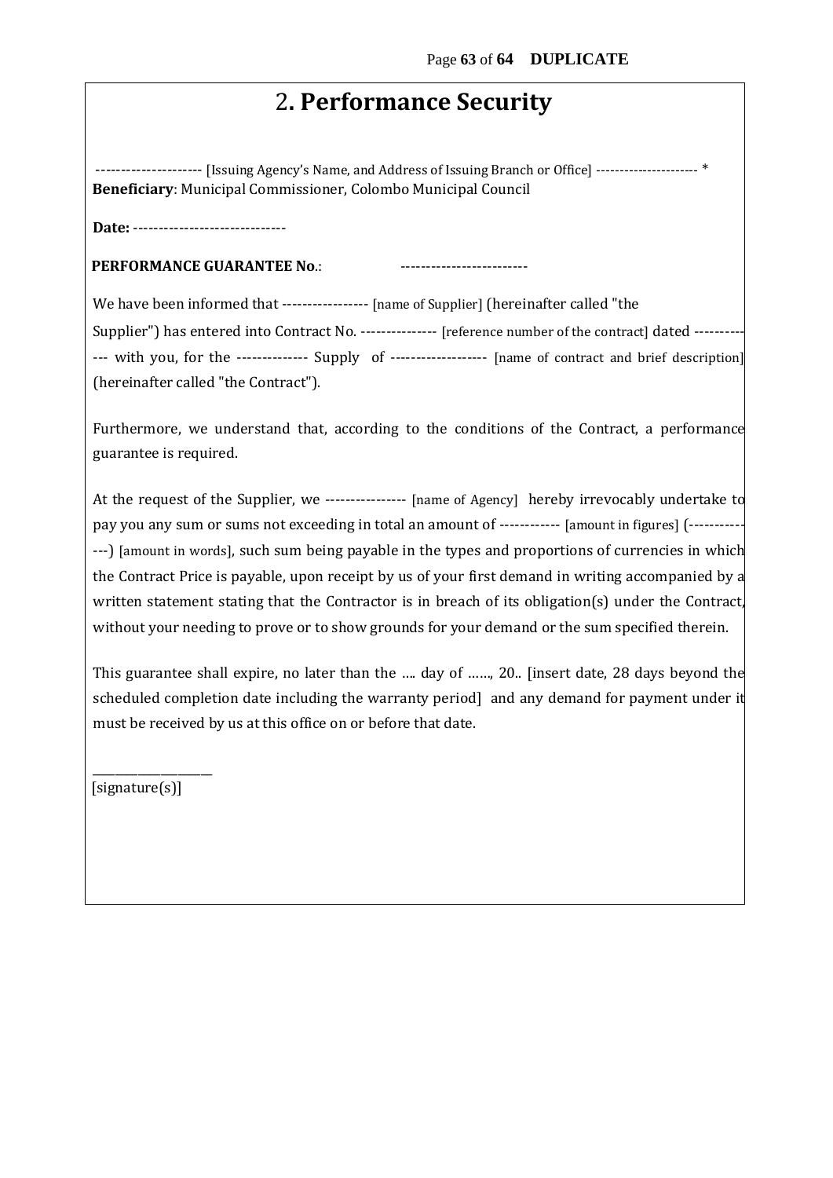# 2. Performance Security

--------------------- [Issuing Agency's Name, and Address of Issuing Branch or Office] ---------------------- *
**Beneficiary**: Municipal Commissioner, Colombo Municipal Council

**Date:** ------------------------------

**PERFORMANCE GUARANTEE No.**: -------------------------

We have been informed that ----------------- [name of Supplier] (hereinafter called "the Supplier") has entered into Contract No. --------------- [reference number of the contract] dated ------------- with you, for the ------------- Supply of ------------------- [name of contract and brief description] (hereinafter called "the Contract").

Furthermore, we understand that, according to the conditions of the Contract, a performance guarantee is required.

At the request of the Supplier, we ---------------- [name of Agency] hereby irrevocably undertake to pay you any sum or sums not exceeding in total an amount of ------------ [amount in figures] (-------------) [amount in words], such sum being payable in the types and proportions of currencies in which the Contract Price is payable, upon receipt by us of your first demand in writing accompanied by a written statement stating that the Contractor is in breach of its obligation(s) under the Contract, without your needing to prove or to show grounds for your demand or the sum specified therein.

This guarantee shall expire, no later than the …. day of ……, 20.. [insert date, 28 days beyond the scheduled completion date including the warranty period] and any demand for payment under it must be received by us at this office on or before that date.

\_\_\_\_\_\_\_\_\_\_\_\_\_\_\_\_\_\_\_\_
[signature(s)]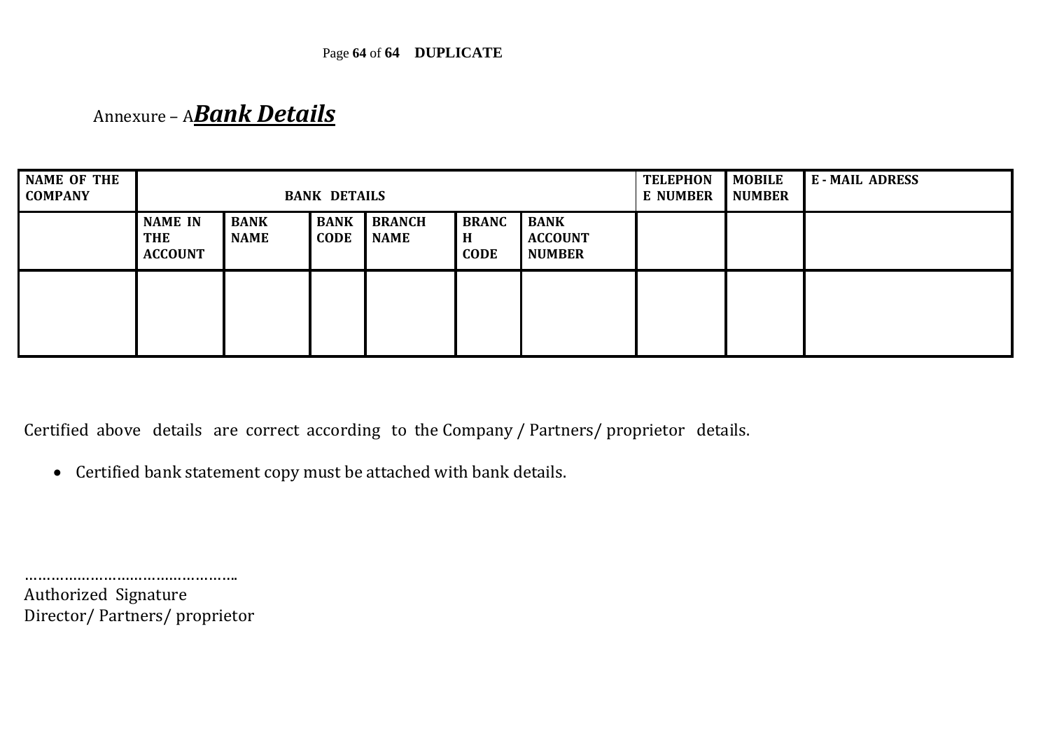Annexure – A ***Bank Details***

| NAME OF THE COMPANY | BANK DETAILS | | | | | | TELEPHONE NUMBER | MOBILE NUMBER | E - MAIL ADRESS |
|---|---|---|---|---|---|---|---|---|---|
| | NAME IN THE ACCOUNT | BANK NAME | BANK CODE | BRANCH NAME | BRANCH CODE | BANK ACCOUNT NUMBER | | | |
| | | | | | | | | | |

Certified above details are correct according to the Company / Partners/ proprietor details.

- Certified bank statement copy must be attached with bank details.

…………………………………………..
Authorized Signature
Director/ Partners/ proprietor